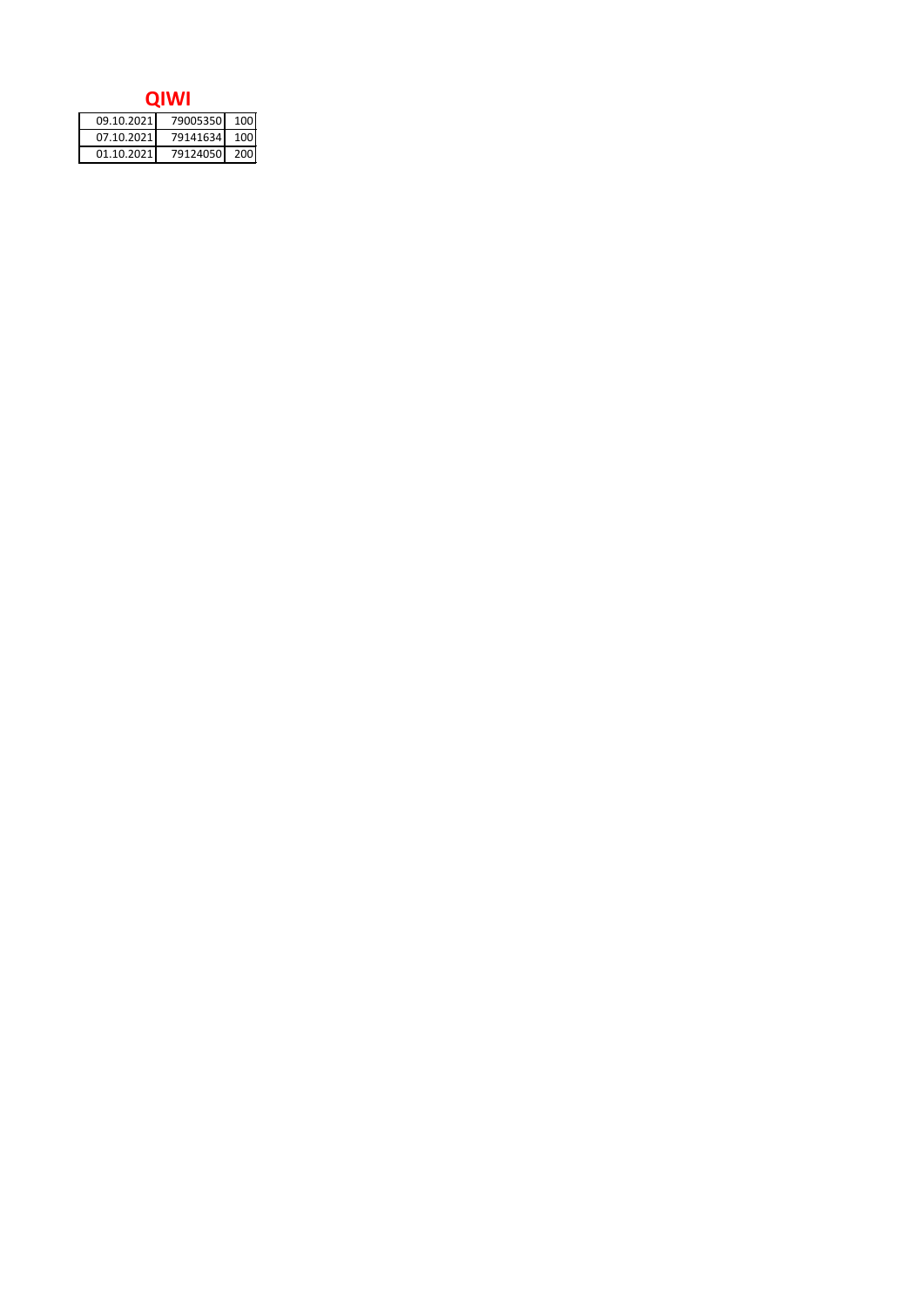# QIWI

| | | |
|---|---|---|
| 09.10.2021 | 79005350 | 100 |
| 07.10.2021 | 79141634 | 100 |
| 01.10.2021 | 79124050 | 200 |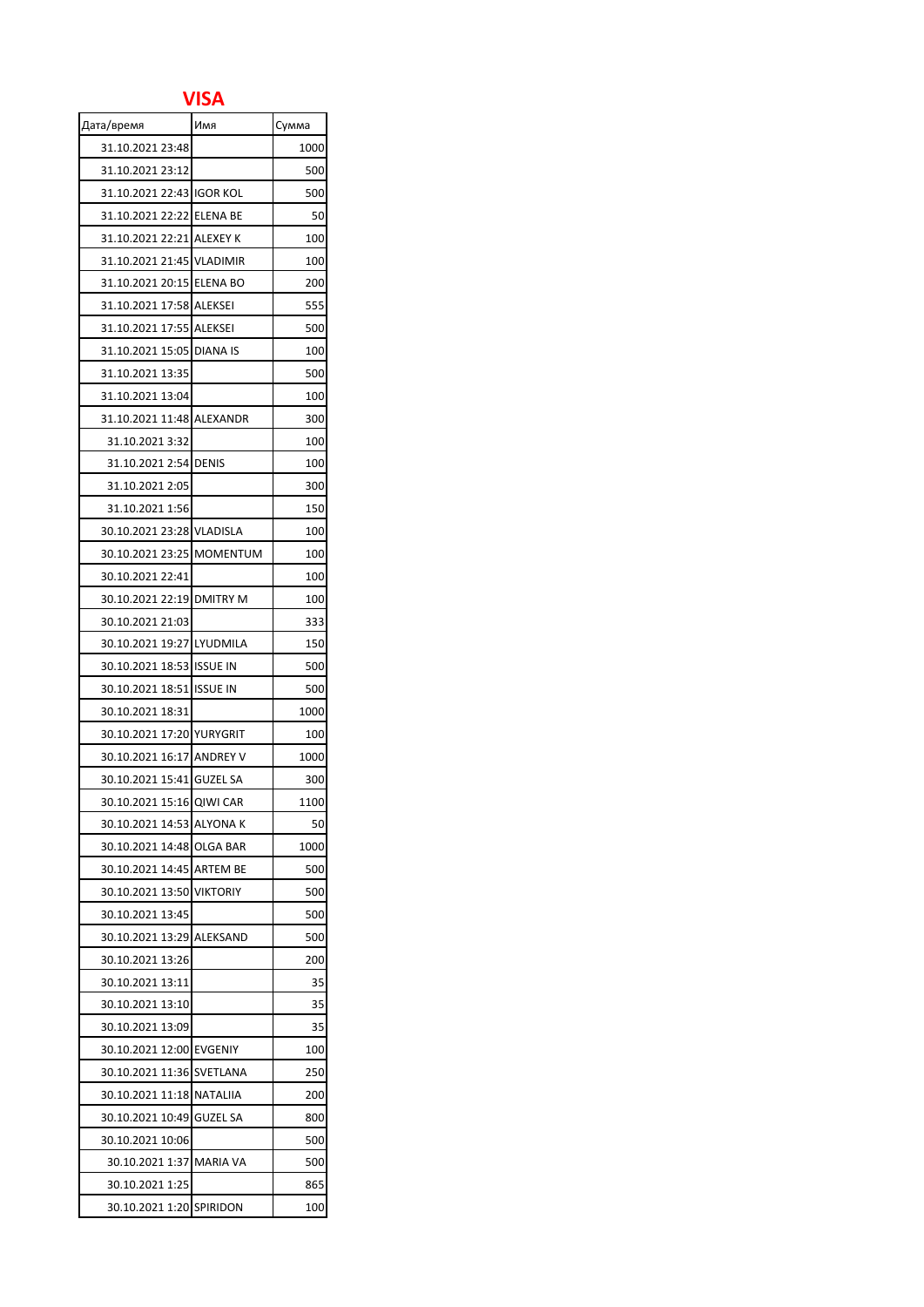## VISA

| Дата/время | Имя | Сумма |
|---|---|---|
| 31.10.2021 23:48 | | 1000 |
| 31.10.2021 23:12 | | 500 |
| 31.10.2021 22:43 | IGOR KOL | 500 |
| 31.10.2021 22:22 | ELENA BE | 50 |
| 31.10.2021 22:21 | ALEXEY K | 100 |
| 31.10.2021 21:45 | VLADIMIR | 100 |
| 31.10.2021 20:15 | ELENA BO | 200 |
| 31.10.2021 17:58 | ALEKSEI | 555 |
| 31.10.2021 17:55 | ALEKSEI | 500 |
| 31.10.2021 15:05 | DIANA IS | 100 |
| 31.10.2021 13:35 | | 500 |
| 31.10.2021 13:04 | | 100 |
| 31.10.2021 11:48 | ALEXANDR | 300 |
| 31.10.2021 3:32 | | 100 |
| 31.10.2021 2:54 | DENIS | 100 |
| 31.10.2021 2:05 | | 300 |
| 31.10.2021 1:56 | | 150 |
| 30.10.2021 23:28 | VLADISLA | 100 |
| 30.10.2021 23:25 | MOMENTUM | 100 |
| 30.10.2021 22:41 | | 100 |
| 30.10.2021 22:19 | DMITRY M | 100 |
| 30.10.2021 21:03 | | 333 |
| 30.10.2021 19:27 | LYUDMILA | 150 |
| 30.10.2021 18:53 | ISSUE IN | 500 |
| 30.10.2021 18:51 | ISSUE IN | 500 |
| 30.10.2021 18:31 | | 1000 |
| 30.10.2021 17:20 | YURYGRIT | 100 |
| 30.10.2021 16:17 | ANDREY V | 1000 |
| 30.10.2021 15:41 | GUZEL SA | 300 |
| 30.10.2021 15:16 | QIWI CAR | 1100 |
| 30.10.2021 14:53 | ALYONA K | 50 |
| 30.10.2021 14:48 | OLGA BAR | 1000 |
| 30.10.2021 14:45 | ARTEM BE | 500 |
| 30.10.2021 13:50 | VIKTORIY | 500 |
| 30.10.2021 13:45 | | 500 |
| 30.10.2021 13:29 | ALEKSAND | 500 |
| 30.10.2021 13:26 | | 200 |
| 30.10.2021 13:11 | | 35 |
| 30.10.2021 13:10 | | 35 |
| 30.10.2021 13:09 | | 35 |
| 30.10.2021 12:00 | EVGENIY | 100 |
| 30.10.2021 11:36 | SVETLANA | 250 |
| 30.10.2021 11:18 | NATALIIA | 200 |
| 30.10.2021 10:49 | GUZEL SA | 800 |
| 30.10.2021 10:06 | | 500 |
| 30.10.2021 1:37 | MARIA VA | 500 |
| 30.10.2021 1:25 | | 865 |
| 30.10.2021 1:20 | SPIRIDON | 100 |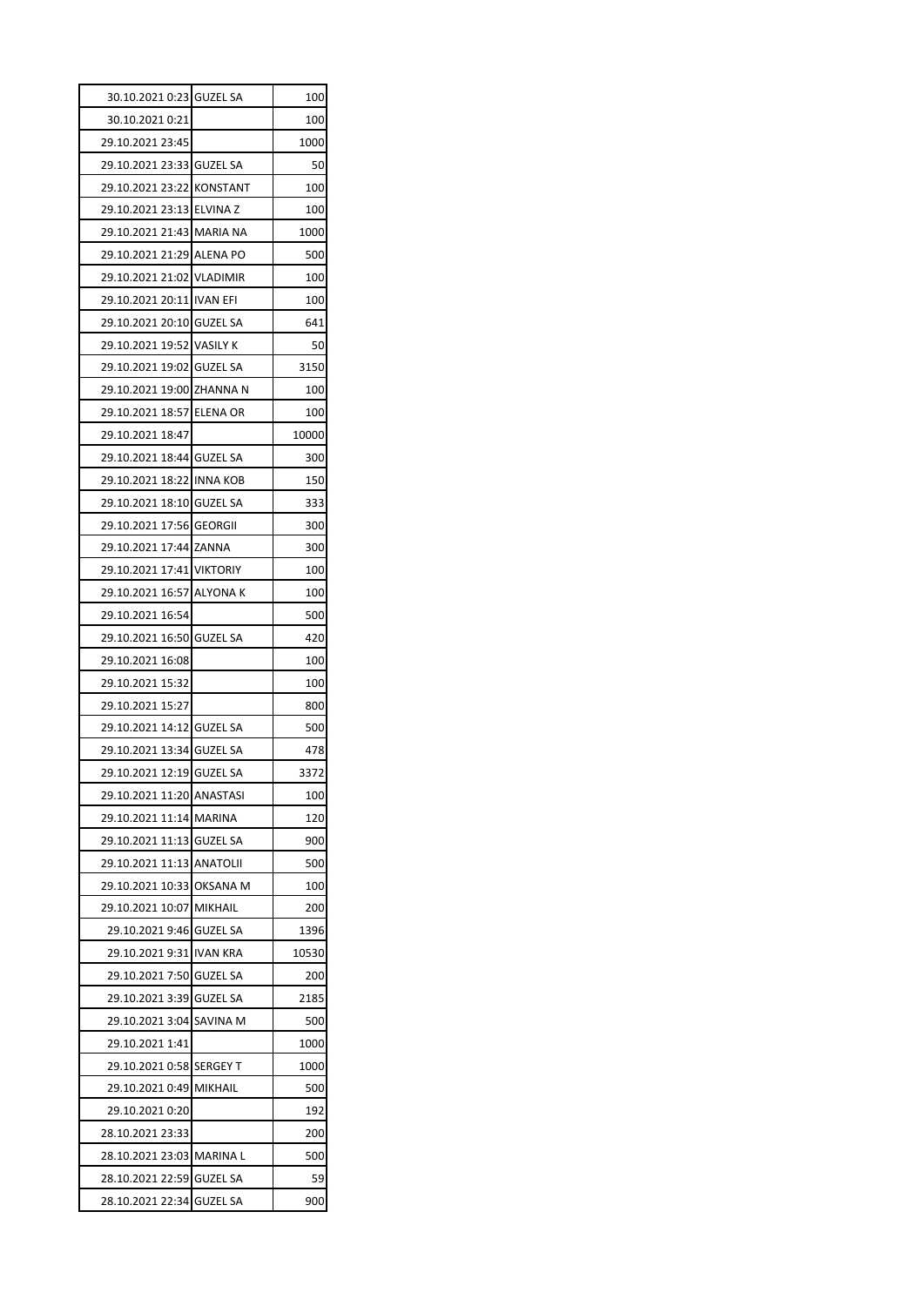|  |  |  |
|---|---|---|
| 30.10.2021 0:23 | GUZEL SA | 100 |
| 30.10.2021 0:21 |  | 100 |
| 29.10.2021 23:45 |  | 1000 |
| 29.10.2021 23:33 | GUZEL SA | 50 |
| 29.10.2021 23:22 | KONSTANT | 100 |
| 29.10.2021 23:13 | ELVINA Z | 100 |
| 29.10.2021 21:43 | MARIA NA | 1000 |
| 29.10.2021 21:29 | ALENA PO | 500 |
| 29.10.2021 21:02 | VLADIMIR | 100 |
| 29.10.2021 20:11 | IVAN EFI | 100 |
| 29.10.2021 20:10 | GUZEL SA | 641 |
| 29.10.2021 19:52 | VASILY K | 50 |
| 29.10.2021 19:02 | GUZEL SA | 3150 |
| 29.10.2021 19:00 | ZHANNA N | 100 |
| 29.10.2021 18:57 | ELENA OR | 100 |
| 29.10.2021 18:47 |  | 10000 |
| 29.10.2021 18:44 | GUZEL SA | 300 |
| 29.10.2021 18:22 | INNA KOB | 150 |
| 29.10.2021 18:10 | GUZEL SA | 333 |
| 29.10.2021 17:56 | GEORGII | 300 |
| 29.10.2021 17:44 | ZANNA | 300 |
| 29.10.2021 17:41 | VIKTORIY | 100 |
| 29.10.2021 16:57 | ALYONA K | 100 |
| 29.10.2021 16:54 |  | 500 |
| 29.10.2021 16:50 | GUZEL SA | 420 |
| 29.10.2021 16:08 |  | 100 |
| 29.10.2021 15:32 |  | 100 |
| 29.10.2021 15:27 |  | 800 |
| 29.10.2021 14:12 | GUZEL SA | 500 |
| 29.10.2021 13:34 | GUZEL SA | 478 |
| 29.10.2021 12:19 | GUZEL SA | 3372 |
| 29.10.2021 11:20 | ANASTASI | 100 |
| 29.10.2021 11:14 | MARINA | 120 |
| 29.10.2021 11:13 | GUZEL SA | 900 |
| 29.10.2021 11:13 | ANATOLII | 500 |
| 29.10.2021 10:33 | OKSANA M | 100 |
| 29.10.2021 10:07 | MIKHAIL | 200 |
| 29.10.2021 9:46 | GUZEL SA | 1396 |
| 29.10.2021 9:31 | IVAN KRA | 10530 |
| 29.10.2021 7:50 | GUZEL SA | 200 |
| 29.10.2021 3:39 | GUZEL SA | 2185 |
| 29.10.2021 3:04 | SAVINA M | 500 |
| 29.10.2021 1:41 |  | 1000 |
| 29.10.2021 0:58 | SERGEY T | 1000 |
| 29.10.2021 0:49 | MIKHAIL | 500 |
| 29.10.2021 0:20 |  | 192 |
| 28.10.2021 23:33 |  | 200 |
| 28.10.2021 23:03 | MARINA L | 500 |
| 28.10.2021 22:59 | GUZEL SA | 59 |
| 28.10.2021 22:34 | GUZEL SA | 900 |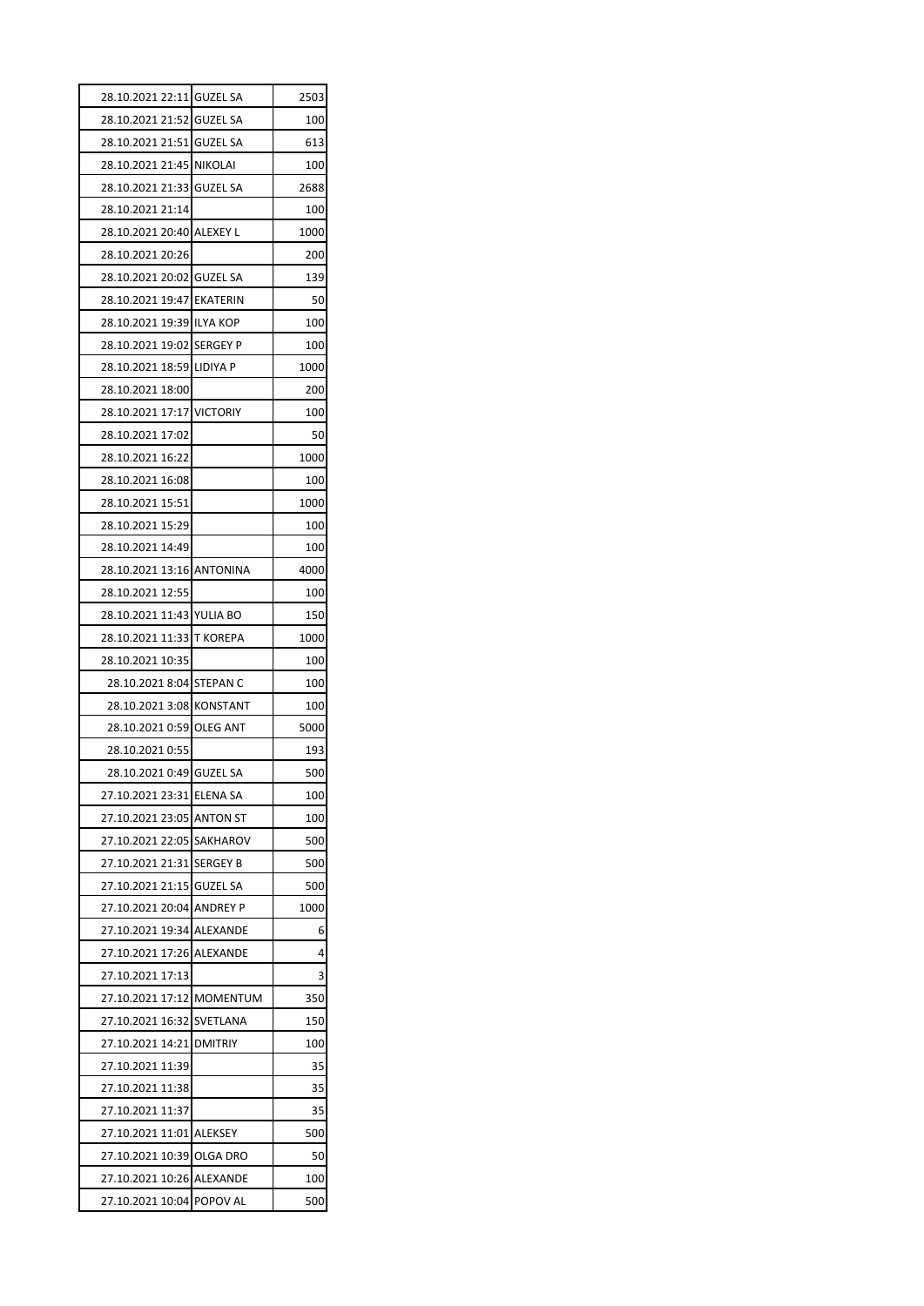| | | |
|---|---|---|
| 28.10.2021 22:11 | GUZEL SA | 2503 |
| 28.10.2021 21:52 | GUZEL SA | 100 |
| 28.10.2021 21:51 | GUZEL SA | 613 |
| 28.10.2021 21:45 | NIKOLAI | 100 |
| 28.10.2021 21:33 | GUZEL SA | 2688 |
| 28.10.2021 21:14 | | 100 |
| 28.10.2021 20:40 | ALEXEY L | 1000 |
| 28.10.2021 20:26 | | 200 |
| 28.10.2021 20:02 | GUZEL SA | 139 |
| 28.10.2021 19:47 | EKATERIN | 50 |
| 28.10.2021 19:39 | ILYA KOP | 100 |
| 28.10.2021 19:02 | SERGEY P | 100 |
| 28.10.2021 18:59 | LIDIYA P | 1000 |
| 28.10.2021 18:00 | | 200 |
| 28.10.2021 17:17 | VICTORIY | 100 |
| 28.10.2021 17:02 | | 50 |
| 28.10.2021 16:22 | | 1000 |
| 28.10.2021 16:08 | | 100 |
| 28.10.2021 15:51 | | 1000 |
| 28.10.2021 15:29 | | 100 |
| 28.10.2021 14:49 | | 100 |
| 28.10.2021 13:16 | ANTONINA | 4000 |
| 28.10.2021 12:55 | | 100 |
| 28.10.2021 11:43 | YULIA BO | 150 |
| 28.10.2021 11:33 | T KOREPA | 1000 |
| 28.10.2021 10:35 | | 100 |
| 28.10.2021 8:04 | STEPAN C | 100 |
| 28.10.2021 3:08 | KONSTANT | 100 |
| 28.10.2021 0:59 | OLEG ANT | 5000 |
| 28.10.2021 0:55 | | 193 |
| 28.10.2021 0:49 | GUZEL SA | 500 |
| 27.10.2021 23:31 | ELENA SA | 100 |
| 27.10.2021 23:05 | ANTON ST | 100 |
| 27.10.2021 22:05 | SAKHAROV | 500 |
| 27.10.2021 21:31 | SERGEY B | 500 |
| 27.10.2021 21:15 | GUZEL SA | 500 |
| 27.10.2021 20:04 | ANDREY P | 1000 |
| 27.10.2021 19:34 | ALEXANDE | 6 |
| 27.10.2021 17:26 | ALEXANDE | 4 |
| 27.10.2021 17:13 | | 3 |
| 27.10.2021 17:12 | MOMENTUM | 350 |
| 27.10.2021 16:32 | SVETLANA | 150 |
| 27.10.2021 14:21 | DMITRIY | 100 |
| 27.10.2021 11:39 | | 35 |
| 27.10.2021 11:38 | | 35 |
| 27.10.2021 11:37 | | 35 |
| 27.10.2021 11:01 | ALEKSEY | 500 |
| 27.10.2021 10:39 | OLGA DRO | 50 |
| 27.10.2021 10:26 | ALEXANDE | 100 |
| 27.10.2021 10:04 | POPOV AL | 500 |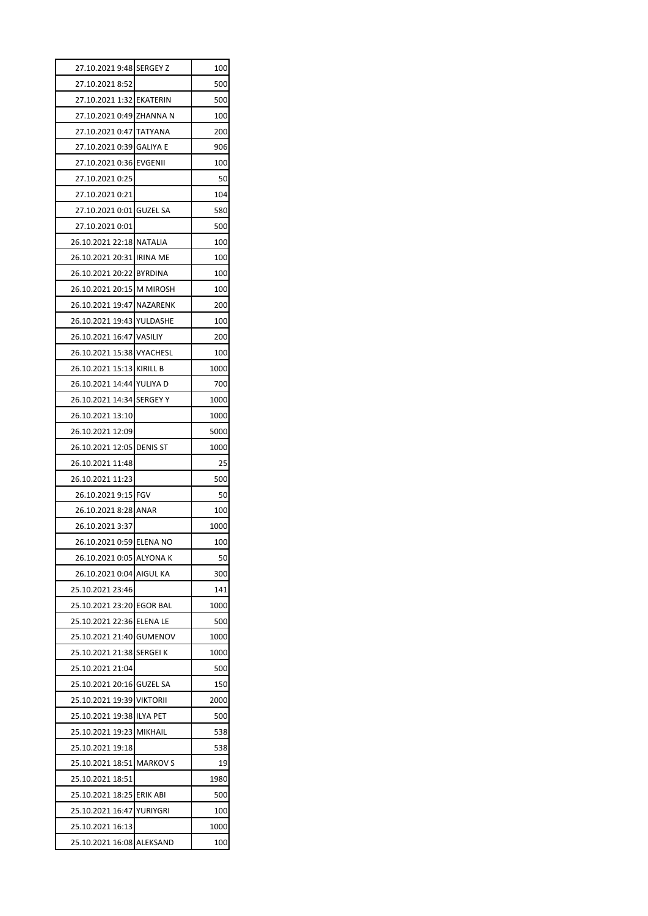| | | |
|---|---|---|
| 27.10.2021 9:48 | SERGEY Z | 100 |
| 27.10.2021 8:52 | | 500 |
| 27.10.2021 1:32 | EKATERIN | 500 |
| 27.10.2021 0:49 | ZHANNA N | 100 |
| 27.10.2021 0:47 | TATYANA | 200 |
| 27.10.2021 0:39 | GALIYA E | 906 |
| 27.10.2021 0:36 | EVGENII | 100 |
| 27.10.2021 0:25 | | 50 |
| 27.10.2021 0:21 | | 104 |
| 27.10.2021 0:01 | GUZEL SA | 580 |
| 27.10.2021 0:01 | | 500 |
| 26.10.2021 22:18 | NATALIA | 100 |
| 26.10.2021 20:31 | IRINA ME | 100 |
| 26.10.2021 20:22 | BYRDINA | 100 |
| 26.10.2021 20:15 | M MIROSH | 100 |
| 26.10.2021 19:47 | NAZARENK | 200 |
| 26.10.2021 19:43 | YULDASHE | 100 |
| 26.10.2021 16:47 | VASILIY | 200 |
| 26.10.2021 15:38 | VYACHESL | 100 |
| 26.10.2021 15:13 | KIRILL B | 1000 |
| 26.10.2021 14:44 | YULIYA D | 700 |
| 26.10.2021 14:34 | SERGEY Y | 1000 |
| 26.10.2021 13:10 | | 1000 |
| 26.10.2021 12:09 | | 5000 |
| 26.10.2021 12:05 | DENIS ST | 1000 |
| 26.10.2021 11:48 | | 25 |
| 26.10.2021 11:23 | | 500 |
| 26.10.2021 9:15 | FGV | 50 |
| 26.10.2021 8:28 | ANAR | 100 |
| 26.10.2021 3:37 | | 1000 |
| 26.10.2021 0:59 | ELENA NO | 100 |
| 26.10.2021 0:05 | ALYONA K | 50 |
| 26.10.2021 0:04 | AIGUL KA | 300 |
| 25.10.2021 23:46 | | 141 |
| 25.10.2021 23:20 | EGOR BAL | 1000 |
| 25.10.2021 22:36 | ELENA LE | 500 |
| 25.10.2021 21:40 | GUMENOV | 1000 |
| 25.10.2021 21:38 | SERGEI K | 1000 |
| 25.10.2021 21:04 | | 500 |
| 25.10.2021 20:16 | GUZEL SA | 150 |
| 25.10.2021 19:39 | VIKTORII | 2000 |
| 25.10.2021 19:38 | ILYA PET | 500 |
| 25.10.2021 19:23 | MIKHAIL | 538 |
| 25.10.2021 19:18 | | 538 |
| 25.10.2021 18:51 | MARKOV S | 19 |
| 25.10.2021 18:51 | | 1980 |
| 25.10.2021 18:25 | ERIK ABI | 500 |
| 25.10.2021 16:47 | YURIYGRI | 100 |
| 25.10.2021 16:13 | | 1000 |
| 25.10.2021 16:08 | ALEKSAND | 100 |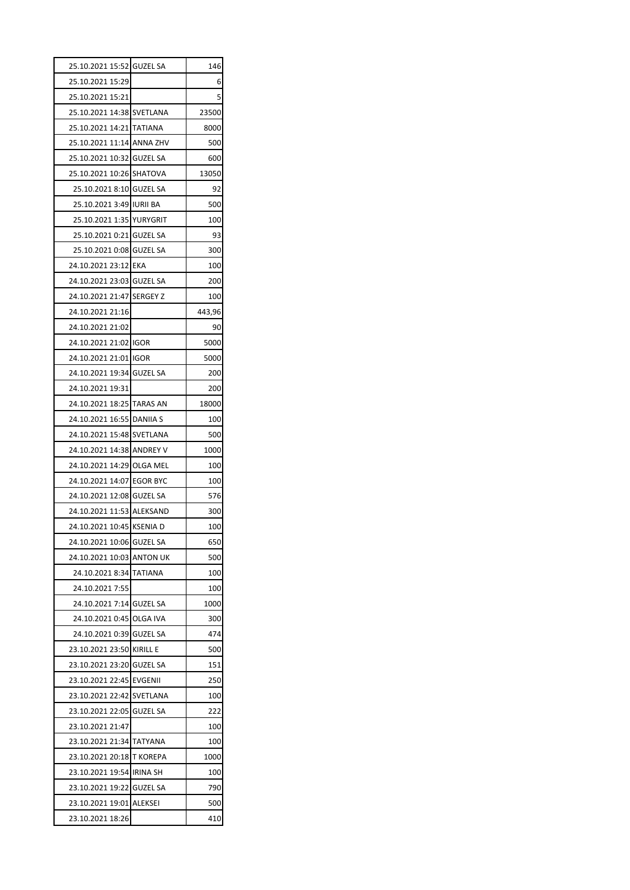| | | |
|---|---|---|
| 25.10.2021 15:52 | GUZEL SA | 146 |
| 25.10.2021 15:29 | | 6 |
| 25.10.2021 15:21 | | 5 |
| 25.10.2021 14:38 | SVETLANA | 23500 |
| 25.10.2021 14:21 | TATIANA | 8000 |
| 25.10.2021 11:14 | ANNA ZHV | 500 |
| 25.10.2021 10:32 | GUZEL SA | 600 |
| 25.10.2021 10:26 | SHATOVA | 13050 |
| 25.10.2021 8:10 | GUZEL SA | 92 |
| 25.10.2021 3:49 | IURII BA | 500 |
| 25.10.2021 1:35 | YURYGRIT | 100 |
| 25.10.2021 0:21 | GUZEL SA | 93 |
| 25.10.2021 0:08 | GUZEL SA | 300 |
| 24.10.2021 23:12 | EKA | 100 |
| 24.10.2021 23:03 | GUZEL SA | 200 |
| 24.10.2021 21:47 | SERGEY Z | 100 |
| 24.10.2021 21:16 | | 443,96 |
| 24.10.2021 21:02 | | 90 |
| 24.10.2021 21:02 | IGOR | 5000 |
| 24.10.2021 21:01 | IGOR | 5000 |
| 24.10.2021 19:34 | GUZEL SA | 200 |
| 24.10.2021 19:31 | | 200 |
| 24.10.2021 18:25 | TARAS AN | 18000 |
| 24.10.2021 16:55 | DANIIA S | 100 |
| 24.10.2021 15:48 | SVETLANA | 500 |
| 24.10.2021 14:38 | ANDREY V | 1000 |
| 24.10.2021 14:29 | OLGA MEL | 100 |
| 24.10.2021 14:07 | EGOR BYC | 100 |
| 24.10.2021 12:08 | GUZEL SA | 576 |
| 24.10.2021 11:53 | ALEKSAND | 300 |
| 24.10.2021 10:45 | KSENIA D | 100 |
| 24.10.2021 10:06 | GUZEL SA | 650 |
| 24.10.2021 10:03 | ANTON UK | 500 |
| 24.10.2021 8:34 | TATIANA | 100 |
| 24.10.2021 7:55 | | 100 |
| 24.10.2021 7:14 | GUZEL SA | 1000 |
| 24.10.2021 0:45 | OLGA IVA | 300 |
| 24.10.2021 0:39 | GUZEL SA | 474 |
| 23.10.2021 23:50 | KIRILL E | 500 |
| 23.10.2021 23:20 | GUZEL SA | 151 |
| 23.10.2021 22:45 | EVGENII | 250 |
| 23.10.2021 22:42 | SVETLANA | 100 |
| 23.10.2021 22:05 | GUZEL SA | 222 |
| 23.10.2021 21:47 | | 100 |
| 23.10.2021 21:34 | TATYANA | 100 |
| 23.10.2021 20:18 | T KOREPA | 1000 |
| 23.10.2021 19:54 | IRINA SH | 100 |
| 23.10.2021 19:22 | GUZEL SA | 790 |
| 23.10.2021 19:01 | ALEKSEI | 500 |
| 23.10.2021 18:26 | | 410 |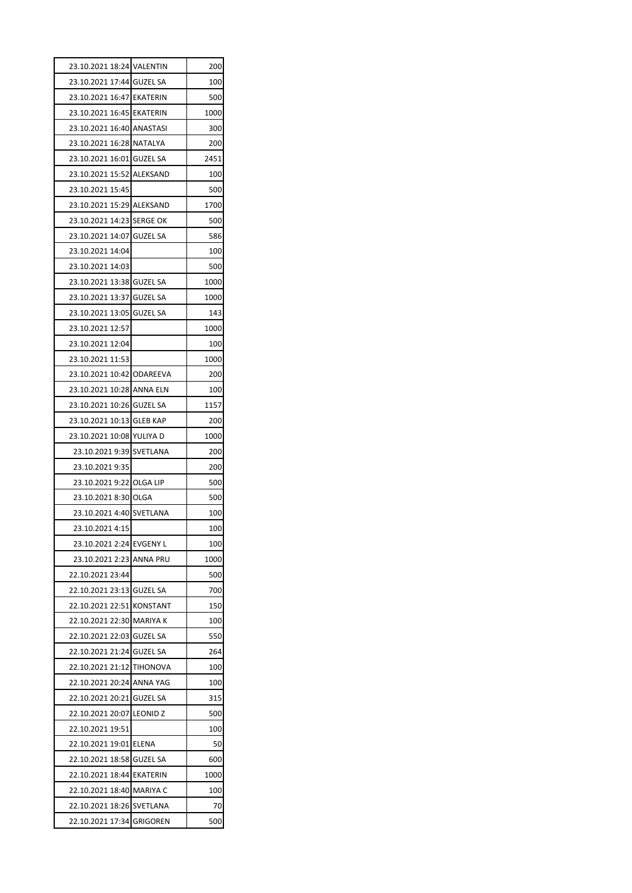| | | |
|---|---|---|
| 23.10.2021 18:24 | VALENTIN | 200 |
| 23.10.2021 17:44 | GUZEL SA | 100 |
| 23.10.2021 16:47 | EKATERIN | 500 |
| 23.10.2021 16:45 | EKATERIN | 1000 |
| 23.10.2021 16:40 | ANASTASI | 300 |
| 23.10.2021 16:28 | NATALYA | 200 |
| 23.10.2021 16:01 | GUZEL SA | 2451 |
| 23.10.2021 15:52 | ALEKSAND | 100 |
| 23.10.2021 15:45 | | 500 |
| 23.10.2021 15:29 | ALEKSAND | 1700 |
| 23.10.2021 14:23 | SERGE OK | 500 |
| 23.10.2021 14:07 | GUZEL SA | 586 |
| 23.10.2021 14:04 | | 100 |
| 23.10.2021 14:03 | | 500 |
| 23.10.2021 13:38 | GUZEL SA | 1000 |
| 23.10.2021 13:37 | GUZEL SA | 1000 |
| 23.10.2021 13:05 | GUZEL SA | 143 |
| 23.10.2021 12:57 | | 1000 |
| 23.10.2021 12:04 | | 100 |
| 23.10.2021 11:53 | | 1000 |
| 23.10.2021 10:42 | ODAREEVA | 200 |
| 23.10.2021 10:28 | ANNA ELN | 100 |
| 23.10.2021 10:26 | GUZEL SA | 1157 |
| 23.10.2021 10:13 | GLEB KAP | 200 |
| 23.10.2021 10:08 | YULIYA D | 1000 |
| 23.10.2021 9:39 | SVETLANA | 200 |
| 23.10.2021 9:35 | | 200 |
| 23.10.2021 9:22 | OLGA LIP | 500 |
| 23.10.2021 8:30 | OLGA | 500 |
| 23.10.2021 4:40 | SVETLANA | 100 |
| 23.10.2021 4:15 | | 100 |
| 23.10.2021 2:24 | EVGENY L | 100 |
| 23.10.2021 2:23 | ANNA PRU | 1000 |
| 22.10.2021 23:44 | | 500 |
| 22.10.2021 23:13 | GUZEL SA | 700 |
| 22.10.2021 22:51 | KONSTANT | 150 |
| 22.10.2021 22:30 | MARIYA K | 100 |
| 22.10.2021 22:03 | GUZEL SA | 550 |
| 22.10.2021 21:24 | GUZEL SA | 264 |
| 22.10.2021 21:12 | TIHONOVA | 100 |
| 22.10.2021 20:24 | ANNA YAG | 100 |
| 22.10.2021 20:21 | GUZEL SA | 315 |
| 22.10.2021 20:07 | LEONID Z | 500 |
| 22.10.2021 19:51 | | 100 |
| 22.10.2021 19:01 | ELENA | 50 |
| 22.10.2021 18:58 | GUZEL SA | 600 |
| 22.10.2021 18:44 | EKATERIN | 1000 |
| 22.10.2021 18:40 | MARIYA C | 100 |
| 22.10.2021 18:26 | SVETLANA | 70 |
| 22.10.2021 17:34 | GRIGOREN | 500 |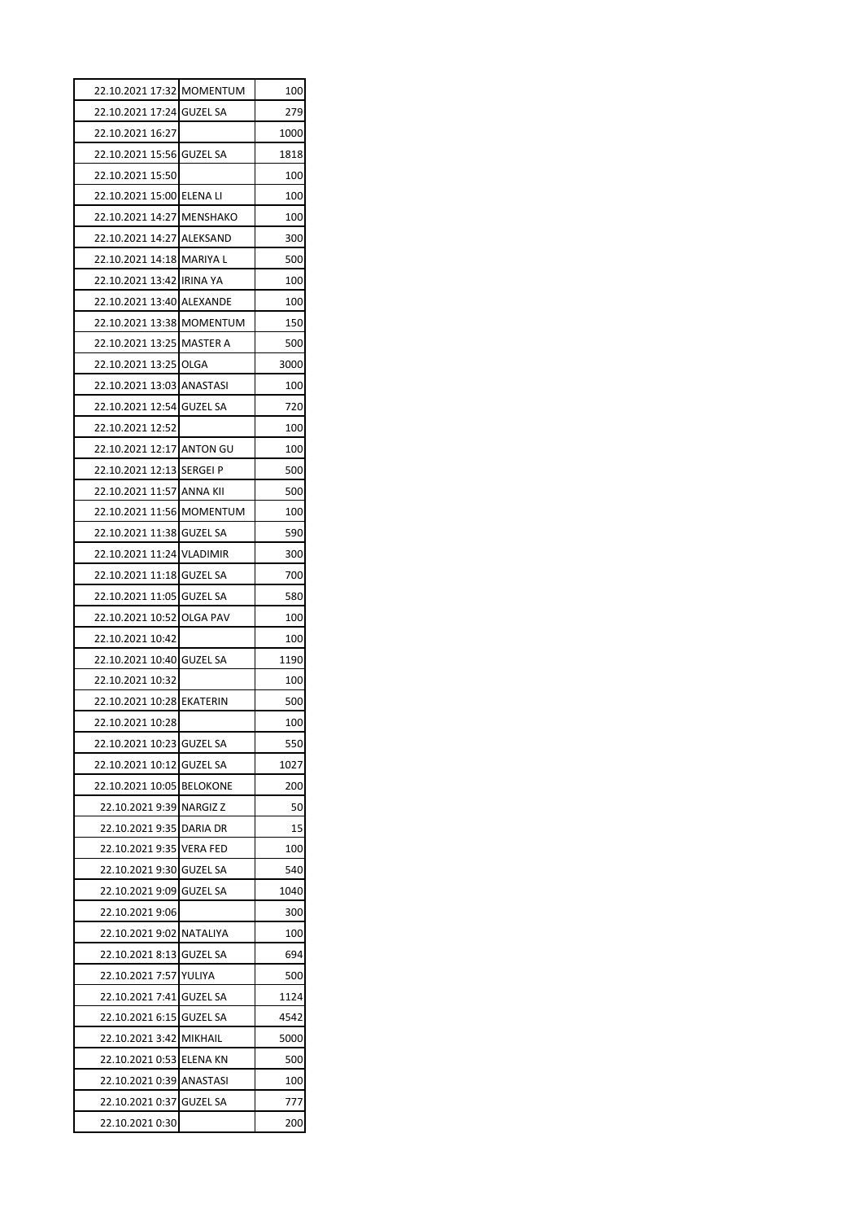| | | |
|---|---|---|
| 22.10.2021 17:32 | MOMENTUM | 100 |
| 22.10.2021 17:24 | GUZEL SA | 279 |
| 22.10.2021 16:27 | | 1000 |
| 22.10.2021 15:56 | GUZEL SA | 1818 |
| 22.10.2021 15:50 | | 100 |
| 22.10.2021 15:00 | ELENA LI | 100 |
| 22.10.2021 14:27 | MENSHAKO | 100 |
| 22.10.2021 14:27 | ALEKSAND | 300 |
| 22.10.2021 14:18 | MARIYA L | 500 |
| 22.10.2021 13:42 | IRINA YA | 100 |
| 22.10.2021 13:40 | ALEXANDE | 100 |
| 22.10.2021 13:38 | MOMENTUM | 150 |
| 22.10.2021 13:25 | MASTER A | 500 |
| 22.10.2021 13:25 | OLGA | 3000 |
| 22.10.2021 13:03 | ANASTASI | 100 |
| 22.10.2021 12:54 | GUZEL SA | 720 |
| 22.10.2021 12:52 | | 100 |
| 22.10.2021 12:17 | ANTON GU | 100 |
| 22.10.2021 12:13 | SERGEI P | 500 |
| 22.10.2021 11:57 | ANNA KII | 500 |
| 22.10.2021 11:56 | MOMENTUM | 100 |
| 22.10.2021 11:38 | GUZEL SA | 590 |
| 22.10.2021 11:24 | VLADIMIR | 300 |
| 22.10.2021 11:18 | GUZEL SA | 700 |
| 22.10.2021 11:05 | GUZEL SA | 580 |
| 22.10.2021 10:52 | OLGA PAV | 100 |
| 22.10.2021 10:42 | | 100 |
| 22.10.2021 10:40 | GUZEL SA | 1190 |
| 22.10.2021 10:32 | | 100 |
| 22.10.2021 10:28 | EKATERIN | 500 |
| 22.10.2021 10:28 | | 100 |
| 22.10.2021 10:23 | GUZEL SA | 550 |
| 22.10.2021 10:12 | GUZEL SA | 1027 |
| 22.10.2021 10:05 | BELOKONE | 200 |
| 22.10.2021 9:39 | NARGIZ Z | 50 |
| 22.10.2021 9:35 | DARIA DR | 15 |
| 22.10.2021 9:35 | VERA FED | 100 |
| 22.10.2021 9:30 | GUZEL SA | 540 |
| 22.10.2021 9:09 | GUZEL SA | 1040 |
| 22.10.2021 9:06 | | 300 |
| 22.10.2021 9:02 | NATALIYA | 100 |
| 22.10.2021 8:13 | GUZEL SA | 694 |
| 22.10.2021 7:57 | YULIYA | 500 |
| 22.10.2021 7:41 | GUZEL SA | 1124 |
| 22.10.2021 6:15 | GUZEL SA | 4542 |
| 22.10.2021 3:42 | MIKHAIL | 5000 |
| 22.10.2021 0:53 | ELENA KN | 500 |
| 22.10.2021 0:39 | ANASTASI | 100 |
| 22.10.2021 0:37 | GUZEL SA | 777 |
| 22.10.2021 0:30 | | 200 |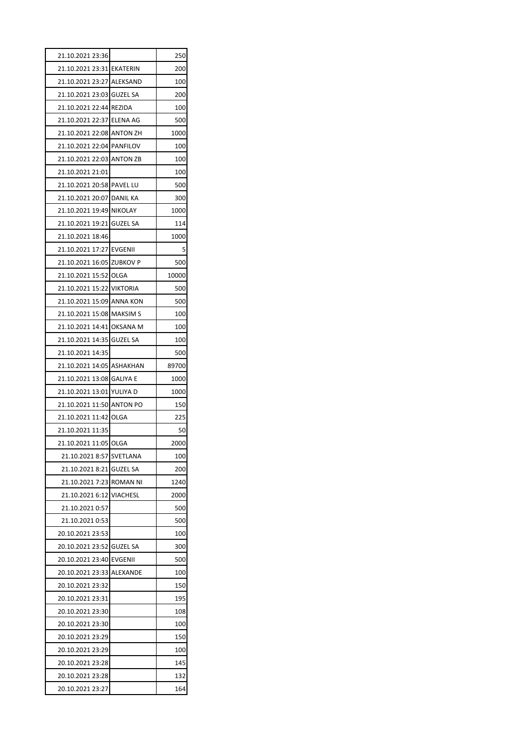| | | |
|---|---|---|
| 21.10.2021 23:36 | | 250 |
| 21.10.2021 23:31 | EKATERIN | 200 |
| 21.10.2021 23:27 | ALEKSAND | 100 |
| 21.10.2021 23:03 | GUZEL SA | 200 |
| 21.10.2021 22:44 | REZIDA | 100 |
| 21.10.2021 22:37 | ELENA AG | 500 |
| 21.10.2021 22:08 | ANTON ZH | 1000 |
| 21.10.2021 22:04 | PANFILOV | 100 |
| 21.10.2021 22:03 | ANTON ZB | 100 |
| 21.10.2021 21:01 | | 100 |
| 21.10.2021 20:58 | PAVEL LU | 500 |
| 21.10.2021 20:07 | DANIL KA | 300 |
| 21.10.2021 19:49 | NIKOLAY | 1000 |
| 21.10.2021 19:21 | GUZEL SA | 114 |
| 21.10.2021 18:46 | | 1000 |
| 21.10.2021 17:27 | EVGENII | 5 |
| 21.10.2021 16:05 | ZUBKOV P | 500 |
| 21.10.2021 15:52 | OLGA | 10000 |
| 21.10.2021 15:22 | VIKTORIA | 500 |
| 21.10.2021 15:09 | ANNA KON | 500 |
| 21.10.2021 15:08 | MAKSIM S | 100 |
| 21.10.2021 14:41 | OKSANA M | 100 |
| 21.10.2021 14:35 | GUZEL SA | 100 |
| 21.10.2021 14:35 | | 500 |
| 21.10.2021 14:05 | ASHAKHAN | 89700 |
| 21.10.2021 13:08 | GALIYA E | 1000 |
| 21.10.2021 13:01 | YULIYA D | 1000 |
| 21.10.2021 11:50 | ANTON PO | 150 |
| 21.10.2021 11:42 | OLGA | 225 |
| 21.10.2021 11:35 | | 50 |
| 21.10.2021 11:05 | OLGA | 2000 |
| 21.10.2021 8:57 | SVETLANA | 100 |
| 21.10.2021 8:21 | GUZEL SA | 200 |
| 21.10.2021 7:23 | ROMAN NI | 1240 |
| 21.10.2021 6:12 | VIACHESL | 2000 |
| 21.10.2021 0:57 | | 500 |
| 21.10.2021 0:53 | | 500 |
| 20.10.2021 23:53 | | 100 |
| 20.10.2021 23:52 | GUZEL SA | 300 |
| 20.10.2021 23:40 | EVGENII | 500 |
| 20.10.2021 23:33 | ALEXANDE | 100 |
| 20.10.2021 23:32 | | 150 |
| 20.10.2021 23:31 | | 195 |
| 20.10.2021 23:30 | | 108 |
| 20.10.2021 23:30 | | 100 |
| 20.10.2021 23:29 | | 150 |
| 20.10.2021 23:29 | | 100 |
| 20.10.2021 23:28 | | 145 |
| 20.10.2021 23:28 | | 132 |
| 20.10.2021 23:27 | | 164 |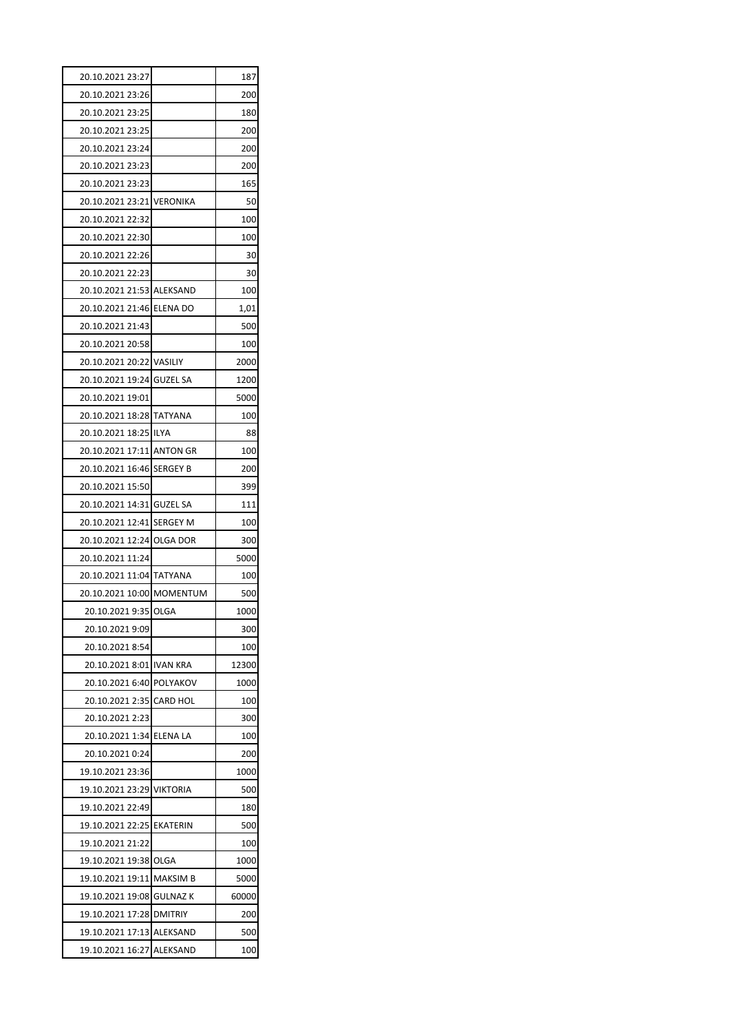| | | |
|---|---|---|
| 20.10.2021 23:27 | | 187 |
| 20.10.2021 23:26 | | 200 |
| 20.10.2021 23:25 | | 180 |
| 20.10.2021 23:25 | | 200 |
| 20.10.2021 23:24 | | 200 |
| 20.10.2021 23:23 | | 200 |
| 20.10.2021 23:23 | | 165 |
| 20.10.2021 23:21 | VERONIKA | 50 |
| 20.10.2021 22:32 | | 100 |
| 20.10.2021 22:30 | | 100 |
| 20.10.2021 22:26 | | 30 |
| 20.10.2021 22:23 | | 30 |
| 20.10.2021 21:53 | ALEKSAND | 100 |
| 20.10.2021 21:46 | ELENA DO | 1,01 |
| 20.10.2021 21:43 | | 500 |
| 20.10.2021 20:58 | | 100 |
| 20.10.2021 20:22 | VASILIY | 2000 |
| 20.10.2021 19:24 | GUZEL SA | 1200 |
| 20.10.2021 19:01 | | 5000 |
| 20.10.2021 18:28 | TATYANA | 100 |
| 20.10.2021 18:25 | ILYA | 88 |
| 20.10.2021 17:11 | ANTON GR | 100 |
| 20.10.2021 16:46 | SERGEY B | 200 |
| 20.10.2021 15:50 | | 399 |
| 20.10.2021 14:31 | GUZEL SA | 111 |
| 20.10.2021 12:41 | SERGEY M | 100 |
| 20.10.2021 12:24 | OLGA DOR | 300 |
| 20.10.2021 11:24 | | 5000 |
| 20.10.2021 11:04 | TATYANA | 100 |
| 20.10.2021 10:00 | MOMENTUM | 500 |
| 20.10.2021 9:35 | OLGA | 1000 |
| 20.10.2021 9:09 | | 300 |
| 20.10.2021 8:54 | | 100 |
| 20.10.2021 8:01 | IVAN KRA | 12300 |
| 20.10.2021 6:40 | POLYAKOV | 1000 |
| 20.10.2021 2:35 | CARD HOL | 100 |
| 20.10.2021 2:23 | | 300 |
| 20.10.2021 1:34 | ELENA LA | 100 |
| 20.10.2021 0:24 | | 200 |
| 19.10.2021 23:36 | | 1000 |
| 19.10.2021 23:29 | VIKTORIA | 500 |
| 19.10.2021 22:49 | | 180 |
| 19.10.2021 22:25 | EKATERIN | 500 |
| 19.10.2021 21:22 | | 100 |
| 19.10.2021 19:38 | OLGA | 1000 |
| 19.10.2021 19:11 | MAKSIM B | 5000 |
| 19.10.2021 19:08 | GULNAZ K | 60000 |
| 19.10.2021 17:28 | DMITRIY | 200 |
| 19.10.2021 17:13 | ALEKSAND | 500 |
| 19.10.2021 16:27 | ALEKSAND | 100 |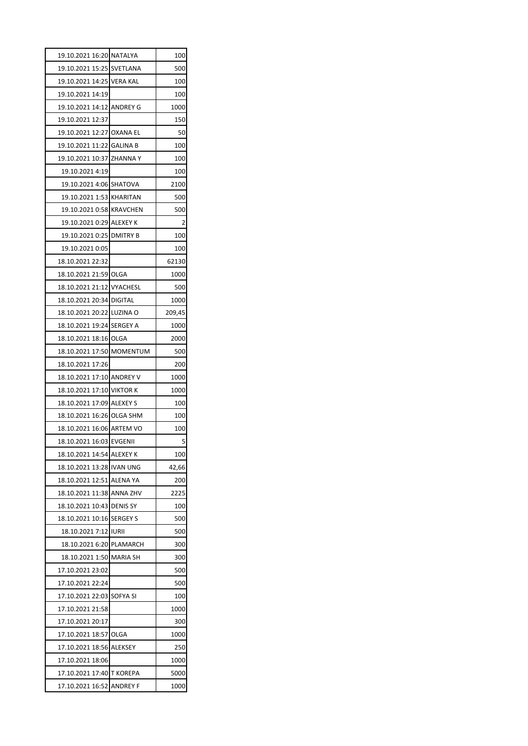| | | |
|---|---|---|
| 19.10.2021 16:20 | NATALYA | 100 |
| 19.10.2021 15:25 | SVETLANA | 500 |
| 19.10.2021 14:25 | VERA KAL | 100 |
| 19.10.2021 14:19 | | 100 |
| 19.10.2021 14:12 | ANDREY G | 1000 |
| 19.10.2021 12:37 | | 150 |
| 19.10.2021 12:27 | OXANA EL | 50 |
| 19.10.2021 11:22 | GALINA B | 100 |
| 19.10.2021 10:37 | ZHANNA Y | 100 |
| 19.10.2021 4:19 | | 100 |
| 19.10.2021 4:06 | SHATOVA | 2100 |
| 19.10.2021 1:53 | KHARITAN | 500 |
| 19.10.2021 0:58 | KRAVCHEN | 500 |
| 19.10.2021 0:29 | ALEXEY K | 2 |
| 19.10.2021 0:25 | DMITRY B | 100 |
| 19.10.2021 0:05 | | 100 |
| 18.10.2021 22:32 | | 62130 |
| 18.10.2021 21:59 | OLGA | 1000 |
| 18.10.2021 21:12 | VYACHESL | 500 |
| 18.10.2021 20:34 | DIGITAL | 1000 |
| 18.10.2021 20:22 | LUZINA O | 209,45 |
| 18.10.2021 19:24 | SERGEY A | 1000 |
| 18.10.2021 18:16 | OLGA | 2000 |
| 18.10.2021 17:50 | MOMENTUM | 500 |
| 18.10.2021 17:26 | | 200 |
| 18.10.2021 17:10 | ANDREY V | 1000 |
| 18.10.2021 17:10 | VIKTOR K | 1000 |
| 18.10.2021 17:09 | ALEXEY S | 100 |
| 18.10.2021 16:26 | OLGA SHM | 100 |
| 18.10.2021 16:06 | ARTEM VO | 100 |
| 18.10.2021 16:03 | EVGENII | 5 |
| 18.10.2021 14:54 | ALEXEY K | 100 |
| 18.10.2021 13:28 | IVAN UNG | 42,66 |
| 18.10.2021 12:51 | ALENA YA | 200 |
| 18.10.2021 11:38 | ANNA ZHV | 2225 |
| 18.10.2021 10:43 | DENIS SY | 100 |
| 18.10.2021 10:16 | SERGEY S | 500 |
| 18.10.2021 7:12 | IURII | 500 |
| 18.10.2021 6:20 | PLAMARCH | 300 |
| 18.10.2021 1:50 | MARIA SH | 300 |
| 17.10.2021 23:02 | | 500 |
| 17.10.2021 22:24 | | 500 |
| 17.10.2021 22:03 | SOFYA SI | 100 |
| 17.10.2021 21:58 | | 1000 |
| 17.10.2021 20:17 | | 300 |
| 17.10.2021 18:57 | OLGA | 1000 |
| 17.10.2021 18:56 | ALEKSEY | 250 |
| 17.10.2021 18:06 | | 1000 |
| 17.10.2021 17:40 | T KOREPA | 5000 |
| 17.10.2021 16:52 | ANDREY F | 1000 |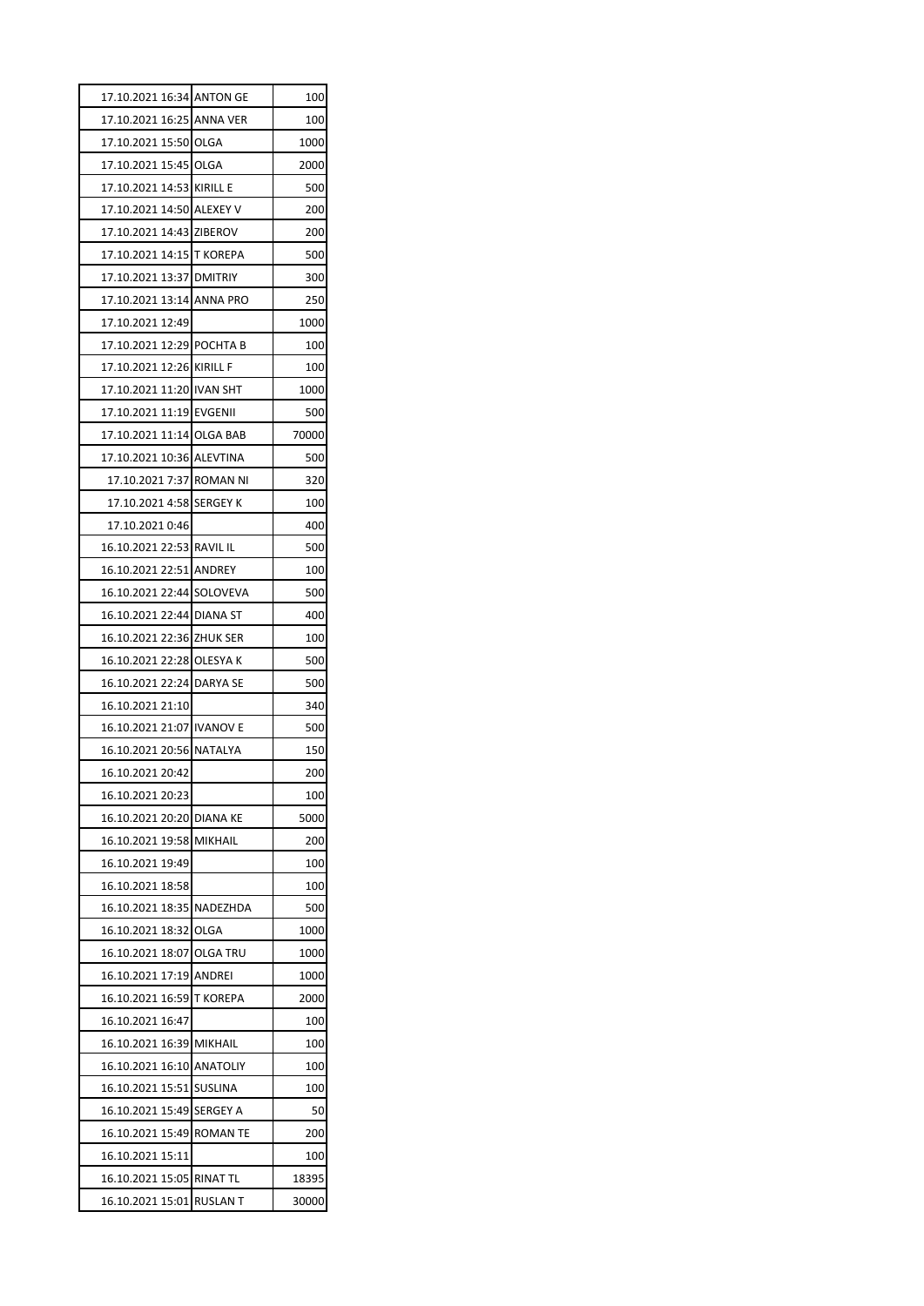| | | |
|---|---|---|
| 17.10.2021 16:34 | ANTON GE | 100 |
| 17.10.2021 16:25 | ANNA VER | 100 |
| 17.10.2021 15:50 | OLGA | 1000 |
| 17.10.2021 15:45 | OLGA | 2000 |
| 17.10.2021 14:53 | KIRILL E | 500 |
| 17.10.2021 14:50 | ALEXEY V | 200 |
| 17.10.2021 14:43 | ZIBEROV | 200 |
| 17.10.2021 14:15 | T KOREPA | 500 |
| 17.10.2021 13:37 | DMITRIY | 300 |
| 17.10.2021 13:14 | ANNA PRO | 250 |
| 17.10.2021 12:49 | | 1000 |
| 17.10.2021 12:29 | POCHTA B | 100 |
| 17.10.2021 12:26 | KIRILL F | 100 |
| 17.10.2021 11:20 | IVAN SHT | 1000 |
| 17.10.2021 11:19 | EVGENII | 500 |
| 17.10.2021 11:14 | OLGA BAB | 70000 |
| 17.10.2021 10:36 | ALEVTINA | 500 |
| 17.10.2021 7:37 | ROMAN NI | 320 |
| 17.10.2021 4:58 | SERGEY K | 100 |
| 17.10.2021 0:46 | | 400 |
| 16.10.2021 22:53 | RAVIL IL | 500 |
| 16.10.2021 22:51 | ANDREY | 100 |
| 16.10.2021 22:44 | SOLOVEVA | 500 |
| 16.10.2021 22:44 | DIANA ST | 400 |
| 16.10.2021 22:36 | ZHUK SER | 100 |
| 16.10.2021 22:28 | OLESYA K | 500 |
| 16.10.2021 22:24 | DARYA SE | 500 |
| 16.10.2021 21:10 | | 340 |
| 16.10.2021 21:07 | IVANOV E | 500 |
| 16.10.2021 20:56 | NATALYA | 150 |
| 16.10.2021 20:42 | | 200 |
| 16.10.2021 20:23 | | 100 |
| 16.10.2021 20:20 | DIANA KE | 5000 |
| 16.10.2021 19:58 | MIKHAIL | 200 |
| 16.10.2021 19:49 | | 100 |
| 16.10.2021 18:58 | | 100 |
| 16.10.2021 18:35 | NADEZHDA | 500 |
| 16.10.2021 18:32 | OLGA | 1000 |
| 16.10.2021 18:07 | OLGA TRU | 1000 |
| 16.10.2021 17:19 | ANDREI | 1000 |
| 16.10.2021 16:59 | T KOREPA | 2000 |
| 16.10.2021 16:47 | | 100 |
| 16.10.2021 16:39 | MIKHAIL | 100 |
| 16.10.2021 16:10 | ANATOLIY | 100 |
| 16.10.2021 15:51 | SUSLINA | 100 |
| 16.10.2021 15:49 | SERGEY A | 50 |
| 16.10.2021 15:49 | ROMAN TE | 200 |
| 16.10.2021 15:11 | | 100 |
| 16.10.2021 15:05 | RINAT TL | 18395 |
| 16.10.2021 15:01 | RUSLAN T | 30000 |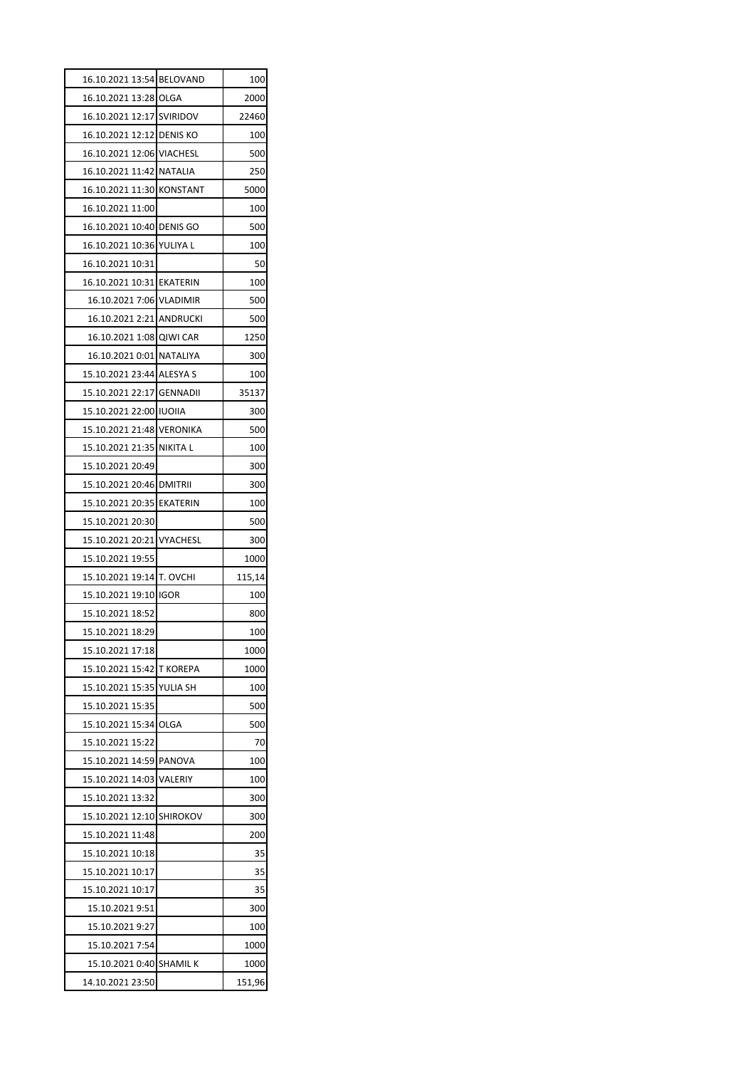| | | |
|---|---|---|
| 16.10.2021 13:54 | BELOVAND | 100 |
| 16.10.2021 13:28 | OLGA | 2000 |
| 16.10.2021 12:17 | SVIRIDOV | 22460 |
| 16.10.2021 12:12 | DENIS KO | 100 |
| 16.10.2021 12:06 | VIACHESL | 500 |
| 16.10.2021 11:42 | NATALIA | 250 |
| 16.10.2021 11:30 | KONSTANT | 5000 |
| 16.10.2021 11:00 | | 100 |
| 16.10.2021 10:40 | DENIS GO | 500 |
| 16.10.2021 10:36 | YULIYA L | 100 |
| 16.10.2021 10:31 | | 50 |
| 16.10.2021 10:31 | EKATERIN | 100 |
| 16.10.2021 7:06 | VLADIMIR | 500 |
| 16.10.2021 2:21 | ANDRUCKI | 500 |
| 16.10.2021 1:08 | QIWI CAR | 1250 |
| 16.10.2021 0:01 | NATALIYA | 300 |
| 15.10.2021 23:44 | ALESYA S | 100 |
| 15.10.2021 22:17 | GENNADII | 35137 |
| 15.10.2021 22:00 | IUOIIA | 300 |
| 15.10.2021 21:48 | VERONIKA | 500 |
| 15.10.2021 21:35 | NIKITA L | 100 |
| 15.10.2021 20:49 | | 300 |
| 15.10.2021 20:46 | DMITRII | 300 |
| 15.10.2021 20:35 | EKATERIN | 100 |
| 15.10.2021 20:30 | | 500 |
| 15.10.2021 20:21 | VYACHESL | 300 |
| 15.10.2021 19:55 | | 1000 |
| 15.10.2021 19:14 | T. OVCHI | 115,14 |
| 15.10.2021 19:10 | IGOR | 100 |
| 15.10.2021 18:52 | | 800 |
| 15.10.2021 18:29 | | 100 |
| 15.10.2021 17:18 | | 1000 |
| 15.10.2021 15:42 | T KOREPA | 1000 |
| 15.10.2021 15:35 | YULIA SH | 100 |
| 15.10.2021 15:35 | | 500 |
| 15.10.2021 15:34 | OLGA | 500 |
| 15.10.2021 15:22 | | 70 |
| 15.10.2021 14:59 | PANOVA | 100 |
| 15.10.2021 14:03 | VALERIY | 100 |
| 15.10.2021 13:32 | | 300 |
| 15.10.2021 12:10 | SHIROKOV | 300 |
| 15.10.2021 11:48 | | 200 |
| 15.10.2021 10:18 | | 35 |
| 15.10.2021 10:17 | | 35 |
| 15.10.2021 10:17 | | 35 |
| 15.10.2021 9:51 | | 300 |
| 15.10.2021 9:27 | | 100 |
| 15.10.2021 7:54 | | 1000 |
| 15.10.2021 0:40 | SHAMIL K | 1000 |
| 14.10.2021 23:50 | | 151,96 |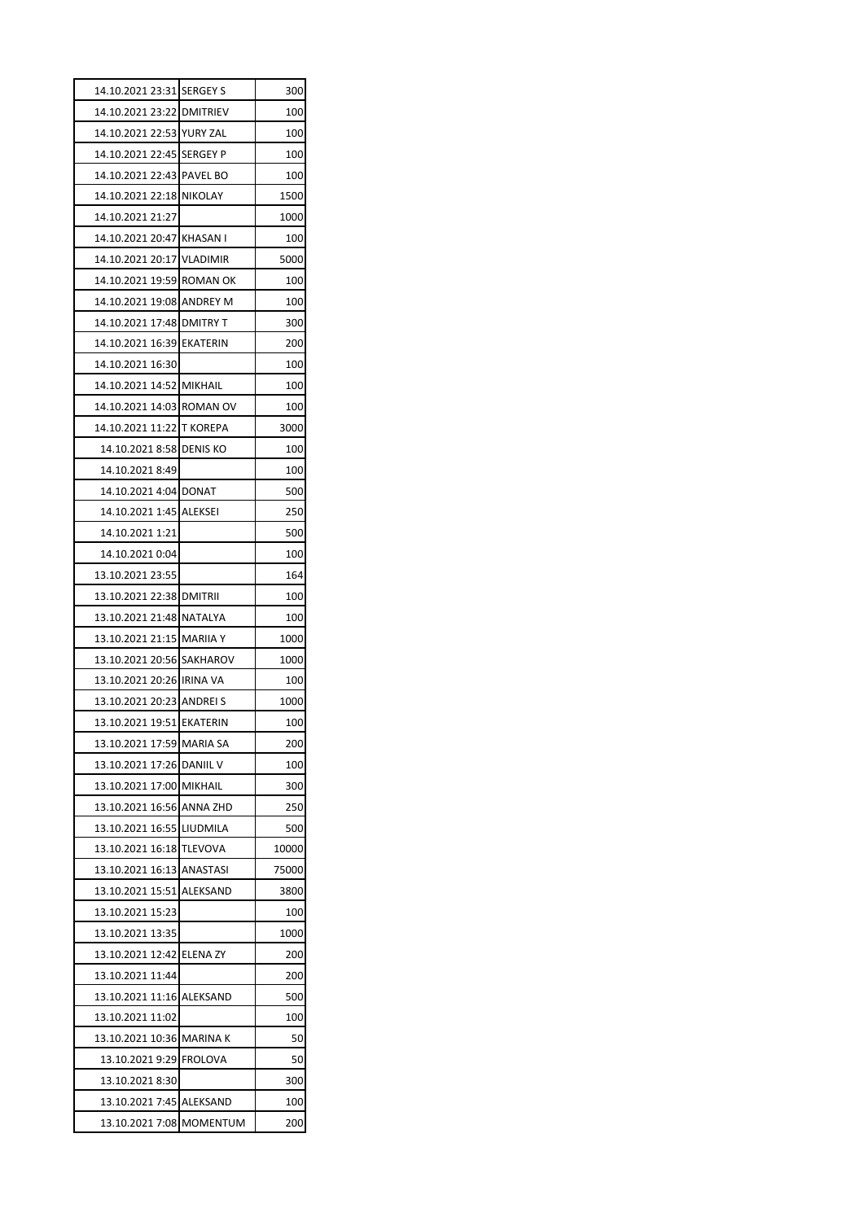| | | |
|---|---|---|
| 14.10.2021 23:31 | SERGEY S | 300 |
| 14.10.2021 23:22 | DMITRIEV | 100 |
| 14.10.2021 22:53 | YURY ZAL | 100 |
| 14.10.2021 22:45 | SERGEY P | 100 |
| 14.10.2021 22:43 | PAVEL BO | 100 |
| 14.10.2021 22:18 | NIKOLAY | 1500 |
| 14.10.2021 21:27 | | 1000 |
| 14.10.2021 20:47 | KHASAN I | 100 |
| 14.10.2021 20:17 | VLADIMIR | 5000 |
| 14.10.2021 19:59 | ROMAN OK | 100 |
| 14.10.2021 19:08 | ANDREY M | 100 |
| 14.10.2021 17:48 | DMITRY T | 300 |
| 14.10.2021 16:39 | EKATERIN | 200 |
| 14.10.2021 16:30 | | 100 |
| 14.10.2021 14:52 | MIKHAIL | 100 |
| 14.10.2021 14:03 | ROMAN OV | 100 |
| 14.10.2021 11:22 | T KOREPA | 3000 |
| 14.10.2021 8:58 | DENIS KO | 100 |
| 14.10.2021 8:49 | | 100 |
| 14.10.2021 4:04 | DONAT | 500 |
| 14.10.2021 1:45 | ALEKSEI | 250 |
| 14.10.2021 1:21 | | 500 |
| 14.10.2021 0:04 | | 100 |
| 13.10.2021 23:55 | | 164 |
| 13.10.2021 22:38 | DMITRII | 100 |
| 13.10.2021 21:48 | NATALYA | 100 |
| 13.10.2021 21:15 | MARIIA Y | 1000 |
| 13.10.2021 20:56 | SAKHAROV | 1000 |
| 13.10.2021 20:26 | IRINA VA | 100 |
| 13.10.2021 20:23 | ANDREI S | 1000 |
| 13.10.2021 19:51 | EKATERIN | 100 |
| 13.10.2021 17:59 | MARIA SA | 200 |
| 13.10.2021 17:26 | DANIIL V | 100 |
| 13.10.2021 17:00 | MIKHAIL | 300 |
| 13.10.2021 16:56 | ANNA ZHD | 250 |
| 13.10.2021 16:55 | LIUDMILA | 500 |
| 13.10.2021 16:18 | TLEVOVA | 10000 |
| 13.10.2021 16:13 | ANASTASI | 75000 |
| 13.10.2021 15:51 | ALEKSAND | 3800 |
| 13.10.2021 15:23 | | 100 |
| 13.10.2021 13:35 | | 1000 |
| 13.10.2021 12:42 | ELENA ZY | 200 |
| 13.10.2021 11:44 | | 200 |
| 13.10.2021 11:16 | ALEKSAND | 500 |
| 13.10.2021 11:02 | | 100 |
| 13.10.2021 10:36 | MARINA K | 50 |
| 13.10.2021 9:29 | FROLOVA | 50 |
| 13.10.2021 8:30 | | 300 |
| 13.10.2021 7:45 | ALEKSAND | 100 |
| 13.10.2021 7:08 | MOMENTUM | 200 |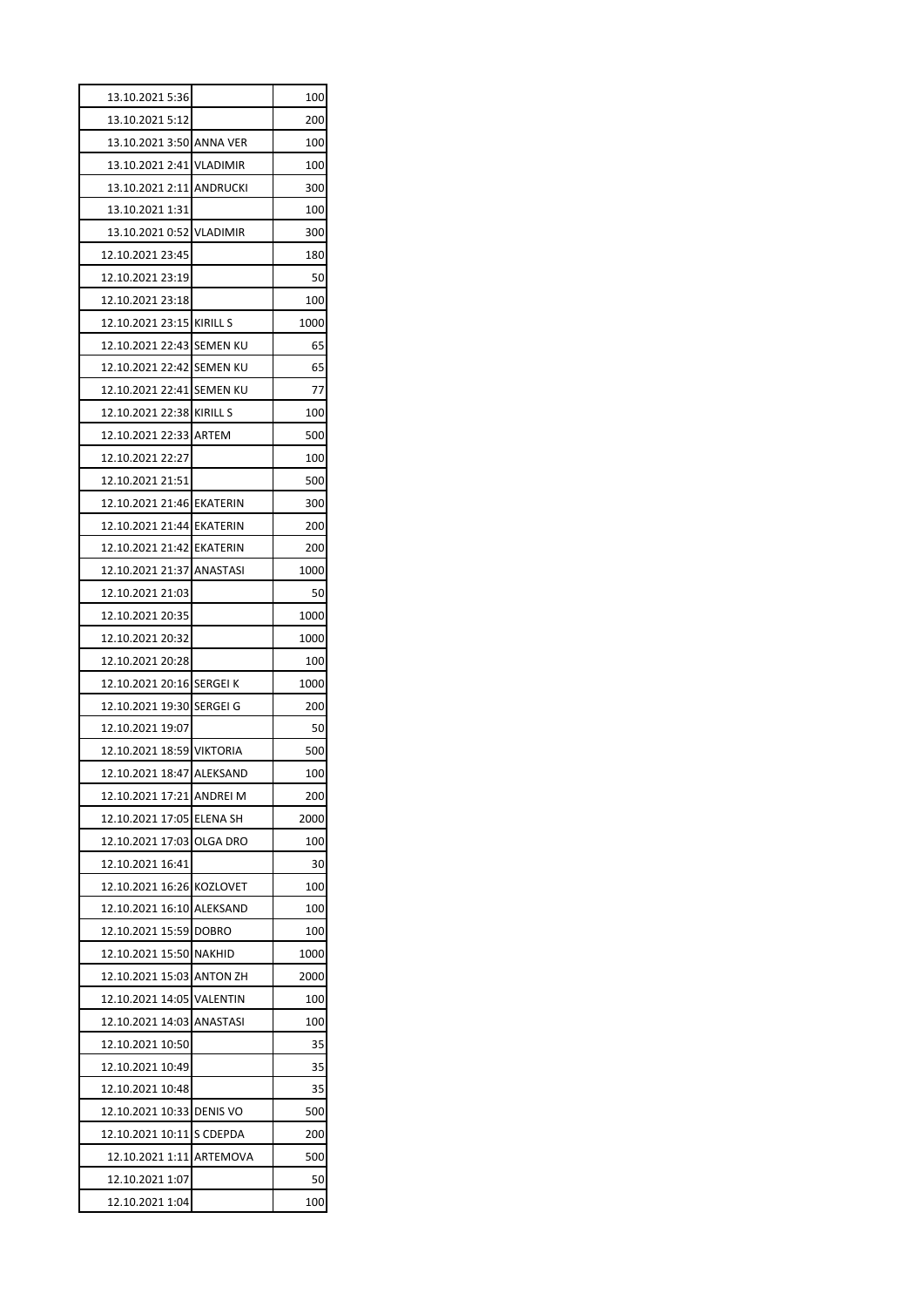| | | |
|---|---|---|
| 13.10.2021 5:36 | | 100 |
| 13.10.2021 5:12 | | 200 |
| 13.10.2021 3:50 | ANNA VER | 100 |
| 13.10.2021 2:41 | VLADIMIR | 100 |
| 13.10.2021 2:11 | ANDRUCKI | 300 |
| 13.10.2021 1:31 | | 100 |
| 13.10.2021 0:52 | VLADIMIR | 300 |
| 12.10.2021 23:45 | | 180 |
| 12.10.2021 23:19 | | 50 |
| 12.10.2021 23:18 | | 100 |
| 12.10.2021 23:15 | KIRILL S | 1000 |
| 12.10.2021 22:43 | SEMEN KU | 65 |
| 12.10.2021 22:42 | SEMEN KU | 65 |
| 12.10.2021 22:41 | SEMEN KU | 77 |
| 12.10.2021 22:38 | KIRILL S | 100 |
| 12.10.2021 22:33 | ARTEM | 500 |
| 12.10.2021 22:27 | | 100 |
| 12.10.2021 21:51 | | 500 |
| 12.10.2021 21:46 | EKATERIN | 300 |
| 12.10.2021 21:44 | EKATERIN | 200 |
| 12.10.2021 21:42 | EKATERIN | 200 |
| 12.10.2021 21:37 | ANASTASI | 1000 |
| 12.10.2021 21:03 | | 50 |
| 12.10.2021 20:35 | | 1000 |
| 12.10.2021 20:32 | | 1000 |
| 12.10.2021 20:28 | | 100 |
| 12.10.2021 20:16 | SERGEI K | 1000 |
| 12.10.2021 19:30 | SERGEI G | 200 |
| 12.10.2021 19:07 | | 50 |
| 12.10.2021 18:59 | VIKTORIA | 500 |
| 12.10.2021 18:47 | ALEKSAND | 100 |
| 12.10.2021 17:21 | ANDREI M | 200 |
| 12.10.2021 17:05 | ELENA SH | 2000 |
| 12.10.2021 17:03 | OLGA DRO | 100 |
| 12.10.2021 16:41 | | 30 |
| 12.10.2021 16:26 | KOZLOVET | 100 |
| 12.10.2021 16:10 | ALEKSAND | 100 |
| 12.10.2021 15:59 | DOBRO | 100 |
| 12.10.2021 15:50 | NAKHID | 1000 |
| 12.10.2021 15:03 | ANTON ZH | 2000 |
| 12.10.2021 14:05 | VALENTIN | 100 |
| 12.10.2021 14:03 | ANASTASI | 100 |
| 12.10.2021 10:50 | | 35 |
| 12.10.2021 10:49 | | 35 |
| 12.10.2021 10:48 | | 35 |
| 12.10.2021 10:33 | DENIS VO | 500 |
| 12.10.2021 10:11 | S CDEPDA | 200 |
| 12.10.2021 1:11 | ARTEMOVA | 500 |
| 12.10.2021 1:07 | | 50 |
| 12.10.2021 1:04 | | 100 |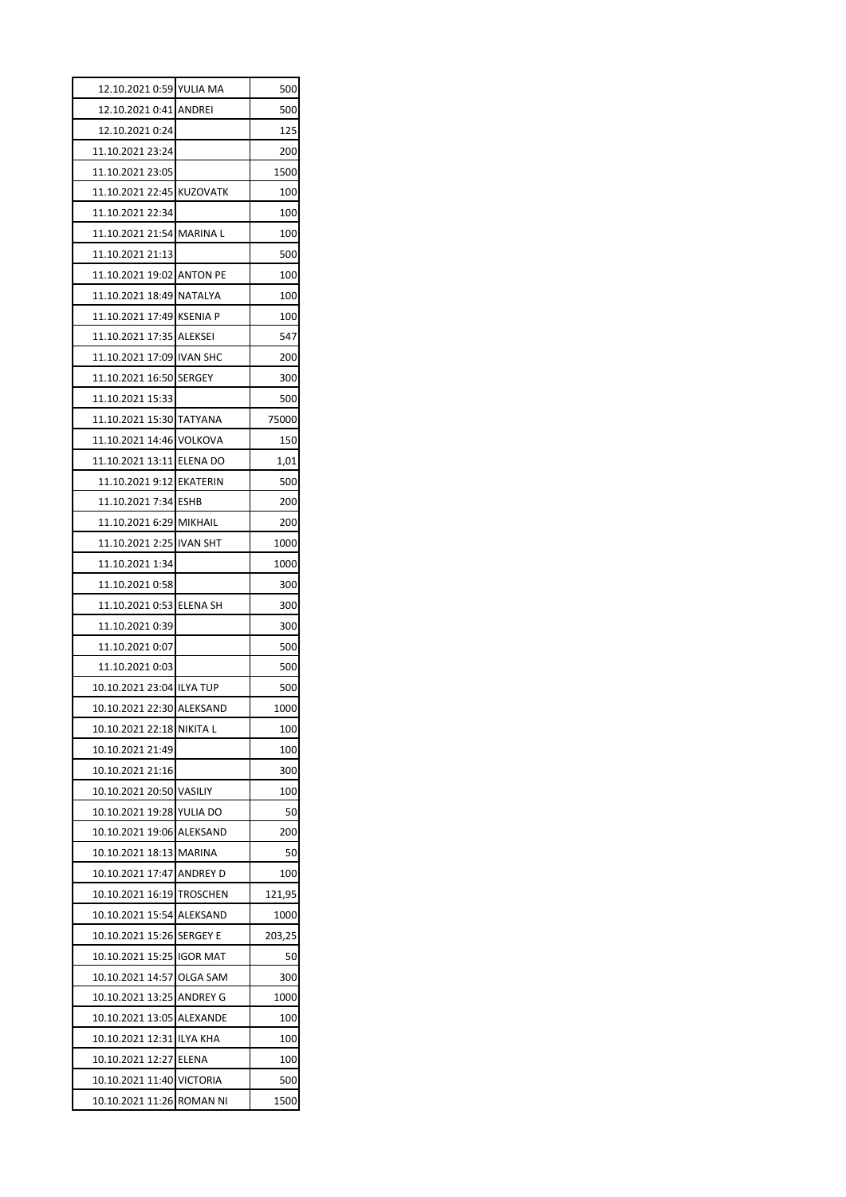| | | |
|---|---|---|
| 12.10.2021 0:59 | YULIA MA | 500 |
| 12.10.2021 0:41 | ANDREI | 500 |
| 12.10.2021 0:24 | | 125 |
| 11.10.2021 23:24 | | 200 |
| 11.10.2021 23:05 | | 1500 |
| 11.10.2021 22:45 | KUZOVATK | 100 |
| 11.10.2021 22:34 | | 100 |
| 11.10.2021 21:54 | MARINA L | 100 |
| 11.10.2021 21:13 | | 500 |
| 11.10.2021 19:02 | ANTON PE | 100 |
| 11.10.2021 18:49 | NATALYA | 100 |
| 11.10.2021 17:49 | KSENIA P | 100 |
| 11.10.2021 17:35 | ALEKSEI | 547 |
| 11.10.2021 17:09 | IVAN SHC | 200 |
| 11.10.2021 16:50 | SERGEY | 300 |
| 11.10.2021 15:33 | | 500 |
| 11.10.2021 15:30 | TATYANA | 75000 |
| 11.10.2021 14:46 | VOLKOVA | 150 |
| 11.10.2021 13:11 | ELENA DO | 1,01 |
| 11.10.2021 9:12 | EKATERIN | 500 |
| 11.10.2021 7:34 | ESHB | 200 |
| 11.10.2021 6:29 | MIKHAIL | 200 |
| 11.10.2021 2:25 | IVAN SHT | 1000 |
| 11.10.2021 1:34 | | 1000 |
| 11.10.2021 0:58 | | 300 |
| 11.10.2021 0:53 | ELENA SH | 300 |
| 11.10.2021 0:39 | | 300 |
| 11.10.2021 0:07 | | 500 |
| 11.10.2021 0:03 | | 500 |
| 10.10.2021 23:04 | ILYA TUP | 500 |
| 10.10.2021 22:30 | ALEKSAND | 1000 |
| 10.10.2021 22:18 | NIKITA L | 100 |
| 10.10.2021 21:49 | | 100 |
| 10.10.2021 21:16 | | 300 |
| 10.10.2021 20:50 | VASILIY | 100 |
| 10.10.2021 19:28 | YULIA DO | 50 |
| 10.10.2021 19:06 | ALEKSAND | 200 |
| 10.10.2021 18:13 | MARINA | 50 |
| 10.10.2021 17:47 | ANDREY D | 100 |
| 10.10.2021 16:19 | TROSCHEN | 121,95 |
| 10.10.2021 15:54 | ALEKSAND | 1000 |
| 10.10.2021 15:26 | SERGEY E | 203,25 |
| 10.10.2021 15:25 | IGOR MAT | 50 |
| 10.10.2021 14:57 | OLGA SAM | 300 |
| 10.10.2021 13:25 | ANDREY G | 1000 |
| 10.10.2021 13:05 | ALEXANDE | 100 |
| 10.10.2021 12:31 | ILYA KHA | 100 |
| 10.10.2021 12:27 | ELENA | 100 |
| 10.10.2021 11:40 | VICTORIA | 500 |
| 10.10.2021 11:26 | ROMAN NI | 1500 |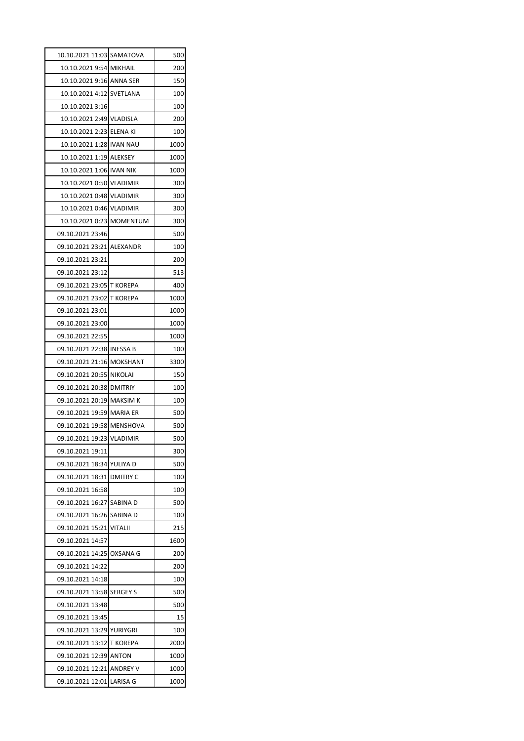| | | |
|---|---|---|
| 10.10.2021 11:03 | SAMATOVA | 500 |
| 10.10.2021 9:54 | MIKHAIL | 200 |
| 10.10.2021 9:16 | ANNA SER | 150 |
| 10.10.2021 4:12 | SVETLANA | 100 |
| 10.10.2021 3:16 | | 100 |
| 10.10.2021 2:49 | VLADISLA | 200 |
| 10.10.2021 2:23 | ELENA KI | 100 |
| 10.10.2021 1:28 | IVAN NAU | 1000 |
| 10.10.2021 1:19 | ALEKSEY | 1000 |
| 10.10.2021 1:06 | IVAN NIK | 1000 |
| 10.10.2021 0:50 | VLADIMIR | 300 |
| 10.10.2021 0:48 | VLADIMIR | 300 |
| 10.10.2021 0:46 | VLADIMIR | 300 |
| 10.10.2021 0:23 | MOMENTUM | 300 |
| 09.10.2021 23:46 | | 500 |
| 09.10.2021 23:21 | ALEXANDR | 100 |
| 09.10.2021 23:21 | | 200 |
| 09.10.2021 23:12 | | 513 |
| 09.10.2021 23:05 | T KOREPA | 400 |
| 09.10.2021 23:02 | T KOREPA | 1000 |
| 09.10.2021 23:01 | | 1000 |
| 09.10.2021 23:00 | | 1000 |
| 09.10.2021 22:55 | | 1000 |
| 09.10.2021 22:38 | INESSA B | 100 |
| 09.10.2021 21:16 | MOKSHANT | 3300 |
| 09.10.2021 20:55 | NIKOLAI | 150 |
| 09.10.2021 20:38 | DMITRIY | 100 |
| 09.10.2021 20:19 | MAKSIM K | 100 |
| 09.10.2021 19:59 | MARIA ER | 500 |
| 09.10.2021 19:58 | MENSHOVA | 500 |
| 09.10.2021 19:23 | VLADIMIR | 500 |
| 09.10.2021 19:11 | | 300 |
| 09.10.2021 18:34 | YULIYA D | 500 |
| 09.10.2021 18:31 | DMITRY C | 100 |
| 09.10.2021 16:58 | | 100 |
| 09.10.2021 16:27 | SABINA D | 500 |
| 09.10.2021 16:26 | SABINA D | 100 |
| 09.10.2021 15:21 | VITALII | 215 |
| 09.10.2021 14:57 | | 1600 |
| 09.10.2021 14:25 | OXSANA G | 200 |
| 09.10.2021 14:22 | | 200 |
| 09.10.2021 14:18 | | 100 |
| 09.10.2021 13:58 | SERGEY S | 500 |
| 09.10.2021 13:48 | | 500 |
| 09.10.2021 13:45 | | 15 |
| 09.10.2021 13:29 | YURIYGRI | 100 |
| 09.10.2021 13:12 | T KOREPA | 2000 |
| 09.10.2021 12:39 | ANTON | 1000 |
| 09.10.2021 12:21 | ANDREY V | 1000 |
| 09.10.2021 12:01 | LARISA G | 1000 |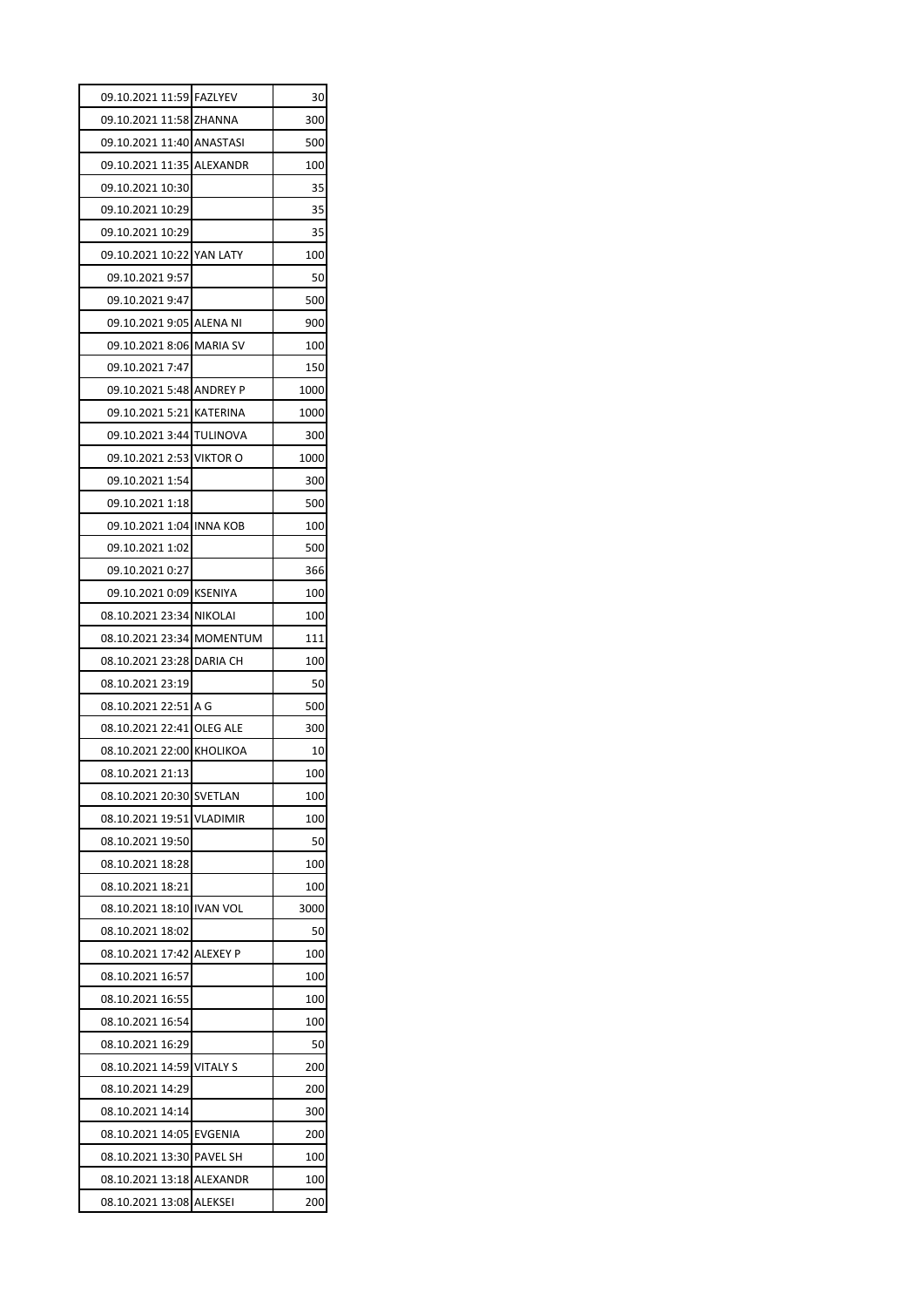| | | |
|---|---|---|
| 09.10.2021 11:59 | FAZLYEV | 30 |
| 09.10.2021 11:58 | ZHANNA | 300 |
| 09.10.2021 11:40 | ANASTASI | 500 |
| 09.10.2021 11:35 | ALEXANDR | 100 |
| 09.10.2021 10:30 | | 35 |
| 09.10.2021 10:29 | | 35 |
| 09.10.2021 10:29 | | 35 |
| 09.10.2021 10:22 | YAN LATY | 100 |
| 09.10.2021 9:57 | | 50 |
| 09.10.2021 9:47 | | 500 |
| 09.10.2021 9:05 | ALENA NI | 900 |
| 09.10.2021 8:06 | MARIA SV | 100 |
| 09.10.2021 7:47 | | 150 |
| 09.10.2021 5:48 | ANDREY P | 1000 |
| 09.10.2021 5:21 | KATERINA | 1000 |
| 09.10.2021 3:44 | TULINOVA | 300 |
| 09.10.2021 2:53 | VIKTOR O | 1000 |
| 09.10.2021 1:54 | | 300 |
| 09.10.2021 1:18 | | 500 |
| 09.10.2021 1:04 | INNA KOB | 100 |
| 09.10.2021 1:02 | | 500 |
| 09.10.2021 0:27 | | 366 |
| 09.10.2021 0:09 | KSENIYA | 100 |
| 08.10.2021 23:34 | NIKOLAI | 100 |
| 08.10.2021 23:34 | MOMENTUM | 111 |
| 08.10.2021 23:28 | DARIA CH | 100 |
| 08.10.2021 23:19 | | 50 |
| 08.10.2021 22:51 | A G | 500 |
| 08.10.2021 22:41 | OLEG ALE | 300 |
| 08.10.2021 22:00 | KHOLIKOA | 10 |
| 08.10.2021 21:13 | | 100 |
| 08.10.2021 20:30 | SVETLAN | 100 |
| 08.10.2021 19:51 | VLADIMIR | 100 |
| 08.10.2021 19:50 | | 50 |
| 08.10.2021 18:28 | | 100 |
| 08.10.2021 18:21 | | 100 |
| 08.10.2021 18:10 | IVAN VOL | 3000 |
| 08.10.2021 18:02 | | 50 |
| 08.10.2021 17:42 | ALEXEY P | 100 |
| 08.10.2021 16:57 | | 100 |
| 08.10.2021 16:55 | | 100 |
| 08.10.2021 16:54 | | 100 |
| 08.10.2021 16:29 | | 50 |
| 08.10.2021 14:59 | VITALY S | 200 |
| 08.10.2021 14:29 | | 200 |
| 08.10.2021 14:14 | | 300 |
| 08.10.2021 14:05 | EVGENIA | 200 |
| 08.10.2021 13:30 | PAVEL SH | 100 |
| 08.10.2021 13:18 | ALEXANDR | 100 |
| 08.10.2021 13:08 | ALEKSEI | 200 |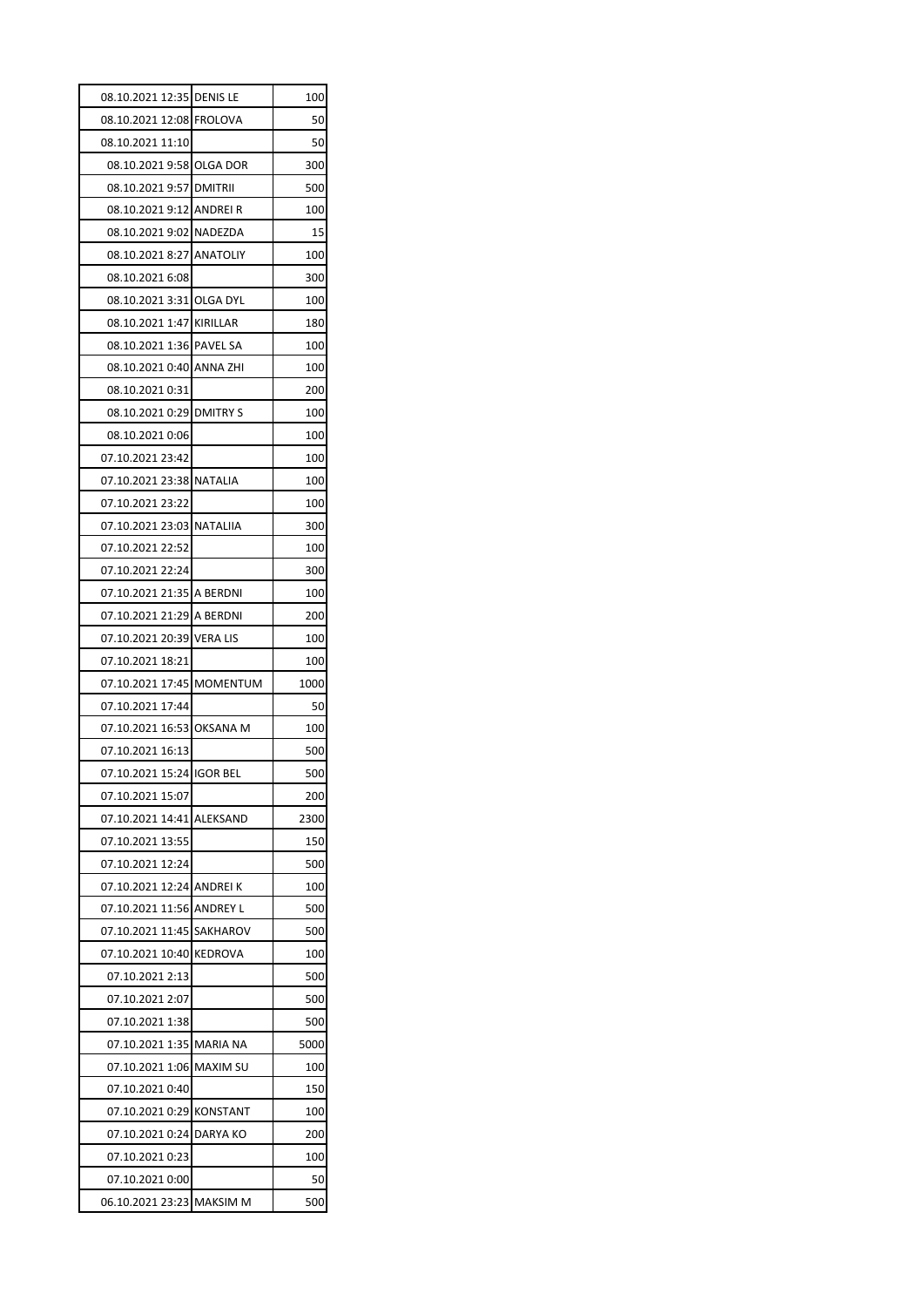| | | |
|---|---|---|
| 08.10.2021 12:35 | DENIS LE | 100 |
| 08.10.2021 12:08 | FROLOVA | 50 |
| 08.10.2021 11:10 | | 50 |
| 08.10.2021 9:58 | OLGA DOR | 300 |
| 08.10.2021 9:57 | DMITRII | 500 |
| 08.10.2021 9:12 | ANDREI R | 100 |
| 08.10.2021 9:02 | NADEZDA | 15 |
| 08.10.2021 8:27 | ANATOLIY | 100 |
| 08.10.2021 6:08 | | 300 |
| 08.10.2021 3:31 | OLGA DYL | 100 |
| 08.10.2021 1:47 | KIRILLAR | 180 |
| 08.10.2021 1:36 | PAVEL SA | 100 |
| 08.10.2021 0:40 | ANNA ZHI | 100 |
| 08.10.2021 0:31 | | 200 |
| 08.10.2021 0:29 | DMITRY S | 100 |
| 08.10.2021 0:06 | | 100 |
| 07.10.2021 23:42 | | 100 |
| 07.10.2021 23:38 | NATALIA | 100 |
| 07.10.2021 23:22 | | 100 |
| 07.10.2021 23:03 | NATALIIA | 300 |
| 07.10.2021 22:52 | | 100 |
| 07.10.2021 22:24 | | 300 |
| 07.10.2021 21:35 | A BERDNI | 100 |
| 07.10.2021 21:29 | A BERDNI | 200 |
| 07.10.2021 20:39 | VERA LIS | 100 |
| 07.10.2021 18:21 | | 100 |
| 07.10.2021 17:45 | MOMENTUM | 1000 |
| 07.10.2021 17:44 | | 50 |
| 07.10.2021 16:53 | OKSANA M | 100 |
| 07.10.2021 16:13 | | 500 |
| 07.10.2021 15:24 | IGOR BEL | 500 |
| 07.10.2021 15:07 | | 200 |
| 07.10.2021 14:41 | ALEKSAND | 2300 |
| 07.10.2021 13:55 | | 150 |
| 07.10.2021 12:24 | | 500 |
| 07.10.2021 12:24 | ANDREI K | 100 |
| 07.10.2021 11:56 | ANDREY L | 500 |
| 07.10.2021 11:45 | SAKHAROV | 500 |
| 07.10.2021 10:40 | KEDROVA | 100 |
| 07.10.2021 2:13 | | 500 |
| 07.10.2021 2:07 | | 500 |
| 07.10.2021 1:38 | | 500 |
| 07.10.2021 1:35 | MARIA NA | 5000 |
| 07.10.2021 1:06 | MAXIM SU | 100 |
| 07.10.2021 0:40 | | 150 |
| 07.10.2021 0:29 | KONSTANT | 100 |
| 07.10.2021 0:24 | DARYA KO | 200 |
| 07.10.2021 0:23 | | 100 |
| 07.10.2021 0:00 | | 50 |
| 06.10.2021 23:23 | MAKSIM M | 500 |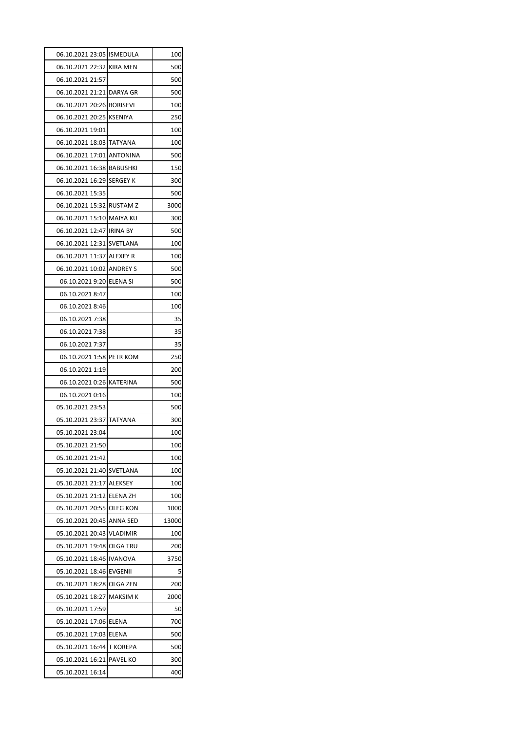| | | |
|---|---|---|
| 06.10.2021 23:05 | ISMEDULA | 100 |
| 06.10.2021 22:32 | KIRA MEN | 500 |
| 06.10.2021 21:57 | | 500 |
| 06.10.2021 21:21 | DARYA GR | 500 |
| 06.10.2021 20:26 | BORISEVI | 100 |
| 06.10.2021 20:25 | KSENIYA | 250 |
| 06.10.2021 19:01 | | 100 |
| 06.10.2021 18:03 | TATYANA | 100 |
| 06.10.2021 17:01 | ANTONINA | 500 |
| 06.10.2021 16:38 | BABUSHKI | 150 |
| 06.10.2021 16:29 | SERGEY K | 300 |
| 06.10.2021 15:35 | | 500 |
| 06.10.2021 15:32 | RUSTAM Z | 3000 |
| 06.10.2021 15:10 | MAIYA KU | 300 |
| 06.10.2021 12:47 | IRINA BY | 500 |
| 06.10.2021 12:31 | SVETLANA | 100 |
| 06.10.2021 11:37 | ALEXEY R | 100 |
| 06.10.2021 10:02 | ANDREY S | 500 |
| 06.10.2021 9:20 | ELENA SI | 500 |
| 06.10.2021 8:47 | | 100 |
| 06.10.2021 8:46 | | 100 |
| 06.10.2021 7:38 | | 35 |
| 06.10.2021 7:38 | | 35 |
| 06.10.2021 7:37 | | 35 |
| 06.10.2021 1:58 | PETR KOM | 250 |
| 06.10.2021 1:19 | | 200 |
| 06.10.2021 0:26 | KATERINA | 500 |
| 06.10.2021 0:16 | | 100 |
| 05.10.2021 23:53 | | 500 |
| 05.10.2021 23:37 | TATYANA | 300 |
| 05.10.2021 23:04 | | 100 |
| 05.10.2021 21:50 | | 100 |
| 05.10.2021 21:42 | | 100 |
| 05.10.2021 21:40 | SVETLANA | 100 |
| 05.10.2021 21:17 | ALEKSEY | 100 |
| 05.10.2021 21:12 | ELENA ZH | 100 |
| 05.10.2021 20:55 | OLEG KON | 1000 |
| 05.10.2021 20:45 | ANNA SED | 13000 |
| 05.10.2021 20:43 | VLADIMIR | 100 |
| 05.10.2021 19:48 | OLGA TRU | 200 |
| 05.10.2021 18:46 | IVANOVA | 3750 |
| 05.10.2021 18:46 | EVGENII | 5 |
| 05.10.2021 18:28 | OLGA ZEN | 200 |
| 05.10.2021 18:27 | MAKSIM K | 2000 |
| 05.10.2021 17:59 | | 50 |
| 05.10.2021 17:06 | ELENA | 700 |
| 05.10.2021 17:03 | ELENA | 500 |
| 05.10.2021 16:44 | T KOREPA | 500 |
| 05.10.2021 16:21 | PAVEL KO | 300 |
| 05.10.2021 16:14 | | 400 |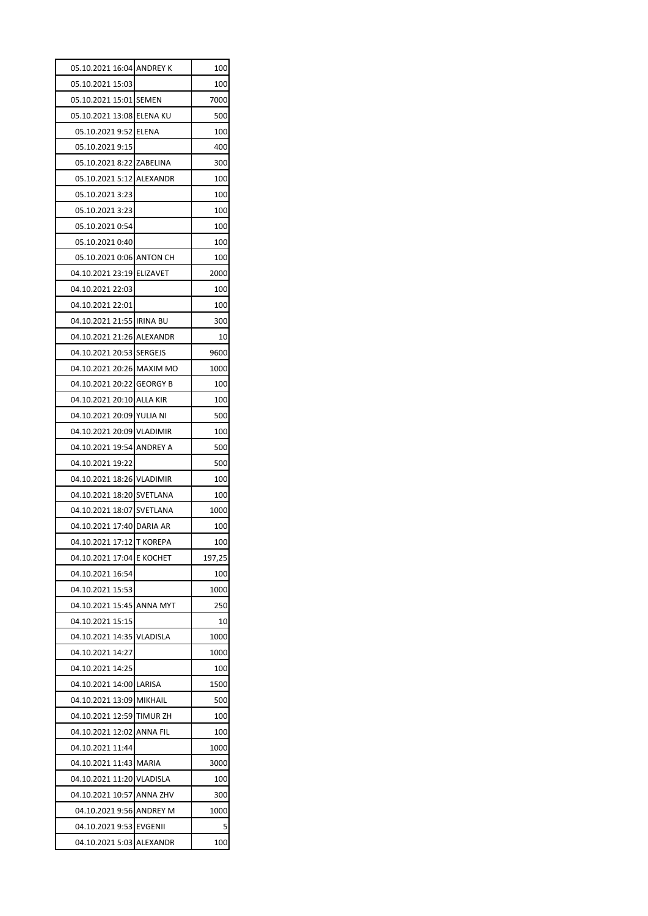| | | |
|---|---|---|
| 05.10.2021 16:04 | ANDREY K | 100 |
| 05.10.2021 15:03 | | 100 |
| 05.10.2021 15:01 | SEMEN | 7000 |
| 05.10.2021 13:08 | ELENA KU | 500 |
| 05.10.2021 9:52 | ELENA | 100 |
| 05.10.2021 9:15 | | 400 |
| 05.10.2021 8:22 | ZABELINA | 300 |
| 05.10.2021 5:12 | ALEXANDR | 100 |
| 05.10.2021 3:23 | | 100 |
| 05.10.2021 3:23 | | 100 |
| 05.10.2021 0:54 | | 100 |
| 05.10.2021 0:40 | | 100 |
| 05.10.2021 0:06 | ANTON CH | 100 |
| 04.10.2021 23:19 | ELIZAVET | 2000 |
| 04.10.2021 22:03 | | 100 |
| 04.10.2021 22:01 | | 100 |
| 04.10.2021 21:55 | IRINA BU | 300 |
| 04.10.2021 21:26 | ALEXANDR | 10 |
| 04.10.2021 20:53 | SERGEJS | 9600 |
| 04.10.2021 20:26 | MAXIM MO | 1000 |
| 04.10.2021 20:22 | GEORGY B | 100 |
| 04.10.2021 20:10 | ALLA KIR | 100 |
| 04.10.2021 20:09 | YULIA NI | 500 |
| 04.10.2021 20:09 | VLADIMIR | 100 |
| 04.10.2021 19:54 | ANDREY A | 500 |
| 04.10.2021 19:22 | | 500 |
| 04.10.2021 18:26 | VLADIMIR | 100 |
| 04.10.2021 18:20 | SVETLANA | 100 |
| 04.10.2021 18:07 | SVETLANA | 1000 |
| 04.10.2021 17:40 | DARIA AR | 100 |
| 04.10.2021 17:12 | T KOREPA | 100 |
| 04.10.2021 17:04 | E KOCHET | 197,25 |
| 04.10.2021 16:54 | | 100 |
| 04.10.2021 15:53 | | 1000 |
| 04.10.2021 15:45 | ANNA MYT | 250 |
| 04.10.2021 15:15 | | 10 |
| 04.10.2021 14:35 | VLADISLA | 1000 |
| 04.10.2021 14:27 | | 1000 |
| 04.10.2021 14:25 | | 100 |
| 04.10.2021 14:00 | LARISA | 1500 |
| 04.10.2021 13:09 | MIKHAIL | 500 |
| 04.10.2021 12:59 | TIMUR ZH | 100 |
| 04.10.2021 12:02 | ANNA FIL | 100 |
| 04.10.2021 11:44 | | 1000 |
| 04.10.2021 11:43 | MARIA | 3000 |
| 04.10.2021 11:20 | VLADISLA | 100 |
| 04.10.2021 10:57 | ANNA ZHV | 300 |
| 04.10.2021 9:56 | ANDREY M | 1000 |
| 04.10.2021 9:53 | EVGENII | 5 |
| 04.10.2021 5:03 | ALEXANDR | 100 |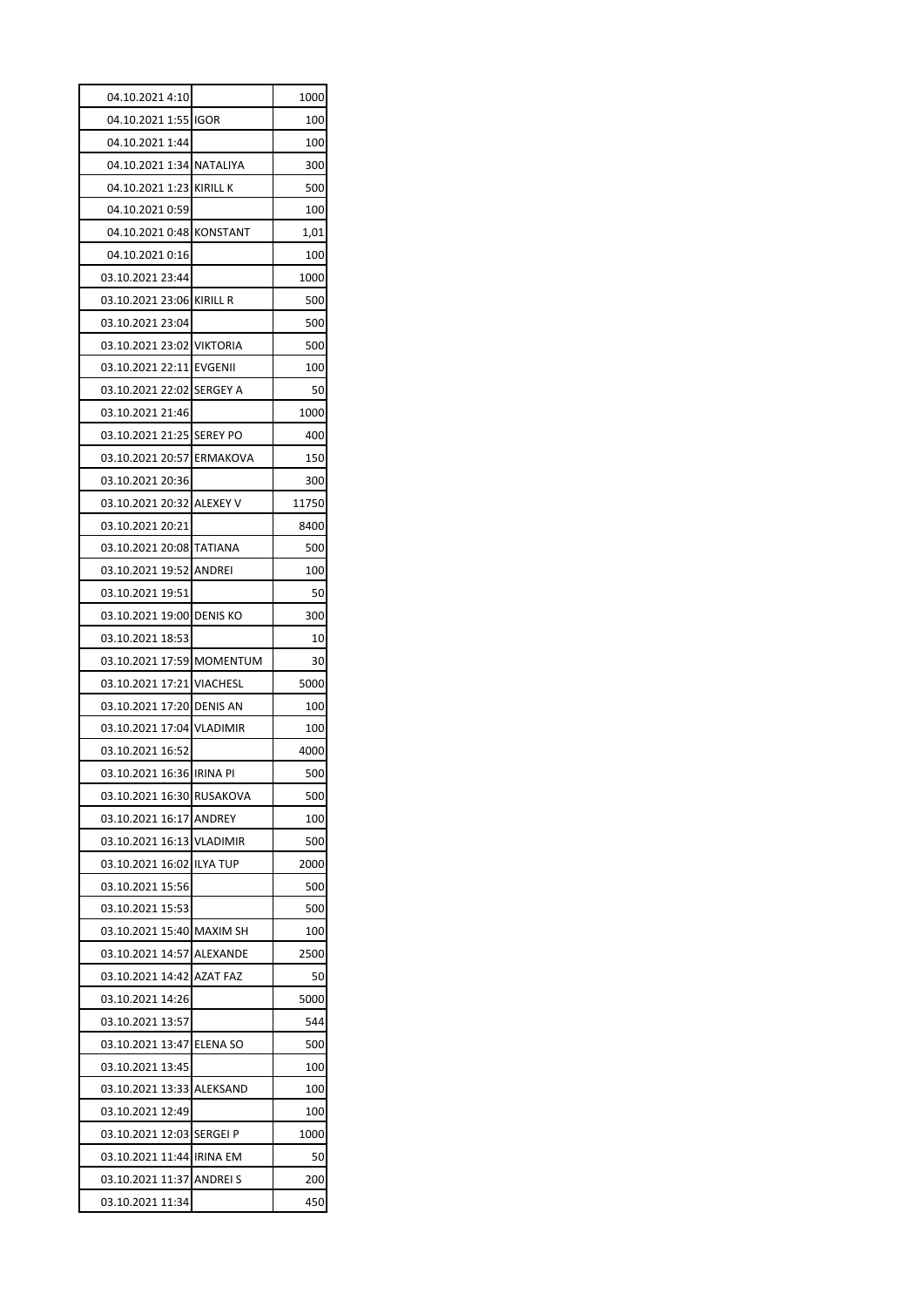| | | |
|---|---|---|
| 04.10.2021 4:10 | | 1000 |
| 04.10.2021 1:55 | IGOR | 100 |
| 04.10.2021 1:44 | | 100 |
| 04.10.2021 1:34 | NATALIYA | 300 |
| 04.10.2021 1:23 | KIRILL K | 500 |
| 04.10.2021 0:59 | | 100 |
| 04.10.2021 0:48 | KONSTANT | 1,01 |
| 04.10.2021 0:16 | | 100 |
| 03.10.2021 23:44 | | 1000 |
| 03.10.2021 23:06 | KIRILL R | 500 |
| 03.10.2021 23:04 | | 500 |
| 03.10.2021 23:02 | VIKTORIA | 500 |
| 03.10.2021 22:11 | EVGENII | 100 |
| 03.10.2021 22:02 | SERGEY A | 50 |
| 03.10.2021 21:46 | | 1000 |
| 03.10.2021 21:25 | SEREY PO | 400 |
| 03.10.2021 20:57 | ERMAKOVA | 150 |
| 03.10.2021 20:36 | | 300 |
| 03.10.2021 20:32 | ALEXEY V | 11750 |
| 03.10.2021 20:21 | | 8400 |
| 03.10.2021 20:08 | TATIANA | 500 |
| 03.10.2021 19:52 | ANDREI | 100 |
| 03.10.2021 19:51 | | 50 |
| 03.10.2021 19:00 | DENIS KO | 300 |
| 03.10.2021 18:53 | | 10 |
| 03.10.2021 17:59 | MOMENTUM | 30 |
| 03.10.2021 17:21 | VIACHESL | 5000 |
| 03.10.2021 17:20 | DENIS AN | 100 |
| 03.10.2021 17:04 | VLADIMIR | 100 |
| 03.10.2021 16:52 | | 4000 |
| 03.10.2021 16:36 | IRINA PI | 500 |
| 03.10.2021 16:30 | RUSAKOVA | 500 |
| 03.10.2021 16:17 | ANDREY | 100 |
| 03.10.2021 16:13 | VLADIMIR | 500 |
| 03.10.2021 16:02 | ILYA TUP | 2000 |
| 03.10.2021 15:56 | | 500 |
| 03.10.2021 15:53 | | 500 |
| 03.10.2021 15:40 | MAXIM SH | 100 |
| 03.10.2021 14:57 | ALEXANDE | 2500 |
| 03.10.2021 14:42 | AZAT FAZ | 50 |
| 03.10.2021 14:26 | | 5000 |
| 03.10.2021 13:57 | | 544 |
| 03.10.2021 13:47 | ELENA SO | 500 |
| 03.10.2021 13:45 | | 100 |
| 03.10.2021 13:33 | ALEKSAND | 100 |
| 03.10.2021 12:49 | | 100 |
| 03.10.2021 12:03 | SERGEI P | 1000 |
| 03.10.2021 11:44 | IRINA EM | 50 |
| 03.10.2021 11:37 | ANDREI S | 200 |
| 03.10.2021 11:34 | | 450 |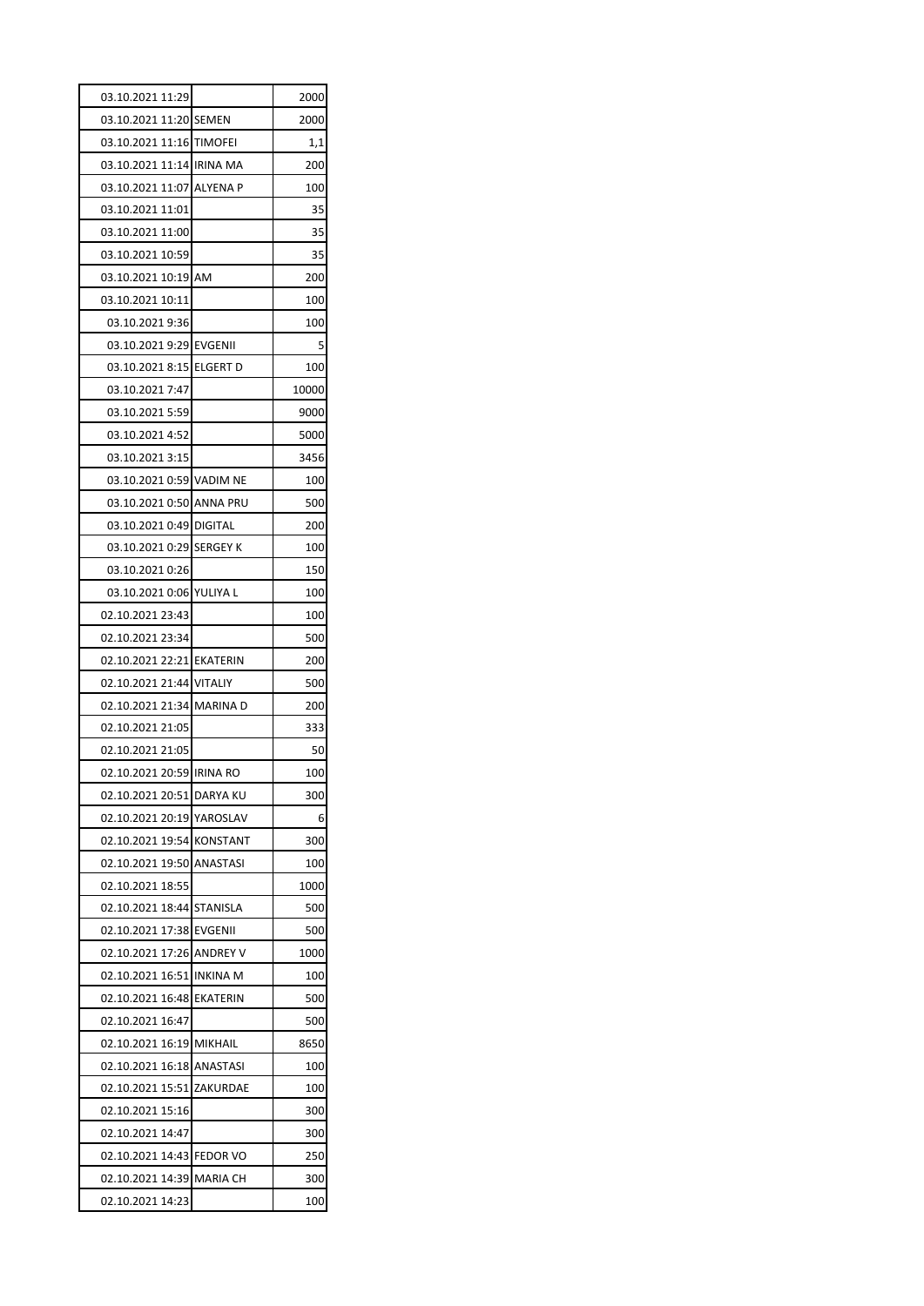| | | |
|---|---|---|
| 03.10.2021 11:29 | | 2000 |
| 03.10.2021 11:20 | SEMEN | 2000 |
| 03.10.2021 11:16 | TIMOFEI | 1,1 |
| 03.10.2021 11:14 | IRINA MA | 200 |
| 03.10.2021 11:07 | ALYENA P | 100 |
| 03.10.2021 11:01 | | 35 |
| 03.10.2021 11:00 | | 35 |
| 03.10.2021 10:59 | | 35 |
| 03.10.2021 10:19 | AM | 200 |
| 03.10.2021 10:11 | | 100 |
| 03.10.2021 9:36 | | 100 |
| 03.10.2021 9:29 | EVGENII | 5 |
| 03.10.2021 8:15 | ELGERT D | 100 |
| 03.10.2021 7:47 | | 10000 |
| 03.10.2021 5:59 | | 9000 |
| 03.10.2021 4:52 | | 5000 |
| 03.10.2021 3:15 | | 3456 |
| 03.10.2021 0:59 | VADIM NE | 100 |
| 03.10.2021 0:50 | ANNA PRU | 500 |
| 03.10.2021 0:49 | DIGITAL | 200 |
| 03.10.2021 0:29 | SERGEY K | 100 |
| 03.10.2021 0:26 | | 150 |
| 03.10.2021 0:06 | YULIYA L | 100 |
| 02.10.2021 23:43 | | 100 |
| 02.10.2021 23:34 | | 500 |
| 02.10.2021 22:21 | EKATERIN | 200 |
| 02.10.2021 21:44 | VITALIY | 500 |
| 02.10.2021 21:34 | MARINA D | 200 |
| 02.10.2021 21:05 | | 333 |
| 02.10.2021 21:05 | | 50 |
| 02.10.2021 20:59 | IRINA RO | 100 |
| 02.10.2021 20:51 | DARYA KU | 300 |
| 02.10.2021 20:19 | YAROSLAV | 6 |
| 02.10.2021 19:54 | KONSTANT | 300 |
| 02.10.2021 19:50 | ANASTASI | 100 |
| 02.10.2021 18:55 | | 1000 |
| 02.10.2021 18:44 | STANISLA | 500 |
| 02.10.2021 17:38 | EVGENII | 500 |
| 02.10.2021 17:26 | ANDREY V | 1000 |
| 02.10.2021 16:51 | INKINA M | 100 |
| 02.10.2021 16:48 | EKATERIN | 500 |
| 02.10.2021 16:47 | | 500 |
| 02.10.2021 16:19 | MIKHAIL | 8650 |
| 02.10.2021 16:18 | ANASTASI | 100 |
| 02.10.2021 15:51 | ZAKURDAE | 100 |
| 02.10.2021 15:16 | | 300 |
| 02.10.2021 14:47 | | 300 |
| 02.10.2021 14:43 | FEDOR VO | 250 |
| 02.10.2021 14:39 | MARIA CH | 300 |
| 02.10.2021 14:23 | | 100 |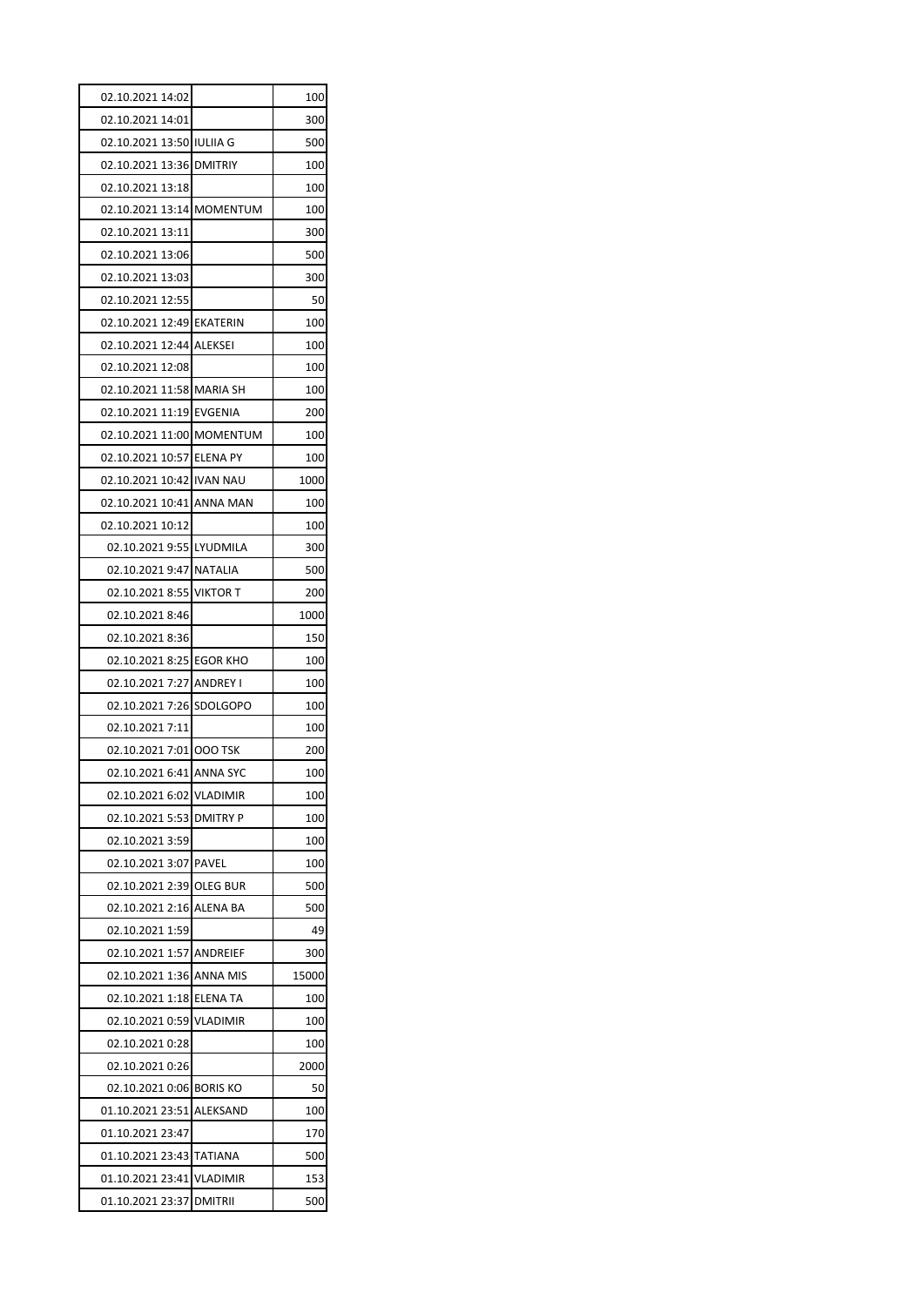| | | |
|---|---|---|
| 02.10.2021 14:02 | | 100 |
| 02.10.2021 14:01 | | 300 |
| 02.10.2021 13:50 | IULIIA G | 500 |
| 02.10.2021 13:36 | DMITRIY | 100 |
| 02.10.2021 13:18 | | 100 |
| 02.10.2021 13:14 | MOMENTUM | 100 |
| 02.10.2021 13:11 | | 300 |
| 02.10.2021 13:06 | | 500 |
| 02.10.2021 13:03 | | 300 |
| 02.10.2021 12:55 | | 50 |
| 02.10.2021 12:49 | EKATERIN | 100 |
| 02.10.2021 12:44 | ALEKSEI | 100 |
| 02.10.2021 12:08 | | 100 |
| 02.10.2021 11:58 | MARIA SH | 100 |
| 02.10.2021 11:19 | EVGENIA | 200 |
| 02.10.2021 11:00 | MOMENTUM | 100 |
| 02.10.2021 10:57 | ELENA PY | 100 |
| 02.10.2021 10:42 | IVAN NAU | 1000 |
| 02.10.2021 10:41 | ANNA MAN | 100 |
| 02.10.2021 10:12 | | 100 |
| 02.10.2021 9:55 | LYUDMILA | 300 |
| 02.10.2021 9:47 | NATALIA | 500 |
| 02.10.2021 8:55 | VIKTOR T | 200 |
| 02.10.2021 8:46 | | 1000 |
| 02.10.2021 8:36 | | 150 |
| 02.10.2021 8:25 | EGOR KHO | 100 |
| 02.10.2021 7:27 | ANDREY I | 100 |
| 02.10.2021 7:26 | SDOLGOPO | 100 |
| 02.10.2021 7:11 | | 100 |
| 02.10.2021 7:01 | OOO TSK | 200 |
| 02.10.2021 6:41 | ANNA SYC | 100 |
| 02.10.2021 6:02 | VLADIMIR | 100 |
| 02.10.2021 5:53 | DMITRY P | 100 |
| 02.10.2021 3:59 | | 100 |
| 02.10.2021 3:07 | PAVEL | 100 |
| 02.10.2021 2:39 | OLEG BUR | 500 |
| 02.10.2021 2:16 | ALENA BA | 500 |
| 02.10.2021 1:59 | | 49 |
| 02.10.2021 1:57 | ANDREIEF | 300 |
| 02.10.2021 1:36 | ANNA MIS | 15000 |
| 02.10.2021 1:18 | ELENA TA | 100 |
| 02.10.2021 0:59 | VLADIMIR | 100 |
| 02.10.2021 0:28 | | 100 |
| 02.10.2021 0:26 | | 2000 |
| 02.10.2021 0:06 | BORIS KO | 50 |
| 01.10.2021 23:51 | ALEKSAND | 100 |
| 01.10.2021 23:47 | | 170 |
| 01.10.2021 23:43 | TATIANA | 500 |
| 01.10.2021 23:41 | VLADIMIR | 153 |
| 01.10.2021 23:37 | DMITRII | 500 |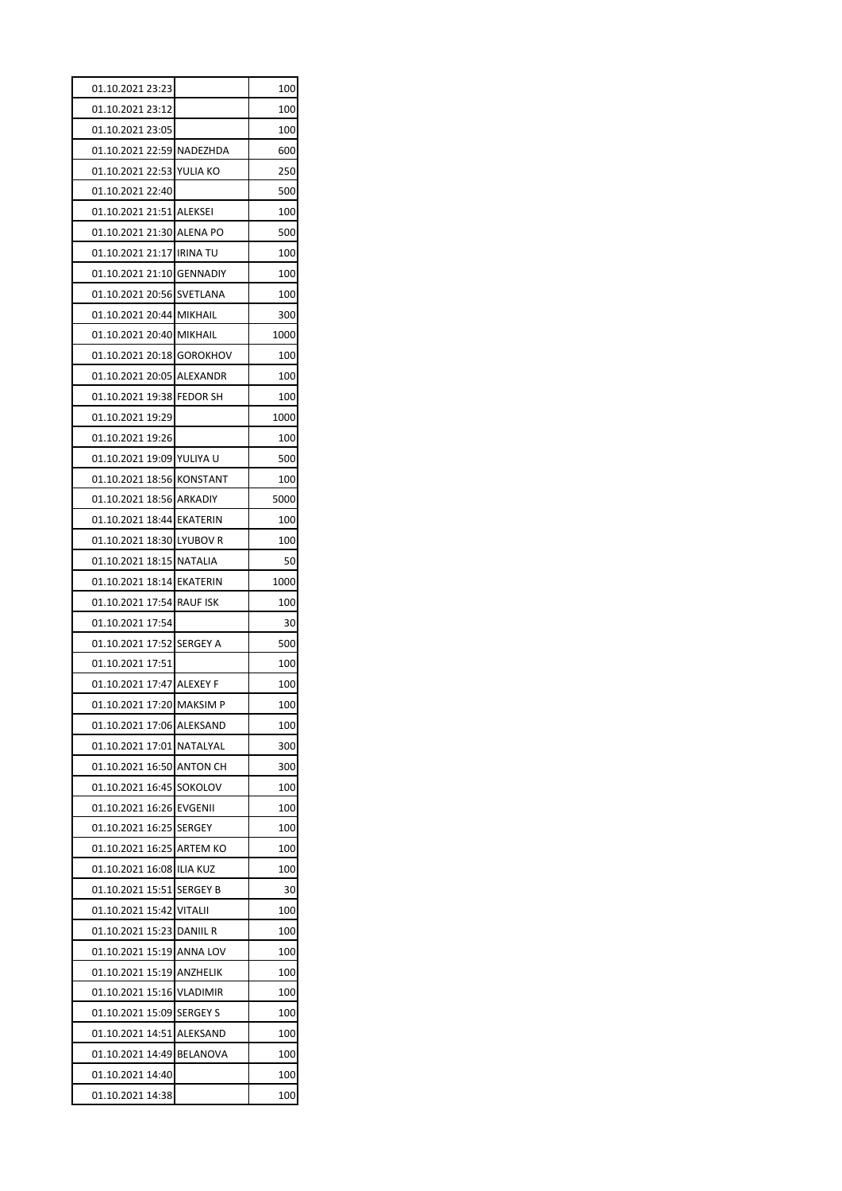| | | |
|---|---|---|
| 01.10.2021 23:23 | | 100 |
| 01.10.2021 23:12 | | 100 |
| 01.10.2021 23:05 | | 100 |
| 01.10.2021 22:59 | NADEZHDA | 600 |
| 01.10.2021 22:53 | YULIA KO | 250 |
| 01.10.2021 22:40 | | 500 |
| 01.10.2021 21:51 | ALEKSEI | 100 |
| 01.10.2021 21:30 | ALENA PO | 500 |
| 01.10.2021 21:17 | IRINA TU | 100 |
| 01.10.2021 21:10 | GENNADIY | 100 |
| 01.10.2021 20:56 | SVETLANA | 100 |
| 01.10.2021 20:44 | MIKHAIL | 300 |
| 01.10.2021 20:40 | MIKHAIL | 1000 |
| 01.10.2021 20:18 | GOROKHOV | 100 |
| 01.10.2021 20:05 | ALEXANDR | 100 |
| 01.10.2021 19:38 | FEDOR SH | 100 |
| 01.10.2021 19:29 | | 1000 |
| 01.10.2021 19:26 | | 100 |
| 01.10.2021 19:09 | YULIYA U | 500 |
| 01.10.2021 18:56 | KONSTANT | 100 |
| 01.10.2021 18:56 | ARKADIY | 5000 |
| 01.10.2021 18:44 | EKATERIN | 100 |
| 01.10.2021 18:30 | LYUBOV R | 100 |
| 01.10.2021 18:15 | NATALIA | 50 |
| 01.10.2021 18:14 | EKATERIN | 1000 |
| 01.10.2021 17:54 | RAUF ISK | 100 |
| 01.10.2021 17:54 | | 30 |
| 01.10.2021 17:52 | SERGEY A | 500 |
| 01.10.2021 17:51 | | 100 |
| 01.10.2021 17:47 | ALEXEY F | 100 |
| 01.10.2021 17:20 | MAKSIM P | 100 |
| 01.10.2021 17:06 | ALEKSAND | 100 |
| 01.10.2021 17:01 | NATALYAL | 300 |
| 01.10.2021 16:50 | ANTON CH | 300 |
| 01.10.2021 16:45 | SOKOLOV | 100 |
| 01.10.2021 16:26 | EVGENII | 100 |
| 01.10.2021 16:25 | SERGEY | 100 |
| 01.10.2021 16:25 | ARTEM KO | 100 |
| 01.10.2021 16:08 | ILIA KUZ | 100 |
| 01.10.2021 15:51 | SERGEY B | 30 |
| 01.10.2021 15:42 | VITALII | 100 |
| 01.10.2021 15:23 | DANIIL R | 100 |
| 01.10.2021 15:19 | ANNA LOV | 100 |
| 01.10.2021 15:19 | ANZHELIK | 100 |
| 01.10.2021 15:16 | VLADIMIR | 100 |
| 01.10.2021 15:09 | SERGEY S | 100 |
| 01.10.2021 14:51 | ALEKSAND | 100 |
| 01.10.2021 14:49 | BELANOVA | 100 |
| 01.10.2021 14:40 | | 100 |
| 01.10.2021 14:38 | | 100 |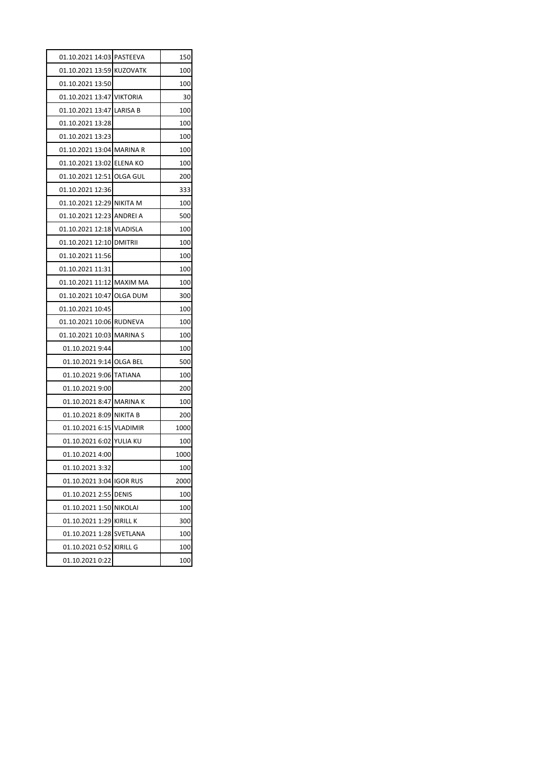| | | |
|---|---|---|
| 01.10.2021 14:03 | PASTEEVA | 150 |
| 01.10.2021 13:59 | KUZOVATK | 100 |
| 01.10.2021 13:50 | | 100 |
| 01.10.2021 13:47 | VIKTORIA | 30 |
| 01.10.2021 13:47 | LARISA B | 100 |
| 01.10.2021 13:28 | | 100 |
| 01.10.2021 13:23 | | 100 |
| 01.10.2021 13:04 | MARINA R | 100 |
| 01.10.2021 13:02 | ELENA KO | 100 |
| 01.10.2021 12:51 | OLGA GUL | 200 |
| 01.10.2021 12:36 | | 333 |
| 01.10.2021 12:29 | NIKITA M | 100 |
| 01.10.2021 12:23 | ANDREI A | 500 |
| 01.10.2021 12:18 | VLADISLA | 100 |
| 01.10.2021 12:10 | DMITRII | 100 |
| 01.10.2021 11:56 | | 100 |
| 01.10.2021 11:31 | | 100 |
| 01.10.2021 11:12 | MAXIM MA | 100 |
| 01.10.2021 10:47 | OLGA DUM | 300 |
| 01.10.2021 10:45 | | 100 |
| 01.10.2021 10:06 | RUDNEVA | 100 |
| 01.10.2021 10:03 | MARINA S | 100 |
| 01.10.2021 9:44 | | 100 |
| 01.10.2021 9:14 | OLGA BEL | 500 |
| 01.10.2021 9:06 | TATIANA | 100 |
| 01.10.2021 9:00 | | 200 |
| 01.10.2021 8:47 | MARINA K | 100 |
| 01.10.2021 8:09 | NIKITA B | 200 |
| 01.10.2021 6:15 | VLADIMIR | 1000 |
| 01.10.2021 6:02 | YULIA KU | 100 |
| 01.10.2021 4:00 | | 1000 |
| 01.10.2021 3:32 | | 100 |
| 01.10.2021 3:04 | IGOR RUS | 2000 |
| 01.10.2021 2:55 | DENIS | 100 |
| 01.10.2021 1:50 | NIKOLAI | 100 |
| 01.10.2021 1:29 | KIRILL K | 300 |
| 01.10.2021 1:28 | SVETLANA | 100 |
| 01.10.2021 0:52 | KIRILL G | 100 |
| 01.10.2021 0:22 | | 100 |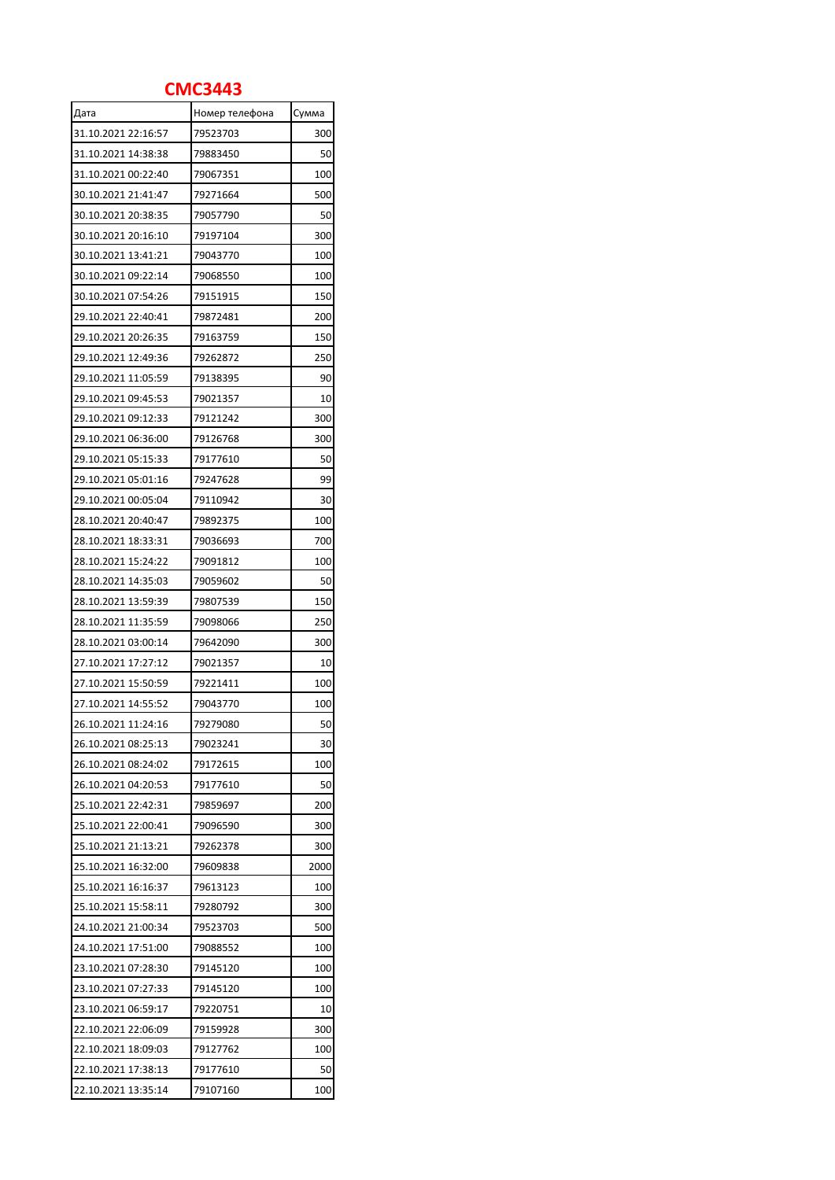# CMC3443

| Дата | Номер телефона | Сумма |
|---|---|---|
| 31.10.2021 22:16:57 | 79523703 | 300 |
| 31.10.2021 14:38:38 | 79883450 | 50 |
| 31.10.2021 00:22:40 | 79067351 | 100 |
| 30.10.2021 21:41:47 | 79271664 | 500 |
| 30.10.2021 20:38:35 | 79057790 | 50 |
| 30.10.2021 20:16:10 | 79197104 | 300 |
| 30.10.2021 13:41:21 | 79043770 | 100 |
| 30.10.2021 09:22:14 | 79068550 | 100 |
| 30.10.2021 07:54:26 | 79151915 | 150 |
| 29.10.2021 22:40:41 | 79872481 | 200 |
| 29.10.2021 20:26:35 | 79163759 | 150 |
| 29.10.2021 12:49:36 | 79262872 | 250 |
| 29.10.2021 11:05:59 | 79138395 | 90 |
| 29.10.2021 09:45:53 | 79021357 | 10 |
| 29.10.2021 09:12:33 | 79121242 | 300 |
| 29.10.2021 06:36:00 | 79126768 | 300 |
| 29.10.2021 05:15:33 | 79177610 | 50 |
| 29.10.2021 05:01:16 | 79247628 | 99 |
| 29.10.2021 00:05:04 | 79110942 | 30 |
| 28.10.2021 20:40:47 | 79892375 | 100 |
| 28.10.2021 18:33:31 | 79036693 | 700 |
| 28.10.2021 15:24:22 | 79091812 | 100 |
| 28.10.2021 14:35:03 | 79059602 | 50 |
| 28.10.2021 13:59:39 | 79807539 | 150 |
| 28.10.2021 11:35:59 | 79098066 | 250 |
| 28.10.2021 03:00:14 | 79642090 | 300 |
| 27.10.2021 17:27:12 | 79021357 | 10 |
| 27.10.2021 15:50:59 | 79221411 | 100 |
| 27.10.2021 14:55:52 | 79043770 | 100 |
| 26.10.2021 11:24:16 | 79279080 | 50 |
| 26.10.2021 08:25:13 | 79023241 | 30 |
| 26.10.2021 08:24:02 | 79172615 | 100 |
| 26.10.2021 04:20:53 | 79177610 | 50 |
| 25.10.2021 22:42:31 | 79859697 | 200 |
| 25.10.2021 22:00:41 | 79096590 | 300 |
| 25.10.2021 21:13:21 | 79262378 | 300 |
| 25.10.2021 16:32:00 | 79609838 | 2000 |
| 25.10.2021 16:16:37 | 79613123 | 100 |
| 25.10.2021 15:58:11 | 79280792 | 300 |
| 24.10.2021 21:00:34 | 79523703 | 500 |
| 24.10.2021 17:51:00 | 79088552 | 100 |
| 23.10.2021 07:28:30 | 79145120 | 100 |
| 23.10.2021 07:27:33 | 79145120 | 100 |
| 23.10.2021 06:59:17 | 79220751 | 10 |
| 22.10.2021 22:06:09 | 79159928 | 300 |
| 22.10.2021 18:09:03 | 79127762 | 100 |
| 22.10.2021 17:38:13 | 79177610 | 50 |
| 22.10.2021 13:35:14 | 79107160 | 100 |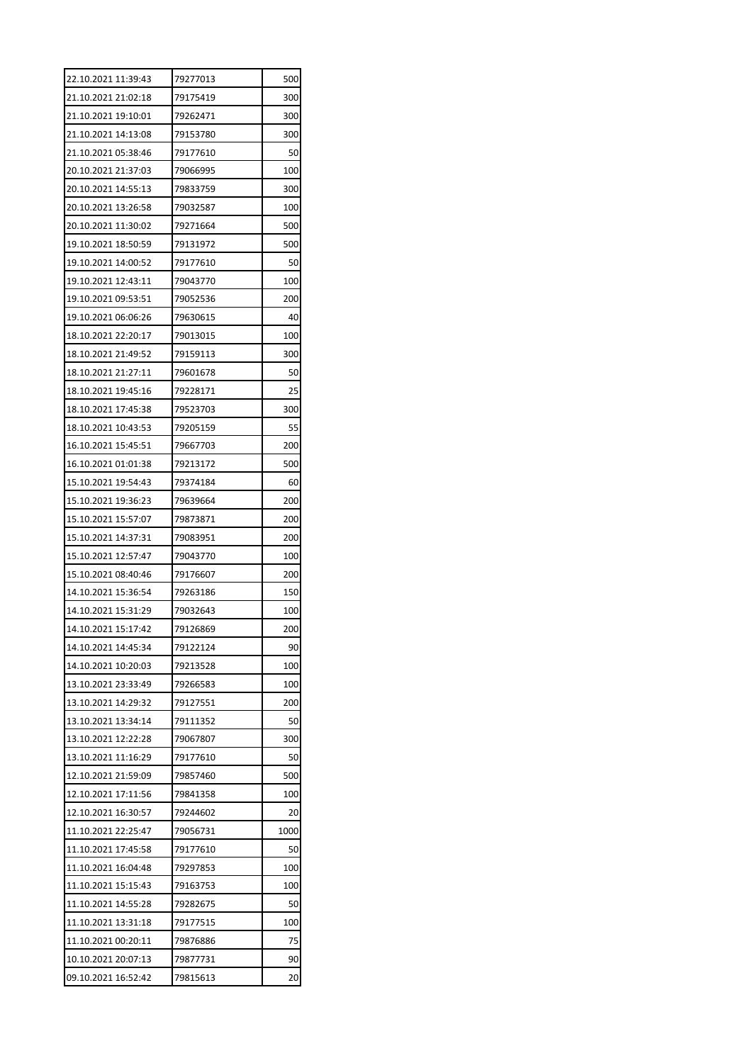| | | |
|---|---|---|
| 22.10.2021 11:39:43 | 79277013 | 500 |
| 21.10.2021 21:02:18 | 79175419 | 300 |
| 21.10.2021 19:10:01 | 79262471 | 300 |
| 21.10.2021 14:13:08 | 79153780 | 300 |
| 21.10.2021 05:38:46 | 79177610 | 50 |
| 20.10.2021 21:37:03 | 79066995 | 100 |
| 20.10.2021 14:55:13 | 79833759 | 300 |
| 20.10.2021 13:26:58 | 79032587 | 100 |
| 20.10.2021 11:30:02 | 79271664 | 500 |
| 19.10.2021 18:50:59 | 79131972 | 500 |
| 19.10.2021 14:00:52 | 79177610 | 50 |
| 19.10.2021 12:43:11 | 79043770 | 100 |
| 19.10.2021 09:53:51 | 79052536 | 200 |
| 19.10.2021 06:06:26 | 79630615 | 40 |
| 18.10.2021 22:20:17 | 79013015 | 100 |
| 18.10.2021 21:49:52 | 79159113 | 300 |
| 18.10.2021 21:27:11 | 79601678 | 50 |
| 18.10.2021 19:45:16 | 79228171 | 25 |
| 18.10.2021 17:45:38 | 79523703 | 300 |
| 18.10.2021 10:43:53 | 79205159 | 55 |
| 16.10.2021 15:45:51 | 79667703 | 200 |
| 16.10.2021 01:01:38 | 79213172 | 500 |
| 15.10.2021 19:54:43 | 79374184 | 60 |
| 15.10.2021 19:36:23 | 79639664 | 200 |
| 15.10.2021 15:57:07 | 79873871 | 200 |
| 15.10.2021 14:37:31 | 79083951 | 200 |
| 15.10.2021 12:57:47 | 79043770 | 100 |
| 15.10.2021 08:40:46 | 79176607 | 200 |
| 14.10.2021 15:36:54 | 79263186 | 150 |
| 14.10.2021 15:31:29 | 79032643 | 100 |
| 14.10.2021 15:17:42 | 79126869 | 200 |
| 14.10.2021 14:45:34 | 79122124 | 90 |
| 14.10.2021 10:20:03 | 79213528 | 100 |
| 13.10.2021 23:33:49 | 79266583 | 100 |
| 13.10.2021 14:29:32 | 79127551 | 200 |
| 13.10.2021 13:34:14 | 79111352 | 50 |
| 13.10.2021 12:22:28 | 79067807 | 300 |
| 13.10.2021 11:16:29 | 79177610 | 50 |
| 12.10.2021 21:59:09 | 79857460 | 500 |
| 12.10.2021 17:11:56 | 79841358 | 100 |
| 12.10.2021 16:30:57 | 79244602 | 20 |
| 11.10.2021 22:25:47 | 79056731 | 1000 |
| 11.10.2021 17:45:58 | 79177610 | 50 |
| 11.10.2021 16:04:48 | 79297853 | 100 |
| 11.10.2021 15:15:43 | 79163753 | 100 |
| 11.10.2021 14:55:28 | 79282675 | 50 |
| 11.10.2021 13:31:18 | 79177515 | 100 |
| 11.10.2021 00:20:11 | 79876886 | 75 |
| 10.10.2021 20:07:13 | 79877731 | 90 |
| 09.10.2021 16:52:42 | 79815613 | 20 |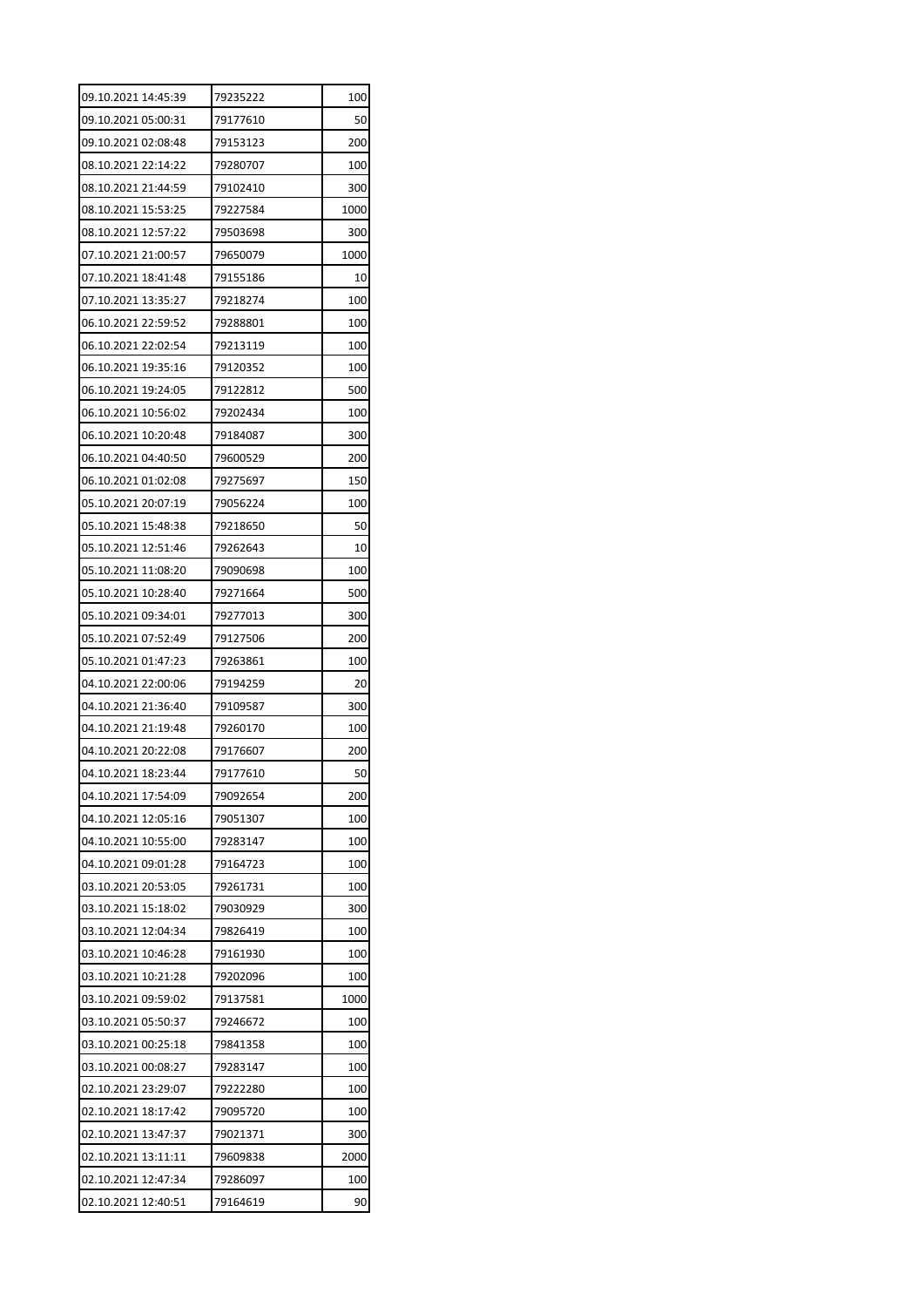| 09.10.2021 14:45:39 | 79235222 | 100 |
|---|---|---|
| 09.10.2021 05:00:31 | 79177610 | 50 |
| 09.10.2021 02:08:48 | 79153123 | 200 |
| 08.10.2021 22:14:22 | 79280707 | 100 |
| 08.10.2021 21:44:59 | 79102410 | 300 |
| 08.10.2021 15:53:25 | 79227584 | 1000 |
| 08.10.2021 12:57:22 | 79503698 | 300 |
| 07.10.2021 21:00:57 | 79650079 | 1000 |
| 07.10.2021 18:41:48 | 79155186 | 10 |
| 07.10.2021 13:35:27 | 79218274 | 100 |
| 06.10.2021 22:59:52 | 79288801 | 100 |
| 06.10.2021 22:02:54 | 79213119 | 100 |
| 06.10.2021 19:35:16 | 79120352 | 100 |
| 06.10.2021 19:24:05 | 79122812 | 500 |
| 06.10.2021 10:56:02 | 79202434 | 100 |
| 06.10.2021 10:20:48 | 79184087 | 300 |
| 06.10.2021 04:40:50 | 79600529 | 200 |
| 06.10.2021 01:02:08 | 79275697 | 150 |
| 05.10.2021 20:07:19 | 79056224 | 100 |
| 05.10.2021 15:48:38 | 79218650 | 50 |
| 05.10.2021 12:51:46 | 79262643 | 10 |
| 05.10.2021 11:08:20 | 79090698 | 100 |
| 05.10.2021 10:28:40 | 79271664 | 500 |
| 05.10.2021 09:34:01 | 79277013 | 300 |
| 05.10.2021 07:52:49 | 79127506 | 200 |
| 05.10.2021 01:47:23 | 79263861 | 100 |
| 04.10.2021 22:00:06 | 79194259 | 20 |
| 04.10.2021 21:36:40 | 79109587 | 300 |
| 04.10.2021 21:19:48 | 79260170 | 100 |
| 04.10.2021 20:22:08 | 79176607 | 200 |
| 04.10.2021 18:23:44 | 79177610 | 50 |
| 04.10.2021 17:54:09 | 79092654 | 200 |
| 04.10.2021 12:05:16 | 79051307 | 100 |
| 04.10.2021 10:55:00 | 79283147 | 100 |
| 04.10.2021 09:01:28 | 79164723 | 100 |
| 03.10.2021 20:53:05 | 79261731 | 100 |
| 03.10.2021 15:18:02 | 79030929 | 300 |
| 03.10.2021 12:04:34 | 79826419 | 100 |
| 03.10.2021 10:46:28 | 79161930 | 100 |
| 03.10.2021 10:21:28 | 79202096 | 100 |
| 03.10.2021 09:59:02 | 79137581 | 1000 |
| 03.10.2021 05:50:37 | 79246672 | 100 |
| 03.10.2021 00:25:18 | 79841358 | 100 |
| 03.10.2021 00:08:27 | 79283147 | 100 |
| 02.10.2021 23:29:07 | 79222280 | 100 |
| 02.10.2021 18:17:42 | 79095720 | 100 |
| 02.10.2021 13:47:37 | 79021371 | 300 |
| 02.10.2021 13:11:11 | 79609838 | 2000 |
| 02.10.2021 12:47:34 | 79286097 | 100 |
| 02.10.2021 12:40:51 | 79164619 | 90 |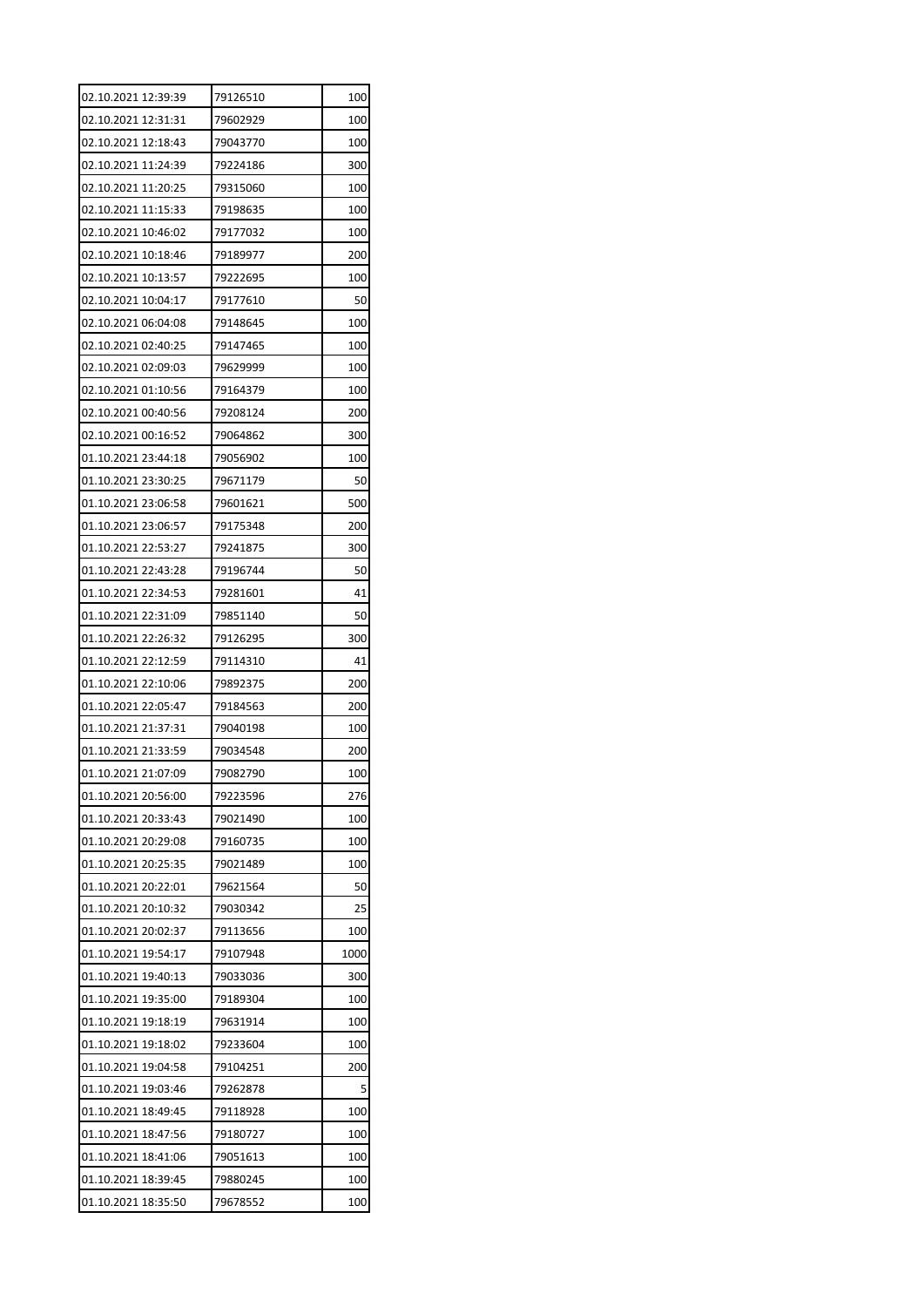| | | |
|---|---|---|
| 02.10.2021 12:39:39 | 79126510 | 100 |
| 02.10.2021 12:31:31 | 79602929 | 100 |
| 02.10.2021 12:18:43 | 79043770 | 100 |
| 02.10.2021 11:24:39 | 79224186 | 300 |
| 02.10.2021 11:20:25 | 79315060 | 100 |
| 02.10.2021 11:15:33 | 79198635 | 100 |
| 02.10.2021 10:46:02 | 79177032 | 100 |
| 02.10.2021 10:18:46 | 79189977 | 200 |
| 02.10.2021 10:13:57 | 79222695 | 100 |
| 02.10.2021 10:04:17 | 79177610 | 50 |
| 02.10.2021 06:04:08 | 79148645 | 100 |
| 02.10.2021 02:40:25 | 79147465 | 100 |
| 02.10.2021 02:09:03 | 79629999 | 100 |
| 02.10.2021 01:10:56 | 79164379 | 100 |
| 02.10.2021 00:40:56 | 79208124 | 200 |
| 02.10.2021 00:16:52 | 79064862 | 300 |
| 01.10.2021 23:44:18 | 79056902 | 100 |
| 01.10.2021 23:30:25 | 79671179 | 50 |
| 01.10.2021 23:06:58 | 79601621 | 500 |
| 01.10.2021 23:06:57 | 79175348 | 200 |
| 01.10.2021 22:53:27 | 79241875 | 300 |
| 01.10.2021 22:43:28 | 79196744 | 50 |
| 01.10.2021 22:34:53 | 79281601 | 41 |
| 01.10.2021 22:31:09 | 79851140 | 50 |
| 01.10.2021 22:26:32 | 79126295 | 300 |
| 01.10.2021 22:12:59 | 79114310 | 41 |
| 01.10.2021 22:10:06 | 79892375 | 200 |
| 01.10.2021 22:05:47 | 79184563 | 200 |
| 01.10.2021 21:37:31 | 79040198 | 100 |
| 01.10.2021 21:33:59 | 79034548 | 200 |
| 01.10.2021 21:07:09 | 79082790 | 100 |
| 01.10.2021 20:56:00 | 79223596 | 276 |
| 01.10.2021 20:33:43 | 79021490 | 100 |
| 01.10.2021 20:29:08 | 79160735 | 100 |
| 01.10.2021 20:25:35 | 79021489 | 100 |
| 01.10.2021 20:22:01 | 79621564 | 50 |
| 01.10.2021 20:10:32 | 79030342 | 25 |
| 01.10.2021 20:02:37 | 79113656 | 100 |
| 01.10.2021 19:54:17 | 79107948 | 1000 |
| 01.10.2021 19:40:13 | 79033036 | 300 |
| 01.10.2021 19:35:00 | 79189304 | 100 |
| 01.10.2021 19:18:19 | 79631914 | 100 |
| 01.10.2021 19:18:02 | 79233604 | 100 |
| 01.10.2021 19:04:58 | 79104251 | 200 |
| 01.10.2021 19:03:46 | 79262878 | 5 |
| 01.10.2021 18:49:45 | 79118928 | 100 |
| 01.10.2021 18:47:56 | 79180727 | 100 |
| 01.10.2021 18:41:06 | 79051613 | 100 |
| 01.10.2021 18:39:45 | 79880245 | 100 |
| 01.10.2021 18:35:50 | 79678552 | 100 |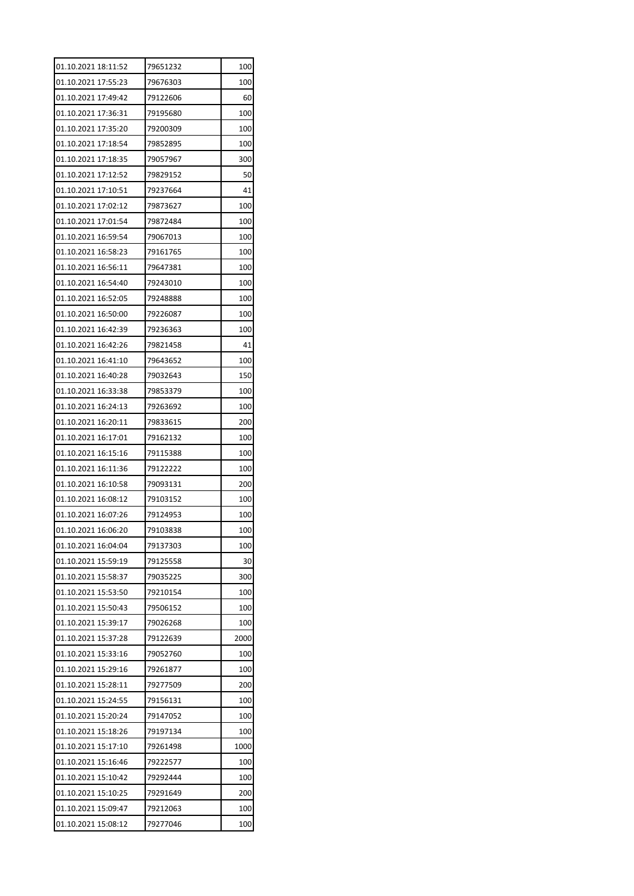| | | |
|---|---|---|
| 01.10.2021 18:11:52 | 79651232 | 100 |
| 01.10.2021 17:55:23 | 79676303 | 100 |
| 01.10.2021 17:49:42 | 79122606 | 60 |
| 01.10.2021 17:36:31 | 79195680 | 100 |
| 01.10.2021 17:35:20 | 79200309 | 100 |
| 01.10.2021 17:18:54 | 79852895 | 100 |
| 01.10.2021 17:18:35 | 79057967 | 300 |
| 01.10.2021 17:12:52 | 79829152 | 50 |
| 01.10.2021 17:10:51 | 79237664 | 41 |
| 01.10.2021 17:02:12 | 79873627 | 100 |
| 01.10.2021 17:01:54 | 79872484 | 100 |
| 01.10.2021 16:59:54 | 79067013 | 100 |
| 01.10.2021 16:58:23 | 79161765 | 100 |
| 01.10.2021 16:56:11 | 79647381 | 100 |
| 01.10.2021 16:54:40 | 79243010 | 100 |
| 01.10.2021 16:52:05 | 79248888 | 100 |
| 01.10.2021 16:50:00 | 79226087 | 100 |
| 01.10.2021 16:42:39 | 79236363 | 100 |
| 01.10.2021 16:42:26 | 79821458 | 41 |
| 01.10.2021 16:41:10 | 79643652 | 100 |
| 01.10.2021 16:40:28 | 79032643 | 150 |
| 01.10.2021 16:33:38 | 79853379 | 100 |
| 01.10.2021 16:24:13 | 79263692 | 100 |
| 01.10.2021 16:20:11 | 79833615 | 200 |
| 01.10.2021 16:17:01 | 79162132 | 100 |
| 01.10.2021 16:15:16 | 79115388 | 100 |
| 01.10.2021 16:11:36 | 79122222 | 100 |
| 01.10.2021 16:10:58 | 79093131 | 200 |
| 01.10.2021 16:08:12 | 79103152 | 100 |
| 01.10.2021 16:07:26 | 79124953 | 100 |
| 01.10.2021 16:06:20 | 79103838 | 100 |
| 01.10.2021 16:04:04 | 79137303 | 100 |
| 01.10.2021 15:59:19 | 79125558 | 30 |
| 01.10.2021 15:58:37 | 79035225 | 300 |
| 01.10.2021 15:53:50 | 79210154 | 100 |
| 01.10.2021 15:50:43 | 79506152 | 100 |
| 01.10.2021 15:39:17 | 79026268 | 100 |
| 01.10.2021 15:37:28 | 79122639 | 2000 |
| 01.10.2021 15:33:16 | 79052760 | 100 |
| 01.10.2021 15:29:16 | 79261877 | 100 |
| 01.10.2021 15:28:11 | 79277509 | 200 |
| 01.10.2021 15:24:55 | 79156131 | 100 |
| 01.10.2021 15:20:24 | 79147052 | 100 |
| 01.10.2021 15:18:26 | 79197134 | 100 |
| 01.10.2021 15:17:10 | 79261498 | 1000 |
| 01.10.2021 15:16:46 | 79222577 | 100 |
| 01.10.2021 15:10:42 | 79292444 | 100 |
| 01.10.2021 15:10:25 | 79291649 | 200 |
| 01.10.2021 15:09:47 | 79212063 | 100 |
| 01.10.2021 15:08:12 | 79277046 | 100 |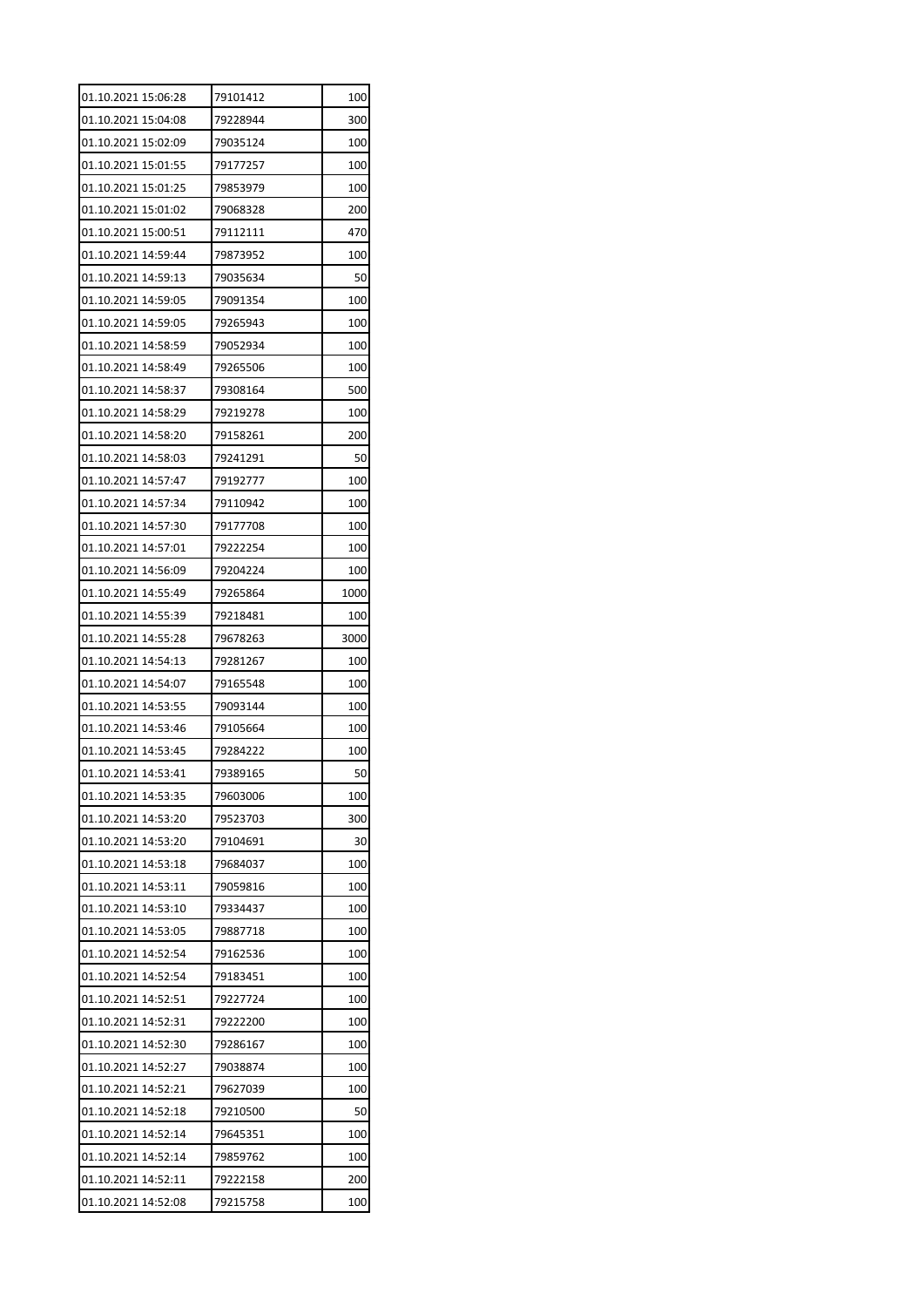| | | |
|---|---|---|
| 01.10.2021 15:06:28 | 79101412 | 100 |
| 01.10.2021 15:04:08 | 79228944 | 300 |
| 01.10.2021 15:02:09 | 79035124 | 100 |
| 01.10.2021 15:01:55 | 79177257 | 100 |
| 01.10.2021 15:01:25 | 79853979 | 100 |
| 01.10.2021 15:01:02 | 79068328 | 200 |
| 01.10.2021 15:00:51 | 79112111 | 470 |
| 01.10.2021 14:59:44 | 79873952 | 100 |
| 01.10.2021 14:59:13 | 79035634 | 50 |
| 01.10.2021 14:59:05 | 79091354 | 100 |
| 01.10.2021 14:59:05 | 79265943 | 100 |
| 01.10.2021 14:58:59 | 79052934 | 100 |
| 01.10.2021 14:58:49 | 79265506 | 100 |
| 01.10.2021 14:58:37 | 79308164 | 500 |
| 01.10.2021 14:58:29 | 79219278 | 100 |
| 01.10.2021 14:58:20 | 79158261 | 200 |
| 01.10.2021 14:58:03 | 79241291 | 50 |
| 01.10.2021 14:57:47 | 79192777 | 100 |
| 01.10.2021 14:57:34 | 79110942 | 100 |
| 01.10.2021 14:57:30 | 79177708 | 100 |
| 01.10.2021 14:57:01 | 79222254 | 100 |
| 01.10.2021 14:56:09 | 79204224 | 100 |
| 01.10.2021 14:55:49 | 79265864 | 1000 |
| 01.10.2021 14:55:39 | 79218481 | 100 |
| 01.10.2021 14:55:28 | 79678263 | 3000 |
| 01.10.2021 14:54:13 | 79281267 | 100 |
| 01.10.2021 14:54:07 | 79165548 | 100 |
| 01.10.2021 14:53:55 | 79093144 | 100 |
| 01.10.2021 14:53:46 | 79105664 | 100 |
| 01.10.2021 14:53:45 | 79284222 | 100 |
| 01.10.2021 14:53:41 | 79389165 | 50 |
| 01.10.2021 14:53:35 | 79603006 | 100 |
| 01.10.2021 14:53:20 | 79523703 | 300 |
| 01.10.2021 14:53:20 | 79104691 | 30 |
| 01.10.2021 14:53:18 | 79684037 | 100 |
| 01.10.2021 14:53:11 | 79059816 | 100 |
| 01.10.2021 14:53:10 | 79334437 | 100 |
| 01.10.2021 14:53:05 | 79887718 | 100 |
| 01.10.2021 14:52:54 | 79162536 | 100 |
| 01.10.2021 14:52:54 | 79183451 | 100 |
| 01.10.2021 14:52:51 | 79227724 | 100 |
| 01.10.2021 14:52:31 | 79222200 | 100 |
| 01.10.2021 14:52:30 | 79286167 | 100 |
| 01.10.2021 14:52:27 | 79038874 | 100 |
| 01.10.2021 14:52:21 | 79627039 | 100 |
| 01.10.2021 14:52:18 | 79210500 | 50 |
| 01.10.2021 14:52:14 | 79645351 | 100 |
| 01.10.2021 14:52:14 | 79859762 | 100 |
| 01.10.2021 14:52:11 | 79222158 | 200 |
| 01.10.2021 14:52:08 | 79215758 | 100 |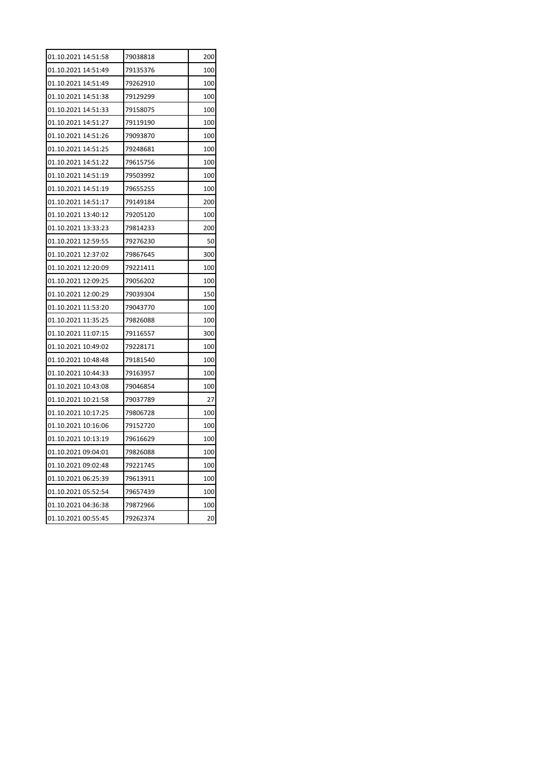| 01.10.2021 14:51:58 | 79038818 | 200 |
|---|---|---|
| 01.10.2021 14:51:49 | 79135376 | 100 |
| 01.10.2021 14:51:49 | 79262910 | 100 |
| 01.10.2021 14:51:38 | 79129299 | 100 |
| 01.10.2021 14:51:33 | 79158075 | 100 |
| 01.10.2021 14:51:27 | 79119190 | 100 |
| 01.10.2021 14:51:26 | 79093870 | 100 |
| 01.10.2021 14:51:25 | 79248681 | 100 |
| 01.10.2021 14:51:22 | 79615756 | 100 |
| 01.10.2021 14:51:19 | 79503992 | 100 |
| 01.10.2021 14:51:19 | 79655255 | 100 |
| 01.10.2021 14:51:17 | 79149184 | 200 |
| 01.10.2021 13:40:12 | 79205120 | 100 |
| 01.10.2021 13:33:23 | 79814233 | 200 |
| 01.10.2021 12:59:55 | 79276230 | 50 |
| 01.10.2021 12:37:02 | 79867645 | 300 |
| 01.10.2021 12:20:09 | 79221411 | 100 |
| 01.10.2021 12:09:25 | 79056202 | 100 |
| 01.10.2021 12:00:29 | 79039304 | 150 |
| 01.10.2021 11:53:20 | 79043770 | 100 |
| 01.10.2021 11:35:25 | 79826088 | 100 |
| 01.10.2021 11:07:15 | 79116557 | 300 |
| 01.10.2021 10:49:02 | 79228171 | 100 |
| 01.10.2021 10:48:48 | 79181540 | 100 |
| 01.10.2021 10:44:33 | 79163957 | 100 |
| 01.10.2021 10:43:08 | 79046854 | 100 |
| 01.10.2021 10:21:58 | 79037789 | 27 |
| 01.10.2021 10:17:25 | 79806728 | 100 |
| 01.10.2021 10:16:06 | 79152720 | 100 |
| 01.10.2021 10:13:19 | 79616629 | 100 |
| 01.10.2021 09:04:01 | 79826088 | 100 |
| 01.10.2021 09:02:48 | 79221745 | 100 |
| 01.10.2021 06:25:39 | 79613911 | 100 |
| 01.10.2021 05:52:54 | 79657439 | 100 |
| 01.10.2021 04:36:38 | 79872966 | 100 |
| 01.10.2021 00:55:45 | 79262374 | 20 |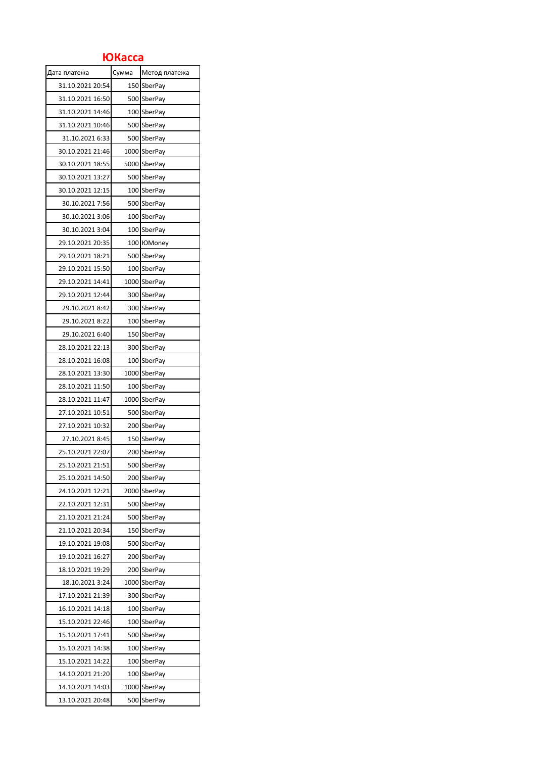# ЮКасса

| Дата платежа | Сумма | Метод платежа |
|---|---|---|
| 31.10.2021 20:54 | 150 | SberPay |
| 31.10.2021 16:50 | 500 | SberPay |
| 31.10.2021 14:46 | 100 | SberPay |
| 31.10.2021 10:46 | 500 | SberPay |
| 31.10.2021 6:33 | 500 | SberPay |
| 30.10.2021 21:46 | 1000 | SberPay |
| 30.10.2021 18:55 | 5000 | SberPay |
| 30.10.2021 13:27 | 500 | SberPay |
| 30.10.2021 12:15 | 100 | SberPay |
| 30.10.2021 7:56 | 500 | SberPay |
| 30.10.2021 3:06 | 100 | SberPay |
| 30.10.2021 3:04 | 100 | SberPay |
| 29.10.2021 20:35 | 100 | ЮMoney |
| 29.10.2021 18:21 | 500 | SberPay |
| 29.10.2021 15:50 | 100 | SberPay |
| 29.10.2021 14:41 | 1000 | SberPay |
| 29.10.2021 12:44 | 300 | SberPay |
| 29.10.2021 8:42 | 300 | SberPay |
| 29.10.2021 8:22 | 100 | SberPay |
| 29.10.2021 6:40 | 150 | SberPay |
| 28.10.2021 22:13 | 300 | SberPay |
| 28.10.2021 16:08 | 100 | SberPay |
| 28.10.2021 13:30 | 1000 | SberPay |
| 28.10.2021 11:50 | 100 | SberPay |
| 28.10.2021 11:47 | 1000 | SberPay |
| 27.10.2021 10:51 | 500 | SberPay |
| 27.10.2021 10:32 | 200 | SberPay |
| 27.10.2021 8:45 | 150 | SberPay |
| 25.10.2021 22:07 | 200 | SberPay |
| 25.10.2021 21:51 | 500 | SberPay |
| 25.10.2021 14:50 | 200 | SberPay |
| 24.10.2021 12:21 | 2000 | SberPay |
| 22.10.2021 12:31 | 500 | SberPay |
| 21.10.2021 21:24 | 500 | SberPay |
| 21.10.2021 20:34 | 150 | SberPay |
| 19.10.2021 19:08 | 500 | SberPay |
| 19.10.2021 16:27 | 200 | SberPay |
| 18.10.2021 19:29 | 200 | SberPay |
| 18.10.2021 3:24 | 1000 | SberPay |
| 17.10.2021 21:39 | 300 | SberPay |
| 16.10.2021 14:18 | 100 | SberPay |
| 15.10.2021 22:46 | 100 | SberPay |
| 15.10.2021 17:41 | 500 | SberPay |
| 15.10.2021 14:38 | 100 | SberPay |
| 15.10.2021 14:22 | 100 | SberPay |
| 14.10.2021 21:20 | 100 | SberPay |
| 14.10.2021 14:03 | 1000 | SberPay |
| 13.10.2021 20:48 | 500 | SberPay |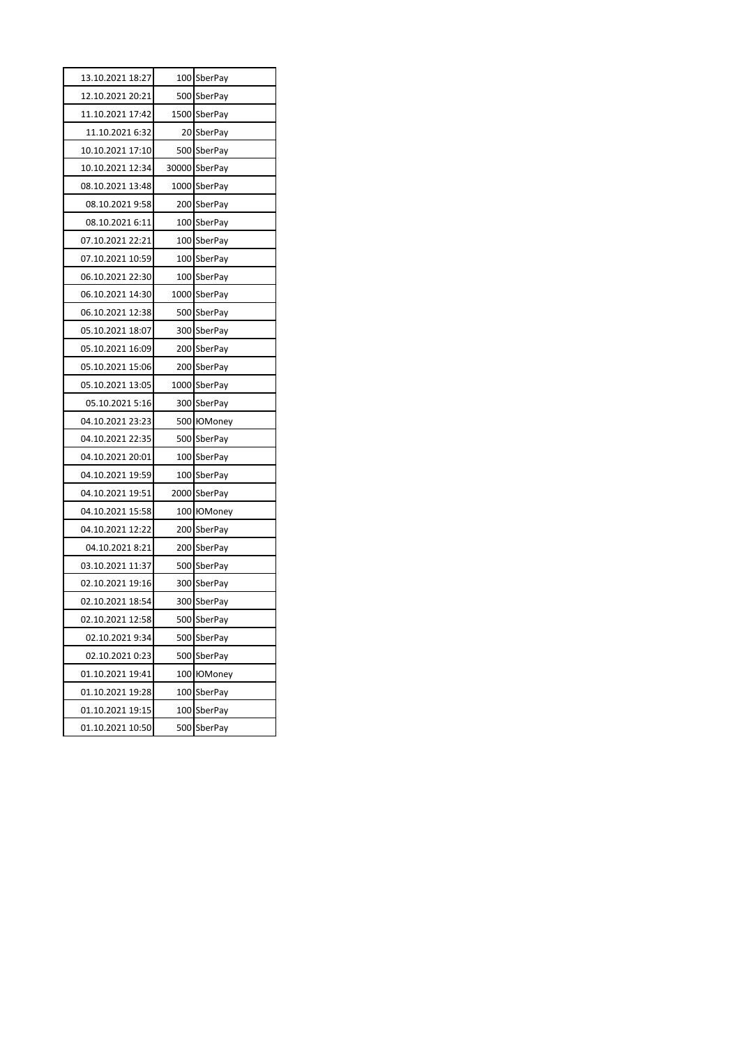| | | |
|---|---|---|
| 13.10.2021 18:27 | 100 | SberPay |
| 12.10.2021 20:21 | 500 | SberPay |
| 11.10.2021 17:42 | 1500 | SberPay |
| 11.10.2021 6:32 | 20 | SberPay |
| 10.10.2021 17:10 | 500 | SberPay |
| 10.10.2021 12:34 | 30000 | SberPay |
| 08.10.2021 13:48 | 1000 | SberPay |
| 08.10.2021 9:58 | 200 | SberPay |
| 08.10.2021 6:11 | 100 | SberPay |
| 07.10.2021 22:21 | 100 | SberPay |
| 07.10.2021 10:59 | 100 | SberPay |
| 06.10.2021 22:30 | 100 | SberPay |
| 06.10.2021 14:30 | 1000 | SberPay |
| 06.10.2021 12:38 | 500 | SberPay |
| 05.10.2021 18:07 | 300 | SberPay |
| 05.10.2021 16:09 | 200 | SberPay |
| 05.10.2021 15:06 | 200 | SberPay |
| 05.10.2021 13:05 | 1000 | SberPay |
| 05.10.2021 5:16 | 300 | SberPay |
| 04.10.2021 23:23 | 500 | ЮMoney |
| 04.10.2021 22:35 | 500 | SberPay |
| 04.10.2021 20:01 | 100 | SberPay |
| 04.10.2021 19:59 | 100 | SberPay |
| 04.10.2021 19:51 | 2000 | SberPay |
| 04.10.2021 15:58 | 100 | ЮMoney |
| 04.10.2021 12:22 | 200 | SberPay |
| 04.10.2021 8:21 | 200 | SberPay |
| 03.10.2021 11:37 | 500 | SberPay |
| 02.10.2021 19:16 | 300 | SberPay |
| 02.10.2021 18:54 | 300 | SberPay |
| 02.10.2021 12:58 | 500 | SberPay |
| 02.10.2021 9:34 | 500 | SberPay |
| 02.10.2021 0:23 | 500 | SberPay |
| 01.10.2021 19:41 | 100 | ЮMoney |
| 01.10.2021 19:28 | 100 | SberPay |
| 01.10.2021 19:15 | 100 | SberPay |
| 01.10.2021 10:50 | 500 | SberPay |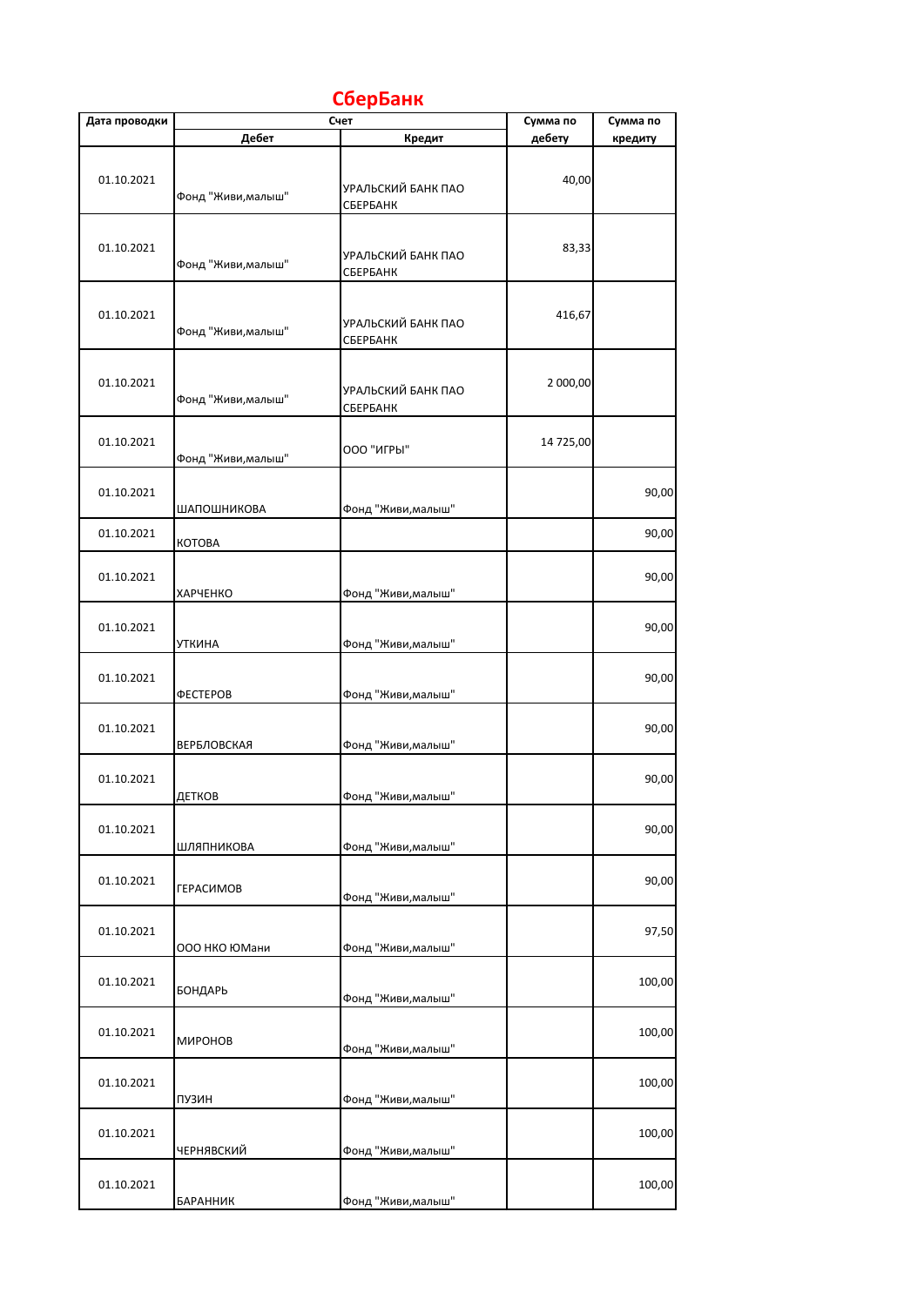# СберБанк

| Дата проводки | Счет | | Сумма по дебету | Сумма по кредиту |
|---|---|---|---|---|
| | Дебет | Кредит | | |
| 01.10.2021 | Фонд "Живи,малыш" | УРАЛЬСКИЙ БАНК ПАО СБЕРБАНК | 40,00 | |
| 01.10.2021 | Фонд "Живи,малыш" | УРАЛЬСКИЙ БАНК ПАО СБЕРБАНК | 83,33 | |
| 01.10.2021 | Фонд "Живи,малыш" | УРАЛЬСКИЙ БАНК ПАО СБЕРБАНК | 416,67 | |
| 01.10.2021 | Фонд "Живи,малыш" | УРАЛЬСКИЙ БАНК ПАО СБЕРБАНК | 2 000,00 | |
| 01.10.2021 | Фонд "Живи,малыш" | ООО "ИГРЫ" | 14 725,00 | |
| 01.10.2021 | ШАПОШНИКОВА | Фонд "Живи,малыш" | | 90,00 |
| 01.10.2021 | КОТОВА | | | 90,00 |
| 01.10.2021 | ХАРЧЕНКО | Фонд "Живи,малыш" | | 90,00 |
| 01.10.2021 | УТКИНА | Фонд "Живи,малыш" | | 90,00 |
| 01.10.2021 | ФЕСТЕРОВ | Фонд "Живи,малыш" | | 90,00 |
| 01.10.2021 | ВЕРБЛОВСКАЯ | Фонд "Живи,малыш" | | 90,00 |
| 01.10.2021 | ДЕТКОВ | Фонд "Живи,малыш" | | 90,00 |
| 01.10.2021 | ШЛЯПНИКОВА | Фонд "Живи,малыш" | | 90,00 |
| 01.10.2021 | ГЕРАСИМОВ | Фонд "Живи,малыш" | | 90,00 |
| 01.10.2021 | ООО НКО ЮМани | Фонд "Живи,малыш" | | 97,50 |
| 01.10.2021 | БОНДАРЬ | Фонд "Живи,малыш" | | 100,00 |
| 01.10.2021 | МИРОНОВ | Фонд "Живи,малыш" | | 100,00 |
| 01.10.2021 | ПУЗИН | Фонд "Живи,малыш" | | 100,00 |
| 01.10.2021 | ЧЕРНЯВСКИЙ | Фонд "Живи,малыш" | | 100,00 |
| 01.10.2021 | БАРАННИК | Фонд "Живи,малыш" | | 100,00 |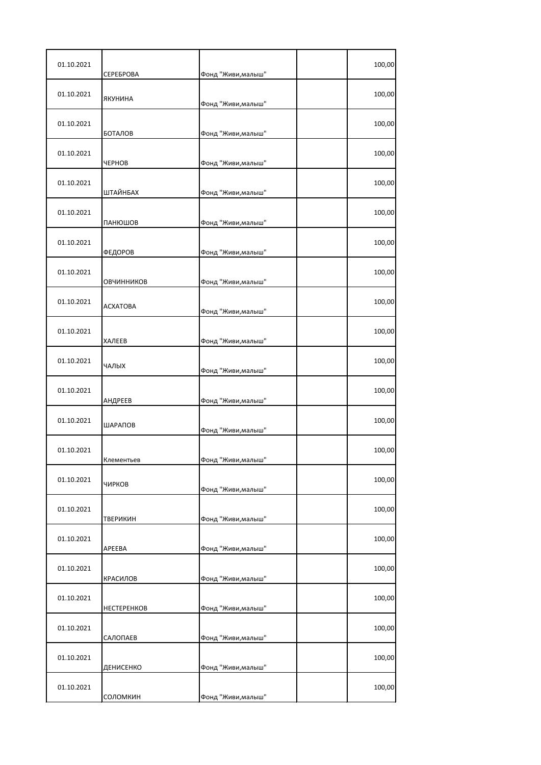| | | | | |
|---|---|---|---|---|
| 01.10.2021 | СЕРЕБРОВА | Фонд "Живи,малыш" | | 100,00 |
| 01.10.2021 | ЯКУНИНА | Фонд "Живи,малыш" | | 100,00 |
| 01.10.2021 | БОТАЛОВ | Фонд "Живи,малыш" | | 100,00 |
| 01.10.2021 | ЧЕРНОВ | Фонд "Живи,малыш" | | 100,00 |
| 01.10.2021 | ШТАЙНБАХ | Фонд "Живи,малыш" | | 100,00 |
| 01.10.2021 | ПАНЮШОВ | Фонд "Живи,малыш" | | 100,00 |
| 01.10.2021 | ФЕДОРОВ | Фонд "Живи,малыш" | | 100,00 |
| 01.10.2021 | ОВЧИННИКОВ | Фонд "Живи,малыш" | | 100,00 |
| 01.10.2021 | АСХАТОВА | Фонд "Живи,малыш" | | 100,00 |
| 01.10.2021 | ХАЛЕЕВ | Фонд "Живи,малыш" | | 100,00 |
| 01.10.2021 | ЧАЛЫХ | Фонд "Живи,малыш" | | 100,00 |
| 01.10.2021 | АНДРЕЕВ | Фонд "Живи,малыш" | | 100,00 |
| 01.10.2021 | ШАРАПОВ | Фонд "Живи,малыш" | | 100,00 |
| 01.10.2021 | Клементьев | Фонд "Живи,малыш" | | 100,00 |
| 01.10.2021 | ЧИРКОВ | Фонд "Живи,малыш" | | 100,00 |
| 01.10.2021 | ТВЕРИКИН | Фонд "Живи,малыш" | | 100,00 |
| 01.10.2021 | АРЕЕВА | Фонд "Живи,малыш" | | 100,00 |
| 01.10.2021 | КРАСИЛОВ | Фонд "Живи,малыш" | | 100,00 |
| 01.10.2021 | НЕСТЕРЕНКОВ | Фонд "Живи,малыш" | | 100,00 |
| 01.10.2021 | САЛОПАЕВ | Фонд "Живи,малыш" | | 100,00 |
| 01.10.2021 | ДЕНИСЕНКО | Фонд "Живи,малыш" | | 100,00 |
| 01.10.2021 | СОЛОМКИН | Фонд "Живи,малыш" | | 100,00 |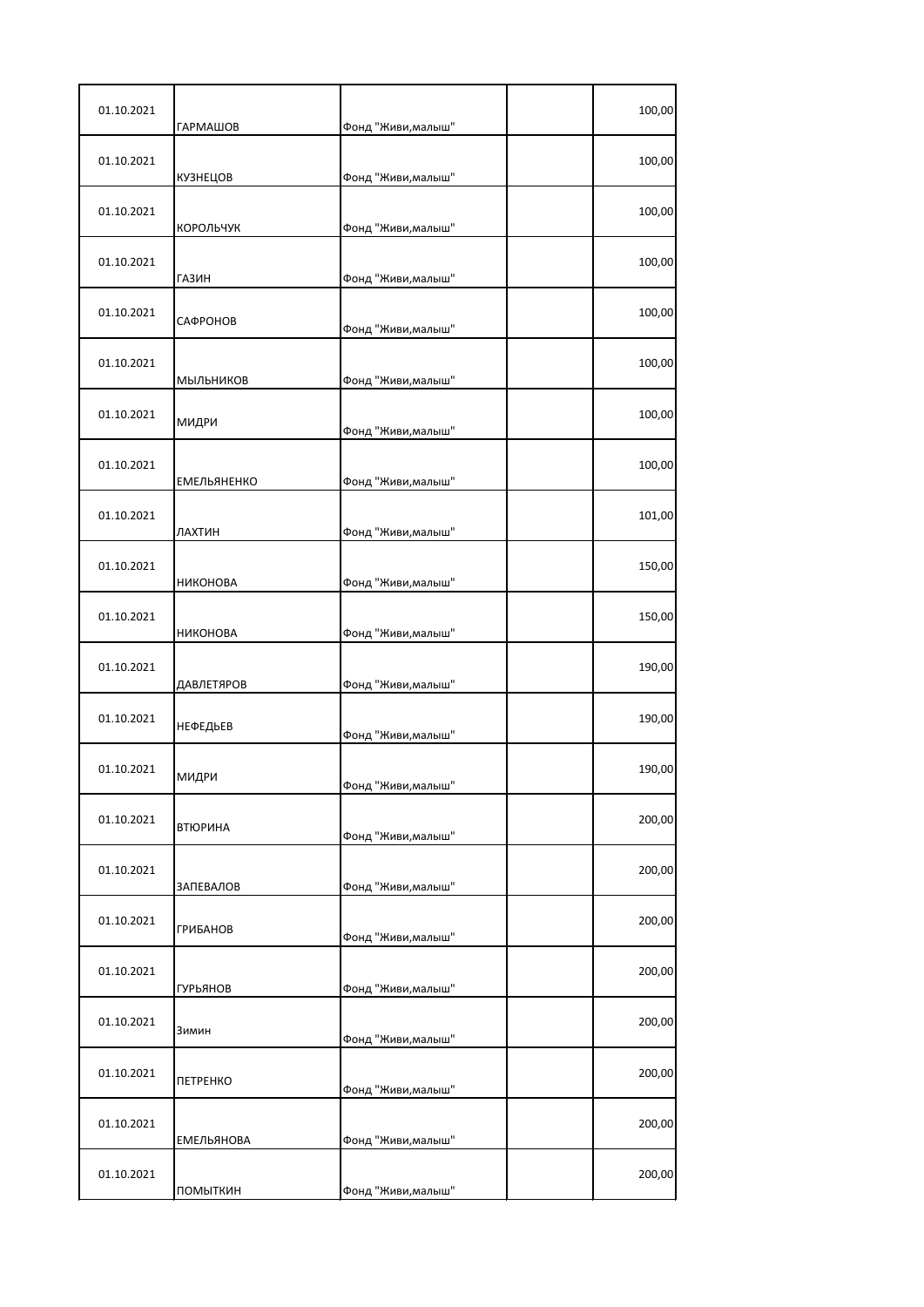| | | | | |
|---|---|---|---|---|
| 01.10.2021 | ГАРМАШОВ | Фонд "Живи,малыш" | | 100,00 |
| 01.10.2021 | КУЗНЕЦОВ | Фонд "Живи,малыш" | | 100,00 |
| 01.10.2021 | КОРОЛЬЧУК | Фонд "Живи,малыш" | | 100,00 |
| 01.10.2021 | ГАЗИН | Фонд "Живи,малыш" | | 100,00 |
| 01.10.2021 | САФРОНОВ | Фонд "Живи,малыш" | | 100,00 |
| 01.10.2021 | МЫЛЬНИКОВ | Фонд "Живи,малыш" | | 100,00 |
| 01.10.2021 | МИДРИ | Фонд "Живи,малыш" | | 100,00 |
| 01.10.2021 | ЕМЕЛЬЯНЕНКО | Фонд "Живи,малыш" | | 100,00 |
| 01.10.2021 | ЛАХТИН | Фонд "Живи,малыш" | | 101,00 |
| 01.10.2021 | НИКОНОВА | Фонд "Живи,малыш" | | 150,00 |
| 01.10.2021 | НИКОНОВА | Фонд "Живи,малыш" | | 150,00 |
| 01.10.2021 | ДАВЛЕТЯРОВ | Фонд "Живи,малыш" | | 190,00 |
| 01.10.2021 | НЕФЕДЬЕВ | Фонд "Живи,малыш" | | 190,00 |
| 01.10.2021 | МИДРИ | Фонд "Живи,малыш" | | 190,00 |
| 01.10.2021 | ВТЮРИНА | Фонд "Живи,малыш" | | 200,00 |
| 01.10.2021 | ЗАПЕВАЛОВ | Фонд "Живи,малыш" | | 200,00 |
| 01.10.2021 | ГРИБАНОВ | Фонд "Живи,малыш" | | 200,00 |
| 01.10.2021 | ГУРЬЯНОВ | Фонд "Живи,малыш" | | 200,00 |
| 01.10.2021 | Зимин | Фонд "Живи,малыш" | | 200,00 |
| 01.10.2021 | ПЕТРЕНКО | Фонд "Живи,малыш" | | 200,00 |
| 01.10.2021 | ЕМЕЛЬЯНОВА | Фонд "Живи,малыш" | | 200,00 |
| 01.10.2021 | ПОМЫТКИН | Фонд "Живи,малыш" | | 200,00 |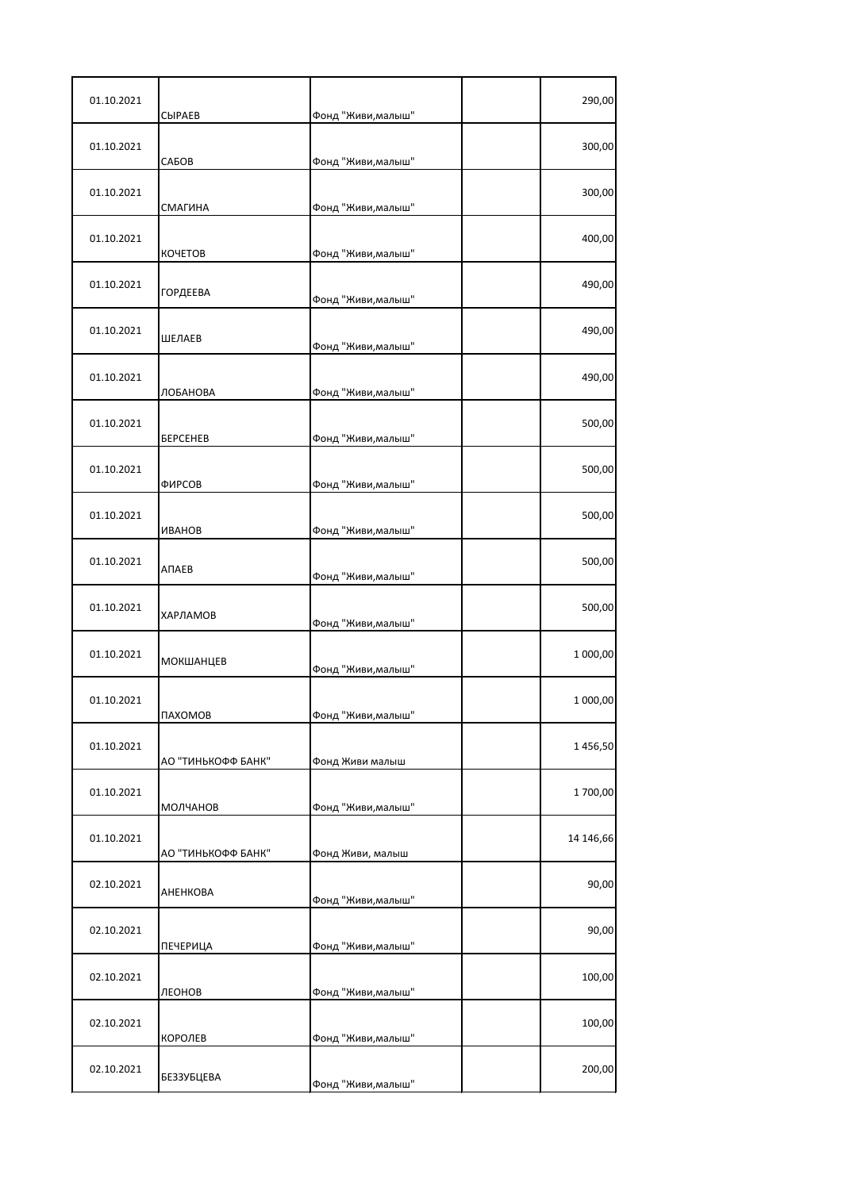| | | | | |
|---|---|---|---|---|
| 01.10.2021 | СЫРАЕВ | Фонд "Живи,малыш" | | 290,00 |
| 01.10.2021 | САБОВ | Фонд "Живи,малыш" | | 300,00 |
| 01.10.2021 | СМАГИНА | Фонд "Живи,малыш" | | 300,00 |
| 01.10.2021 | КОЧЕТОВ | Фонд "Живи,малыш" | | 400,00 |
| 01.10.2021 | ГОРДЕЕВА | Фонд "Живи,малыш" | | 490,00 |
| 01.10.2021 | ШЕЛАЕВ | Фонд "Живи,малыш" | | 490,00 |
| 01.10.2021 | ЛОБАНОВА | Фонд "Живи,малыш" | | 490,00 |
| 01.10.2021 | БЕРСЕНЕВ | Фонд "Живи,малыш" | | 500,00 |
| 01.10.2021 | ФИРСОВ | Фонд "Живи,малыш" | | 500,00 |
| 01.10.2021 | ИВАНОВ | Фонд "Живи,малыш" | | 500,00 |
| 01.10.2021 | АПАЕВ | Фонд "Живи,малыш" | | 500,00 |
| 01.10.2021 | ХАРЛАМОВ | Фонд "Живи,малыш" | | 500,00 |
| 01.10.2021 | МОКШАНЦЕВ | Фонд "Живи,малыш" | | 1 000,00 |
| 01.10.2021 | ПАХОМОВ | Фонд "Живи,малыш" | | 1 000,00 |
| 01.10.2021 | АО "ТИНЬКОФФ БАНК" | Фонд Живи малыш | | 1 456,50 |
| 01.10.2021 | МОЛЧАНОВ | Фонд "Живи,малыш" | | 1 700,00 |
| 01.10.2021 | АО "ТИНЬКОФФ БАНК" | Фонд Живи, малыш | | 14 146,66 |
| 02.10.2021 | АНЕНКОВА | Фонд "Живи,малыш" | | 90,00 |
| 02.10.2021 | ПЕЧЕРИЦА | Фонд "Живи,малыш" | | 90,00 |
| 02.10.2021 | ЛЕОНОВ | Фонд "Живи,малыш" | | 100,00 |
| 02.10.2021 | КОРОЛЕВ | Фонд "Живи,малыш" | | 100,00 |
| 02.10.2021 | БЕЗЗУБЦЕВА | Фонд "Живи,малыш" | | 200,00 |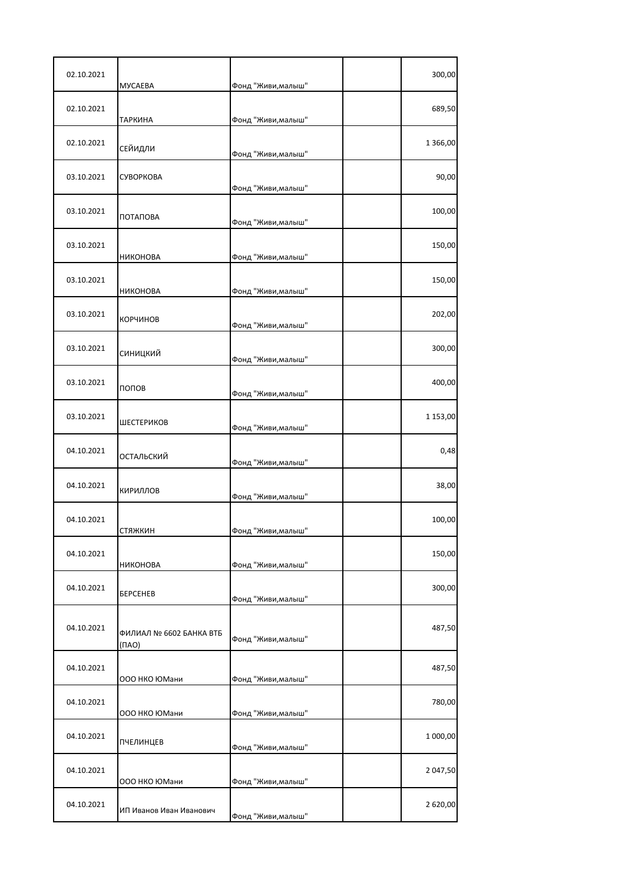| | | | | |
|---|---|---|---|---|
| 02.10.2021 | МУСАЕВА | Фонд "Живи,малыш" | | 300,00 |
| 02.10.2021 | ТАРКИНА | Фонд "Живи,малыш" | | 689,50 |
| 02.10.2021 | СЕЙИДЛИ | Фонд "Живи,малыш" | | 1 366,00 |
| 03.10.2021 | СУВОРКОВА | Фонд "Живи,малыш" | | 90,00 |
| 03.10.2021 | ПОТАПОВА | Фонд "Живи,малыш" | | 100,00 |
| 03.10.2021 | НИКОНОВА | Фонд "Живи,малыш" | | 150,00 |
| 03.10.2021 | НИКОНОВА | Фонд "Живи,малыш" | | 150,00 |
| 03.10.2021 | КОРЧИНОВ | Фонд "Живи,малыш" | | 202,00 |
| 03.10.2021 | СИНИЦКИЙ | Фонд "Живи,малыш" | | 300,00 |
| 03.10.2021 | ПОПОВ | Фонд "Живи,малыш" | | 400,00 |
| 03.10.2021 | ШЕСТЕРИКОВ | Фонд "Живи,малыш" | | 1 153,00 |
| 04.10.2021 | ОСТАЛЬСКИЙ | Фонд "Живи,малыш" | | 0,48 |
| 04.10.2021 | КИРИЛЛОВ | Фонд "Живи,малыш" | | 38,00 |
| 04.10.2021 | СТЯЖКИН | Фонд "Живи,малыш" | | 100,00 |
| 04.10.2021 | НИКОНОВА | Фонд "Живи,малыш" | | 150,00 |
| 04.10.2021 | БЕРСЕНЕВ | Фонд "Живи,малыш" | | 300,00 |
| 04.10.2021 | ФИЛИАЛ № 6602 БАНКА ВТБ (ПАО) | Фонд "Живи,малыш" | | 487,50 |
| 04.10.2021 | ООО НКО ЮМани | Фонд "Живи,малыш" | | 487,50 |
| 04.10.2021 | ООО НКО ЮМани | Фонд "Живи,малыш" | | 780,00 |
| 04.10.2021 | ПЧЕЛИНЦЕВ | Фонд "Живи,малыш" | | 1 000,00 |
| 04.10.2021 | ООО НКО ЮМани | Фонд "Живи,малыш" | | 2 047,50 |
| 04.10.2021 | ИП Иванов Иван Иванович | Фонд "Живи,малыш" | | 2 620,00 |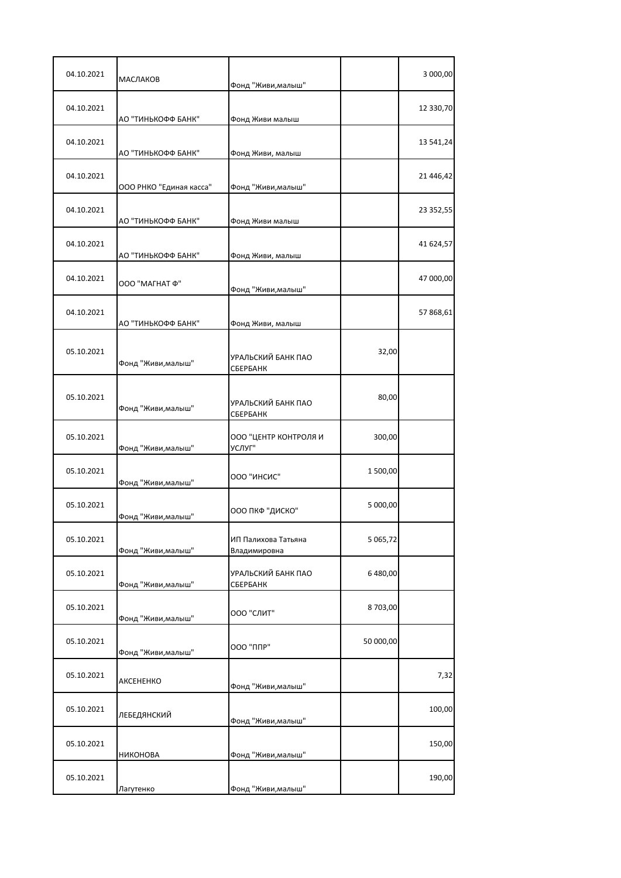| | | | | |
|---|---|---|---|---|
| 04.10.2021 | МАСЛАКОВ | Фонд "Живи,малыш" | | 3 000,00 |
| 04.10.2021 | АО "ТИНЬКОФФ БАНК" | Фонд Живи малыш | | 12 330,70 |
| 04.10.2021 | АО "ТИНЬКОФФ БАНК" | Фонд Живи, малыш | | 13 541,24 |
| 04.10.2021 | ООО РНКО "Единая касса" | Фонд "Живи,малыш" | | 21 446,42 |
| 04.10.2021 | АО "ТИНЬКОФФ БАНК" | Фонд Живи малыш | | 23 352,55 |
| 04.10.2021 | АО "ТИНЬКОФФ БАНК" | Фонд Живи, малыш | | 41 624,57 |
| 04.10.2021 | ООО "МАГНАТ Ф" | Фонд "Живи,малыш" | | 47 000,00 |
| 04.10.2021 | АО "ТИНЬКОФФ БАНК" | Фонд Живи, малыш | | 57 868,61 |
| 05.10.2021 | Фонд "Живи,малыш" | УРАЛЬСКИЙ БАНК ПАО СБЕРБАНК | 32,00 | |
| 05.10.2021 | Фонд "Живи,малыш" | УРАЛЬСКИЙ БАНК ПАО СБЕРБАНК | 80,00 | |
| 05.10.2021 | Фонд "Живи,малыш" | ООО "ЦЕНТР КОНТРОЛЯ И УСЛУГ" | 300,00 | |
| 05.10.2021 | Фонд "Живи,малыш" | ООО "ИНСИС" | 1 500,00 | |
| 05.10.2021 | Фонд "Живи,малыш" | ООО ПКФ "ДИСКО" | 5 000,00 | |
| 05.10.2021 | Фонд "Живи,малыш" | ИП Палихова Татьяна Владимировна | 5 065,72 | |
| 05.10.2021 | Фонд "Живи,малыш" | УРАЛЬСКИЙ БАНК ПАО СБЕРБАНК | 6 480,00 | |
| 05.10.2021 | Фонд "Живи,малыш" | ООО "СЛИТ" | 8 703,00 | |
| 05.10.2021 | Фонд "Живи,малыш" | ООО "ППР" | 50 000,00 | |
| 05.10.2021 | АКСЕНЕНКО | Фонд "Живи,малыш" | | 7,32 |
| 05.10.2021 | ЛЕБЕДЯНСКИЙ | Фонд "Живи,малыш" | | 100,00 |
| 05.10.2021 | НИКОНОВА | Фонд "Живи,малыш" | | 150,00 |
| 05.10.2021 | Лагутенко | Фонд "Живи,малыш" | | 190,00 |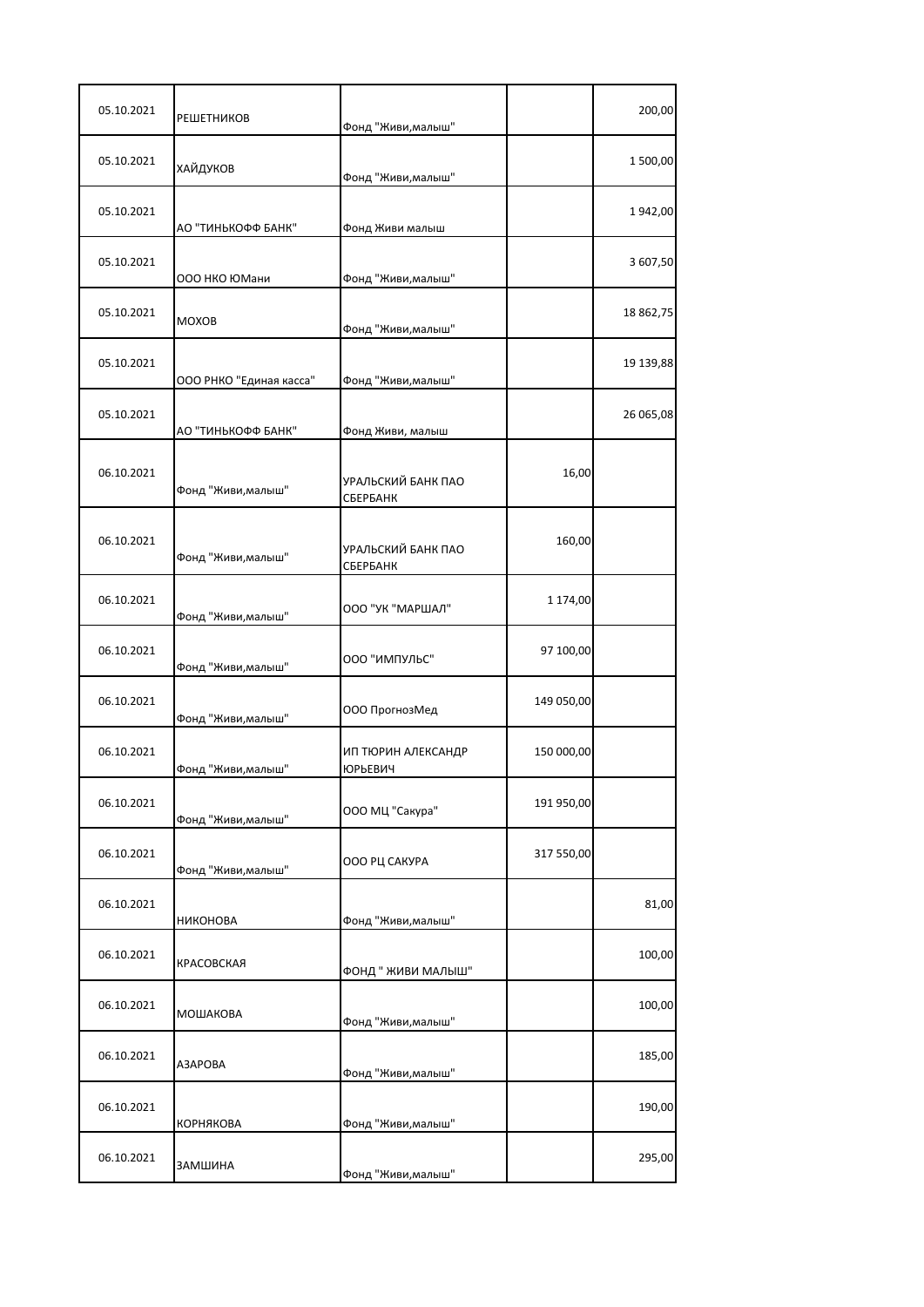| | | | | |
|---|---|---|---|---|
| 05.10.2021 | РЕШЕТНИКОВ | Фонд "Живи,малыш" | | 200,00 |
| 05.10.2021 | ХАЙДУКОВ | Фонд "Живи,малыш" | | 1 500,00 |
| 05.10.2021 | АО "ТИНЬКОФФ БАНК" | Фонд Живи малыш | | 1 942,00 |
| 05.10.2021 | ООО НКО ЮМани | Фонд "Живи,малыш" | | 3 607,50 |
| 05.10.2021 | МОХОВ | Фонд "Живи,малыш" | | 18 862,75 |
| 05.10.2021 | ООО РНКО "Единая касса" | Фонд "Живи,малыш" | | 19 139,88 |
| 05.10.2021 | АО "ТИНЬКОФФ БАНК" | Фонд Живи, малыш | | 26 065,08 |
| 06.10.2021 | Фонд "Живи,малыш" | УРАЛЬСКИЙ БАНК ПАО СБЕРБАНК | 16,00 | |
| 06.10.2021 | Фонд "Живи,малыш" | УРАЛЬСКИЙ БАНК ПАО СБЕРБАНК | 160,00 | |
| 06.10.2021 | Фонд "Живи,малыш" | ООО "УК "МАРШАЛ" | 1 174,00 | |
| 06.10.2021 | Фонд "Живи,малыш" | ООО "ИМПУЛЬС" | 97 100,00 | |
| 06.10.2021 | Фонд "Живи,малыш" | ООО ПрогнозМед | 149 050,00 | |
| 06.10.2021 | Фонд "Живи,малыш" | ИП ТЮРИН АЛЕКСАНДР ЮРЬЕВИЧ | 150 000,00 | |
| 06.10.2021 | Фонд "Живи,малыш" | ООО МЦ "Сакура" | 191 950,00 | |
| 06.10.2021 | Фонд "Живи,малыш" | ООО РЦ САКУРА | 317 550,00 | |
| 06.10.2021 | НИКОНОВА | Фонд "Живи,малыш" | | 81,00 |
| 06.10.2021 | КРАСОВСКАЯ | ФОНД " ЖИВИ МАЛЫШ" | | 100,00 |
| 06.10.2021 | МОШАКОВА | Фонд "Живи,малыш" | | 100,00 |
| 06.10.2021 | АЗАРОВА | Фонд "Живи,малыш" | | 185,00 |
| 06.10.2021 | КОРНЯКОВА | Фонд "Живи,малыш" | | 190,00 |
| 06.10.2021 | ЗАМШИНА | Фонд "Живи,малыш" | | 295,00 |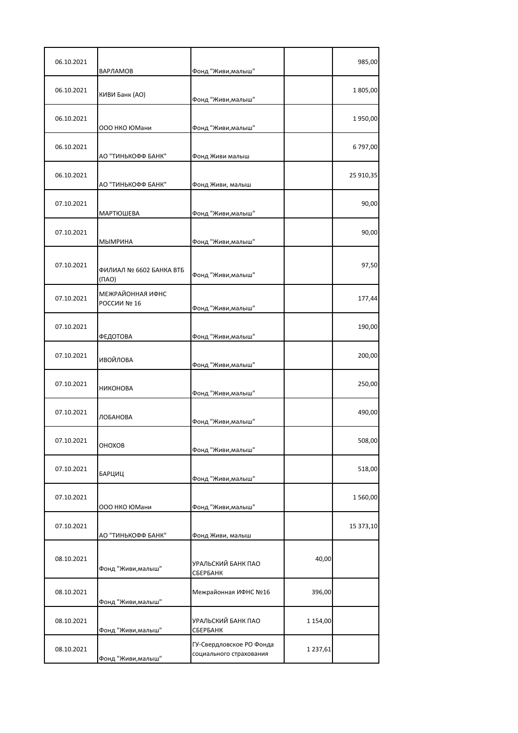| | | | | |
|---|---|---|---|---|
| 06.10.2021 | ВАРЛАМОВ | Фонд "Живи,малыш" | | 985,00 |
| 06.10.2021 | КИВИ Банк (АО) | Фонд "Живи,малыш" | | 1 805,00 |
| 06.10.2021 | ООО НКО ЮМани | Фонд "Живи,малыш" | | 1 950,00 |
| 06.10.2021 | АО "ТИНЬКОФФ БАНК" | Фонд Живи малыш | | 6 797,00 |
| 06.10.2021 | АО "ТИНЬКОФФ БАНК" | Фонд Живи, малыш | | 25 910,35 |
| 07.10.2021 | МАРТЮШЕВА | Фонд "Живи,малыш" | | 90,00 |
| 07.10.2021 | МЫМРИНА | Фонд "Живи,малыш" | | 90,00 |
| 07.10.2021 | ФИЛИАЛ № 6602 БАНКА ВТБ (ПАО) | Фонд "Живи,малыш" | | 97,50 |
| 07.10.2021 | МЕЖРАЙОННАЯ ИФНС РОССИИ № 16 | Фонд "Живи,малыш" | | 177,44 |
| 07.10.2021 | ФЕДОТОВА | Фонд "Живи,малыш" | | 190,00 |
| 07.10.2021 | ИВОЙЛОВА | Фонд "Живи,малыш" | | 200,00 |
| 07.10.2021 | НИКОНОВА | Фонд "Живи,малыш" | | 250,00 |
| 07.10.2021 | ЛОБАНОВА | Фонд "Живи,малыш" | | 490,00 |
| 07.10.2021 | ОНОХОВ | Фонд "Живи,малыш" | | 508,00 |
| 07.10.2021 | БАРЦИЦ | Фонд "Живи,малыш" | | 518,00 |
| 07.10.2021 | ООО НКО ЮМани | Фонд "Живи,малыш" | | 1 560,00 |
| 07.10.2021 | АО "ТИНЬКОФФ БАНК" | Фонд Живи, малыш | | 15 373,10 |
| 08.10.2021 | Фонд "Живи,малыш" | УРАЛЬСКИЙ БАНК ПАО СБЕРБАНК | 40,00 | |
| 08.10.2021 | Фонд "Живи,малыш" | Межрайонная ИФНС №16 | 396,00 | |
| 08.10.2021 | Фонд "Живи,малыш" | УРАЛЬСКИЙ БАНК ПАО СБЕРБАНК | 1 154,00 | |
| 08.10.2021 | Фонд "Живи,малыш" | ГУ-Свердловское РО Фонда социального страхования | 1 237,61 | |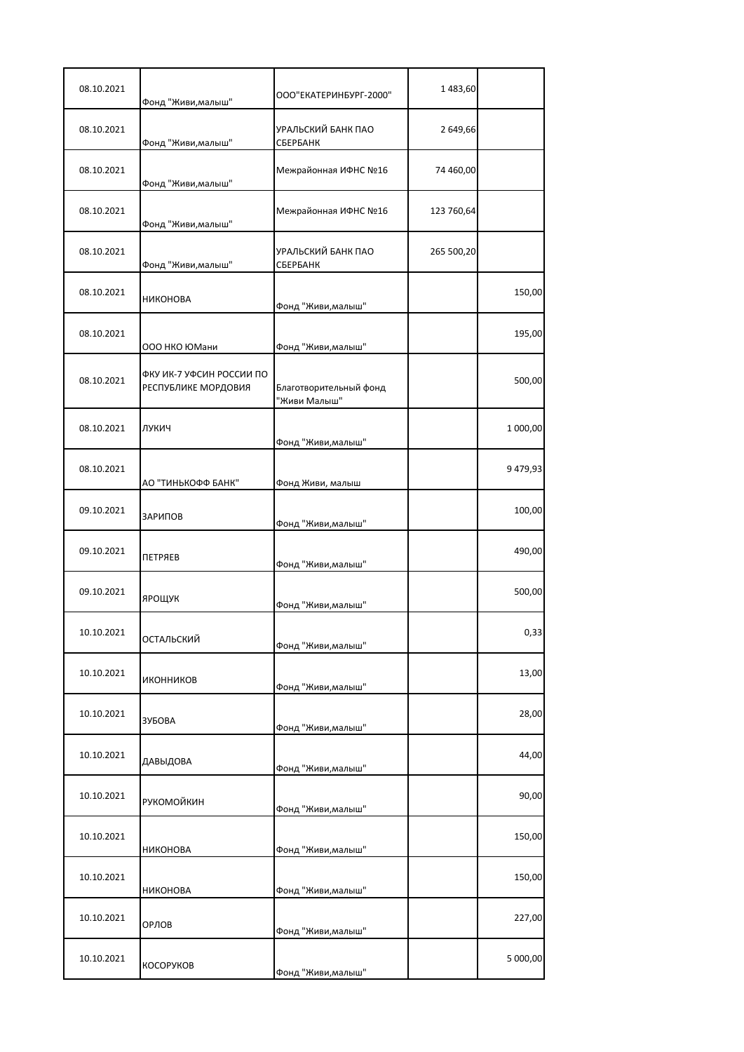| | | | | |
|---|---|---|---|---|
| 08.10.2021 | Фонд "Живи,малыш" | ООО"ЕКАТЕРИНБУРГ-2000" | 1 483,60 | |
| 08.10.2021 | Фонд "Живи,малыш" | УРАЛЬСКИЙ БАНК ПАО СБЕРБАНК | 2 649,66 | |
| 08.10.2021 | Фонд "Живи,малыш" | Межрайонная ИФНС №16 | 74 460,00 | |
| 08.10.2021 | Фонд "Живи,малыш" | Межрайонная ИФНС №16 | 123 760,64 | |
| 08.10.2021 | Фонд "Живи,малыш" | УРАЛЬСКИЙ БАНК ПАО СБЕРБАНК | 265 500,20 | |
| 08.10.2021 | НИКОНОВА | Фонд "Живи,малыш" | | 150,00 |
| 08.10.2021 | ООО НКО ЮМани | Фонд "Живи,малыш" | | 195,00 |
| 08.10.2021 | ФКУ ИК-7 УФСИН РОССИИ ПО РЕСПУБЛИКЕ МОРДОВИЯ | Благотворительный фонд "Живи Малыш" | | 500,00 |
| 08.10.2021 | ЛУКИЧ | Фонд "Живи,малыш" | | 1 000,00 |
| 08.10.2021 | АО "ТИНЬКОФФ БАНК" | Фонд Живи, малыш | | 9 479,93 |
| 09.10.2021 | ЗАРИПОВ | Фонд "Живи,малыш" | | 100,00 |
| 09.10.2021 | ПЕТРЯЕВ | Фонд "Живи,малыш" | | 490,00 |
| 09.10.2021 | ЯРОЩУК | Фонд "Живи,малыш" | | 500,00 |
| 10.10.2021 | ОСТАЛЬСКИЙ | Фонд "Живи,малыш" | | 0,33 |
| 10.10.2021 | ИКОННИКОВ | Фонд "Живи,малыш" | | 13,00 |
| 10.10.2021 | ЗУБОВА | Фонд "Живи,малыш" | | 28,00 |
| 10.10.2021 | ДАВЫДОВА | Фонд "Живи,малыш" | | 44,00 |
| 10.10.2021 | РУКОМОЙКИН | Фонд "Живи,малыш" | | 90,00 |
| 10.10.2021 | НИКОНОВА | Фонд "Живи,малыш" | | 150,00 |
| 10.10.2021 | НИКОНОВА | Фонд "Живи,малыш" | | 150,00 |
| 10.10.2021 | ОРЛОВ | Фонд "Живи,малыш" | | 227,00 |
| 10.10.2021 | КОСОРУКОВ | Фонд "Живи,малыш" | | 5 000,00 |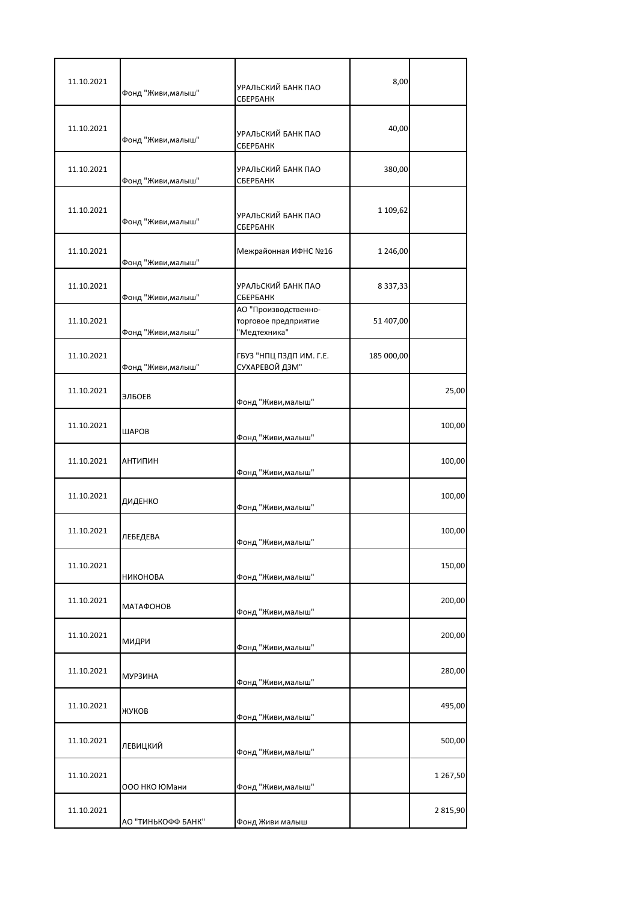| | | | | |
|---|---|---|---|---|
| 11.10.2021 | Фонд "Живи,малыш" | УРАЛЬСКИЙ БАНК ПАО СБЕРБАНК | 8,00 | |
| 11.10.2021 | Фонд "Живи,малыш" | УРАЛЬСКИЙ БАНК ПАО СБЕРБАНК | 40,00 | |
| 11.10.2021 | Фонд "Живи,малыш" | УРАЛЬСКИЙ БАНК ПАО СБЕРБАНК | 380,00 | |
| 11.10.2021 | Фонд "Живи,малыш" | УРАЛЬСКИЙ БАНК ПАО СБЕРБАНК | 1 109,62 | |
| 11.10.2021 | Фонд "Живи,малыш" | Межрайонная ИФНС №16 | 1 246,00 | |
| 11.10.2021 | Фонд "Живи,малыш" | УРАЛЬСКИЙ БАНК ПАО СБЕРБАНК | 8 337,33 | |
| 11.10.2021 | Фонд "Живи,малыш" | АО "Производственно-торговое предприятие "Медтехника" | 51 407,00 | |
| 11.10.2021 | Фонд "Живи,малыш" | ГБУЗ "НПЦ ПЗДП ИМ. Г.Е. СУХАРЕВОЙ ДЗМ" | 185 000,00 | |
| 11.10.2021 | ЭЛБОЕВ | Фонд "Живи,малыш" | | 25,00 |
| 11.10.2021 | ШАРОВ | Фонд "Живи,малыш" | | 100,00 |
| 11.10.2021 | АНТИПИН | Фонд "Живи,малыш" | | 100,00 |
| 11.10.2021 | ДИДЕНКО | Фонд "Живи,малыш" | | 100,00 |
| 11.10.2021 | ЛЕБЕДЕВА | Фонд "Живи,малыш" | | 100,00 |
| 11.10.2021 | НИКОНОВА | Фонд "Живи,малыш" | | 150,00 |
| 11.10.2021 | МАТАФОНОВ | Фонд "Живи,малыш" | | 200,00 |
| 11.10.2021 | МИДРИ | Фонд "Живи,малыш" | | 200,00 |
| 11.10.2021 | МУРЗИНА | Фонд "Живи,малыш" | | 280,00 |
| 11.10.2021 | ЖУКОВ | Фонд "Живи,малыш" | | 495,00 |
| 11.10.2021 | ЛЕВИЦКИЙ | Фонд "Живи,малыш" | | 500,00 |
| 11.10.2021 | ООО НКО ЮМани | Фонд "Живи,малыш" | | 1 267,50 |
| 11.10.2021 | АО "ТИНЬКОФФ БАНК" | Фонд Живи малыш | | 2 815,90 |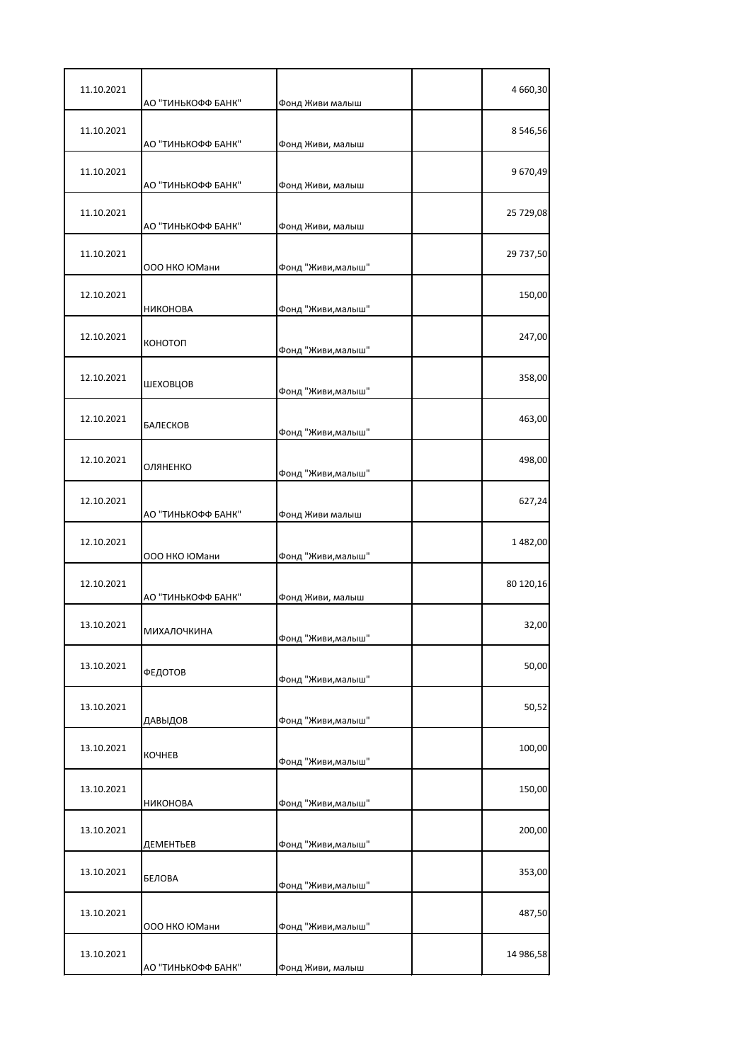| | | | | |
|---|---|---|---|---|
| 11.10.2021 | АО "ТИНЬКОФФ БАНК" | Фонд Живи малыш | | 4 660,30 |
| 11.10.2021 | АО "ТИНЬКОФФ БАНК" | Фонд Живи, малыш | | 8 546,56 |
| 11.10.2021 | АО "ТИНЬКОФФ БАНК" | Фонд Живи, малыш | | 9 670,49 |
| 11.10.2021 | АО "ТИНЬКОФФ БАНК" | Фонд Живи, малыш | | 25 729,08 |
| 11.10.2021 | ООО НКО ЮМани | Фонд "Живи,малыш" | | 29 737,50 |
| 12.10.2021 | НИКОНОВА | Фонд "Живи,малыш" | | 150,00 |
| 12.10.2021 | КОНОТОП | Фонд "Живи,малыш" | | 247,00 |
| 12.10.2021 | ШЕХОВЦОВ | Фонд "Живи,малыш" | | 358,00 |
| 12.10.2021 | БАЛЕСКОВ | Фонд "Живи,малыш" | | 463,00 |
| 12.10.2021 | ОЛЯНЕНКО | Фонд "Живи,малыш" | | 498,00 |
| 12.10.2021 | АО "ТИНЬКОФФ БАНК" | Фонд Живи малыш | | 627,24 |
| 12.10.2021 | ООО НКО ЮМани | Фонд "Живи,малыш" | | 1 482,00 |
| 12.10.2021 | АО "ТИНЬКОФФ БАНК" | Фонд Живи, малыш | | 80 120,16 |
| 13.10.2021 | МИХАЛОЧКИНА | Фонд "Живи,малыш" | | 32,00 |
| 13.10.2021 | ФЕДОТОВ | Фонд "Живи,малыш" | | 50,00 |
| 13.10.2021 | ДАВЫДОВ | Фонд "Живи,малыш" | | 50,52 |
| 13.10.2021 | КОЧНЕВ | Фонд "Живи,малыш" | | 100,00 |
| 13.10.2021 | НИКОНОВА | Фонд "Живи,малыш" | | 150,00 |
| 13.10.2021 | ДЕМЕНТЬЕВ | Фонд "Живи,малыш" | | 200,00 |
| 13.10.2021 | БЕЛОВА | Фонд "Живи,малыш" | | 353,00 |
| 13.10.2021 | ООО НКО ЮМани | Фонд "Живи,малыш" | | 487,50 |
| 13.10.2021 | АО "ТИНЬКОФФ БАНК" | Фонд Живи, малыш | | 14 986,58 |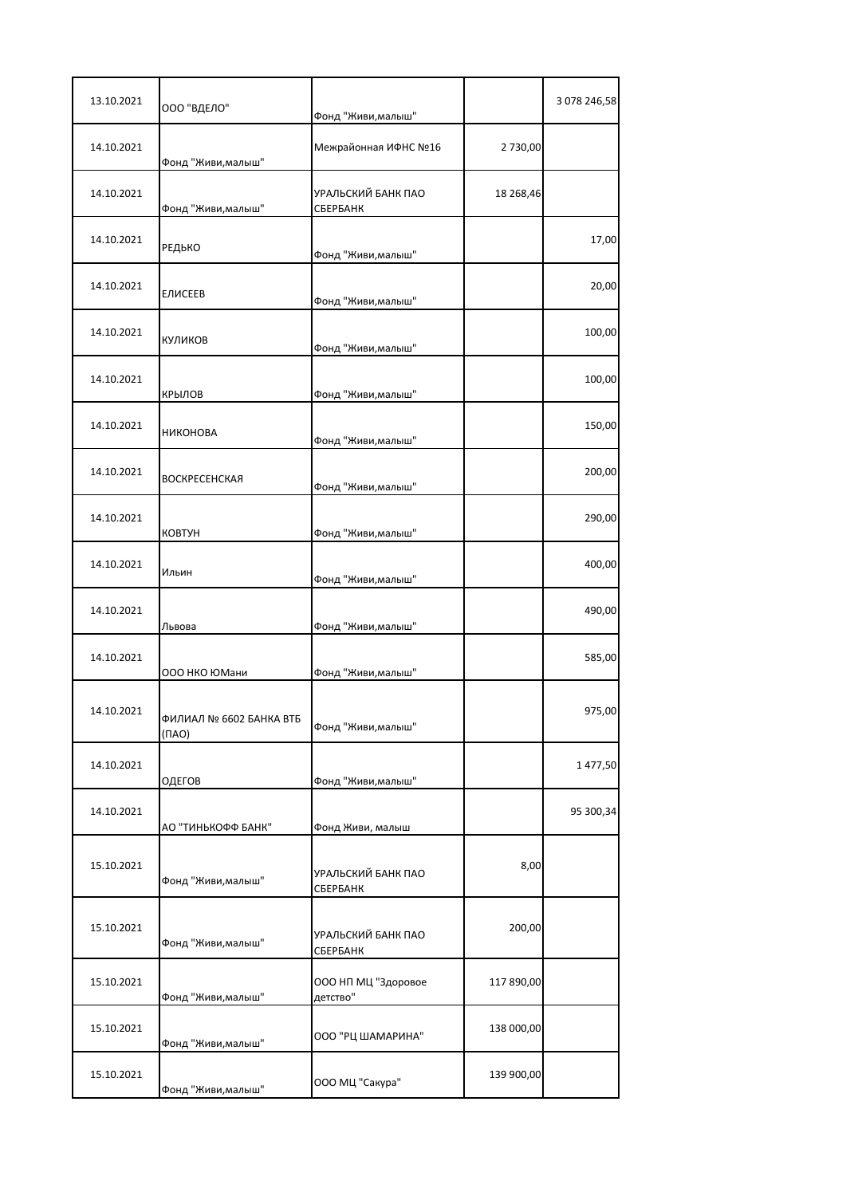| | | | | |
|---|---|---|---|---|
| 13.10.2021 | ООО "ВДЕЛО" | Фонд "Живи,малыш" | | 3 078 246,58 |
| 14.10.2021 | Фонд "Живи,малыш" | Межрайонная ИФНС №16 | 2 730,00 | |
| 14.10.2021 | Фонд "Живи,малыш" | УРАЛЬСКИЙ БАНК ПАО СБЕРБАНК | 18 268,46 | |
| 14.10.2021 | РЕДЬКО | Фонд "Живи,малыш" | | 17,00 |
| 14.10.2021 | ЕЛИСЕЕВ | Фонд "Живи,малыш" | | 20,00 |
| 14.10.2021 | КУЛИКОВ | Фонд "Живи,малыш" | | 100,00 |
| 14.10.2021 | КРЫЛОВ | Фонд "Живи,малыш" | | 100,00 |
| 14.10.2021 | НИКОНОВА | Фонд "Живи,малыш" | | 150,00 |
| 14.10.2021 | ВОСКРЕСЕНСКАЯ | Фонд "Живи,малыш" | | 200,00 |
| 14.10.2021 | КОВТУН | Фонд "Живи,малыш" | | 290,00 |
| 14.10.2021 | Ильин | Фонд "Живи,малыш" | | 400,00 |
| 14.10.2021 | Львова | Фонд "Живи,малыш" | | 490,00 |
| 14.10.2021 | ООО НКО ЮМани | Фонд "Живи,малыш" | | 585,00 |
| 14.10.2021 | ФИЛИАЛ № 6602 БАНКА ВТБ (ПАО) | Фонд "Живи,малыш" | | 975,00 |
| 14.10.2021 | ОДЕГОВ | Фонд "Живи,малыш" | | 1 477,50 |
| 14.10.2021 | АО "ТИНЬКОФФ БАНК" | Фонд Живи, малыш | | 95 300,34 |
| 15.10.2021 | Фонд "Живи,малыш" | УРАЛЬСКИЙ БАНК ПАО СБЕРБАНК | 8,00 | |
| 15.10.2021 | Фонд "Живи,малыш" | УРАЛЬСКИЙ БАНК ПАО СБЕРБАНК | 200,00 | |
| 15.10.2021 | Фонд "Живи,малыш" | ООО НП МЦ "Здоровое детство" | 117 890,00 | |
| 15.10.2021 | Фонд "Живи,малыш" | ООО "РЦ ШАМАРИНА" | 138 000,00 | |
| 15.10.2021 | Фонд "Живи,малыш" | ООО МЦ "Сакура" | 139 900,00 | |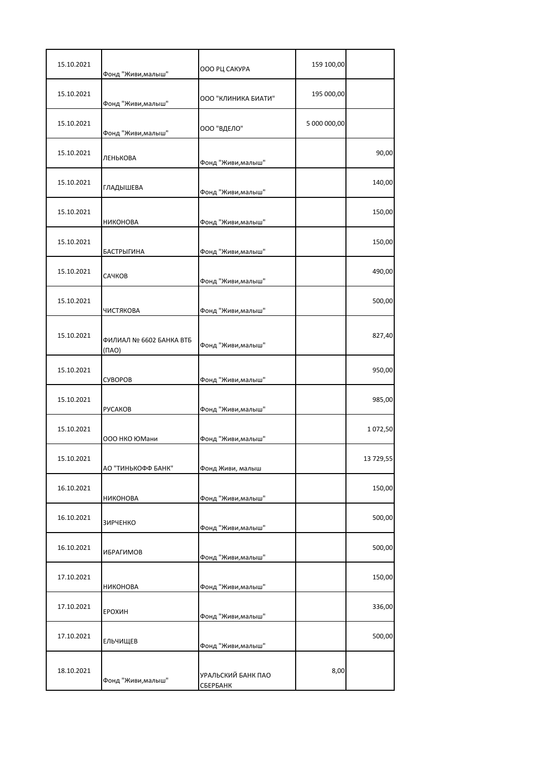| | | | | |
|---|---|---|---|---|
| 15.10.2021 | Фонд "Живи,малыш" | ООО РЦ САКУРА | 159 100,00 | |
| 15.10.2021 | Фонд "Живи,малыш" | ООО "КЛИНИКА БИАТИ" | 195 000,00 | |
| 15.10.2021 | Фонд "Живи,малыш" | ООО "ВДЕЛО" | 5 000 000,00 | |
| 15.10.2021 | ЛЕНЬКОВА | Фонд "Живи,малыш" | | 90,00 |
| 15.10.2021 | ГЛАДЫШЕВА | Фонд "Живи,малыш" | | 140,00 |
| 15.10.2021 | НИКОНОВА | Фонд "Живи,малыш" | | 150,00 |
| 15.10.2021 | БАСТРЫГИНА | Фонд "Живи,малыш" | | 150,00 |
| 15.10.2021 | САЧКОВ | Фонд "Живи,малыш" | | 490,00 |
| 15.10.2021 | ЧИСТЯКОВА | Фонд "Живи,малыш" | | 500,00 |
| 15.10.2021 | ФИЛИАЛ № 6602 БАНКА ВТБ (ПАО) | Фонд "Живи,малыш" | | 827,40 |
| 15.10.2021 | СУВОРОВ | Фонд "Живи,малыш" | | 950,00 |
| 15.10.2021 | РУСАКОВ | Фонд "Живи,малыш" | | 985,00 |
| 15.10.2021 | ООО НКО ЮМани | Фонд "Живи,малыш" | | 1 072,50 |
| 15.10.2021 | АО "ТИНЬКОФФ БАНК" | Фонд Живи, малыш | | 13 729,55 |
| 16.10.2021 | НИКОНОВА | Фонд "Живи,малыш" | | 150,00 |
| 16.10.2021 | ЗИРЧЕНКО | Фонд "Живи,малыш" | | 500,00 |
| 16.10.2021 | ИБРАГИМОВ | Фонд "Живи,малыш" | | 500,00 |
| 17.10.2021 | НИКОНОВА | Фонд "Живи,малыш" | | 150,00 |
| 17.10.2021 | ЕРОХИН | Фонд "Живи,малыш" | | 336,00 |
| 17.10.2021 | ЕЛЬЧИЩЕВ | Фонд "Живи,малыш" | | 500,00 |
| 18.10.2021 | Фонд "Живи,малыш" | УРАЛЬСКИЙ БАНК ПАО СБЕРБАНК | 8,00 | |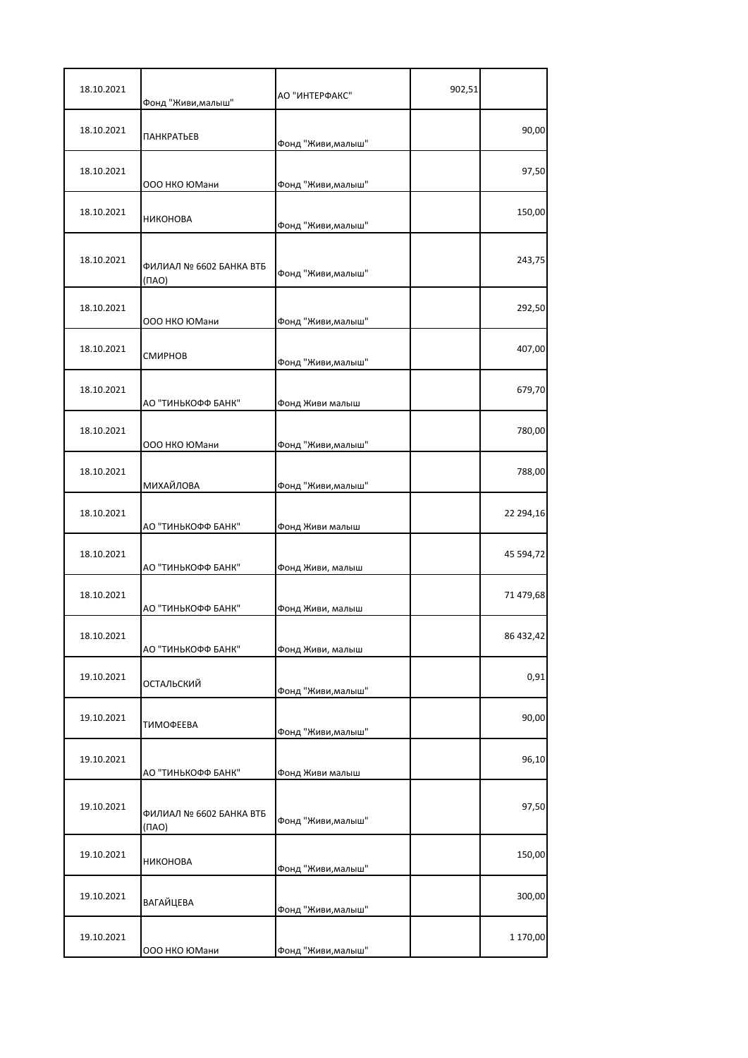| | | | | |
|---|---|---|---|---|
| 18.10.2021 | Фонд "Живи,малыш" | АО "ИНТЕРФАКС" | 902,51 | |
| 18.10.2021 | ПАНКРАТЬЕВ | Фонд "Живи,малыш" | | 90,00 |
| 18.10.2021 | ООО НКО ЮМани | Фонд "Живи,малыш" | | 97,50 |
| 18.10.2021 | НИКОНОВА | Фонд "Живи,малыш" | | 150,00 |
| 18.10.2021 | ФИЛИАЛ № 6602 БАНКА ВТБ (ПАО) | Фонд "Живи,малыш" | | 243,75 |
| 18.10.2021 | ООО НКО ЮМани | Фонд "Живи,малыш" | | 292,50 |
| 18.10.2021 | СМИРНОВ | Фонд "Живи,малыш" | | 407,00 |
| 18.10.2021 | АО "ТИНЬКОФФ БАНК" | Фонд Живи малыш | | 679,70 |
| 18.10.2021 | ООО НКО ЮМани | Фонд "Живи,малыш" | | 780,00 |
| 18.10.2021 | МИХАЙЛОВА | Фонд "Живи,малыш" | | 788,00 |
| 18.10.2021 | АО "ТИНЬКОФФ БАНК" | Фонд Живи малыш | | 22 294,16 |
| 18.10.2021 | АО "ТИНЬКОФФ БАНК" | Фонд Живи, малыш | | 45 594,72 |
| 18.10.2021 | АО "ТИНЬКОФФ БАНК" | Фонд Живи, малыш | | 71 479,68 |
| 18.10.2021 | АО "ТИНЬКОФФ БАНК" | Фонд Живи, малыш | | 86 432,42 |
| 19.10.2021 | ОСТАЛЬСКИЙ | Фонд "Живи,малыш" | | 0,91 |
| 19.10.2021 | ТИМОФЕЕВА | Фонд "Живи,малыш" | | 90,00 |
| 19.10.2021 | АО "ТИНЬКОФФ БАНК" | Фонд Живи малыш | | 96,10 |
| 19.10.2021 | ФИЛИАЛ № 6602 БАНКА ВТБ (ПАО) | Фонд "Живи,малыш" | | 97,50 |
| 19.10.2021 | НИКОНОВА | Фонд "Живи,малыш" | | 150,00 |
| 19.10.2021 | ВАГАЙЦЕВА | Фонд "Живи,малыш" | | 300,00 |
| 19.10.2021 | ООО НКО ЮМани | Фонд "Живи,малыш" | | 1 170,00 |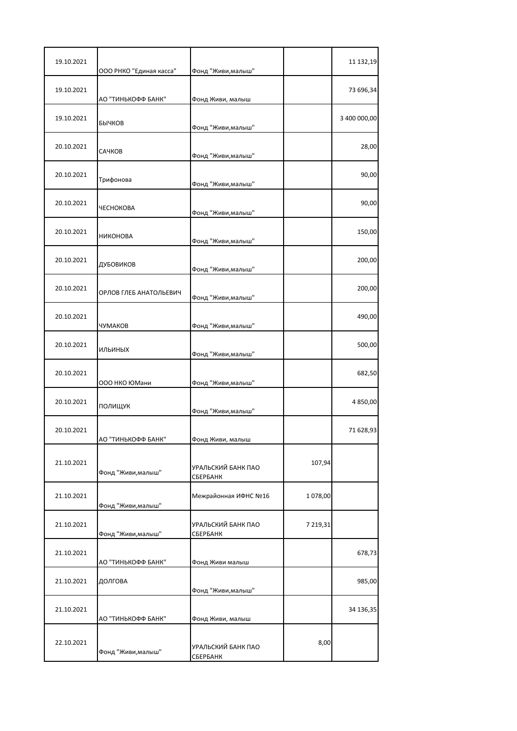| | | | | |
|---|---|---|---|---|
| 19.10.2021 | ООО РНКО "Единая касса" | Фонд "Живи,малыш" | | 11 132,19 |
| 19.10.2021 | АО "ТИНЬКОФФ БАНК" | Фонд Живи, малыш | | 73 696,34 |
| 19.10.2021 | БЫЧКОВ | Фонд "Живи,малыш" | | 3 400 000,00 |
| 20.10.2021 | САЧКОВ | Фонд "Живи,малыш" | | 28,00 |
| 20.10.2021 | Трифонова | Фонд "Живи,малыш" | | 90,00 |
| 20.10.2021 | ЧЕСНОКОВА | Фонд "Живи,малыш" | | 90,00 |
| 20.10.2021 | НИКОНОВА | Фонд "Живи,малыш" | | 150,00 |
| 20.10.2021 | ДУБОВИКОВ | Фонд "Живи,малыш" | | 200,00 |
| 20.10.2021 | ОРЛОВ ГЛЕБ АНАТОЛЬЕВИЧ | Фонд "Живи,малыш" | | 200,00 |
| 20.10.2021 | ЧУМАКОВ | Фонд "Живи,малыш" | | 490,00 |
| 20.10.2021 | ИЛЬИНЫХ | Фонд "Живи,малыш" | | 500,00 |
| 20.10.2021 | ООО НКО ЮМани | Фонд "Живи,малыш" | | 682,50 |
| 20.10.2021 | ПОЛИЩУК | Фонд "Живи,малыш" | | 4 850,00 |
| 20.10.2021 | АО "ТИНЬКОФФ БАНК" | Фонд Живи, малыш | | 71 628,93 |
| 21.10.2021 | Фонд "Живи,малыш" | УРАЛЬСКИЙ БАНК ПАО СБЕРБАНК | 107,94 | |
| 21.10.2021 | Фонд "Живи,малыш" | Межрайонная ИФНС №16 | 1 078,00 | |
| 21.10.2021 | Фонд "Живи,малыш" | УРАЛЬСКИЙ БАНК ПАО СБЕРБАНК | 7 219,31 | |
| 21.10.2021 | АО "ТИНЬКОФФ БАНК" | Фонд Живи малыш | | 678,73 |
| 21.10.2021 | ДОЛГОВА | Фонд "Живи,малыш" | | 985,00 |
| 21.10.2021 | АО "ТИНЬКОФФ БАНК" | Фонд Живи, малыш | | 34 136,35 |
| 22.10.2021 | Фонд "Живи,малыш" | УРАЛЬСКИЙ БАНК ПАО СБЕРБАНК | 8,00 | |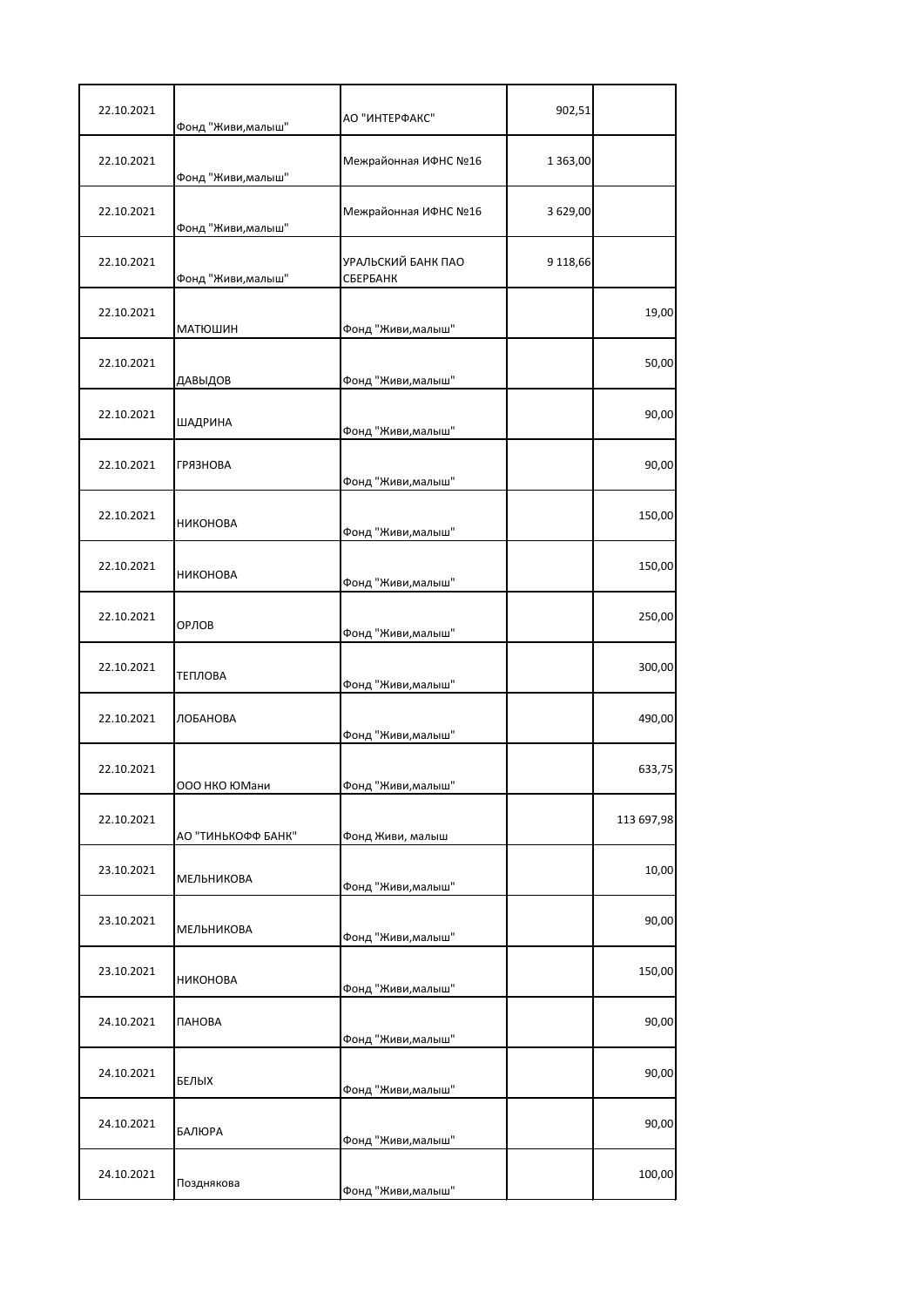| | | | | |
|---|---|---|---|---|
| 22.10.2021 | Фонд "Живи,малыш" | АО "ИНТЕРФАКС" | 902,51 | |
| 22.10.2021 | Фонд "Живи,малыш" | Межрайонная ИФНС №16 | 1 363,00 | |
| 22.10.2021 | Фонд "Живи,малыш" | Межрайонная ИФНС №16 | 3 629,00 | |
| 22.10.2021 | Фонд "Живи,малыш" | УРАЛЬСКИЙ БАНК ПАО СБЕРБАНК | 9 118,66 | |
| 22.10.2021 | МАТЮШИН | Фонд "Живи,малыш" | | 19,00 |
| 22.10.2021 | ДАВЫДОВ | Фонд "Живи,малыш" | | 50,00 |
| 22.10.2021 | ШАДРИНА | Фонд "Живи,малыш" | | 90,00 |
| 22.10.2021 | ГРЯЗНОВА | Фонд "Живи,малыш" | | 90,00 |
| 22.10.2021 | НИКОНОВА | Фонд "Живи,малыш" | | 150,00 |
| 22.10.2021 | НИКОНОВА | Фонд "Живи,малыш" | | 150,00 |
| 22.10.2021 | ОРЛОВ | Фонд "Живи,малыш" | | 250,00 |
| 22.10.2021 | ТЕПЛОВА | Фонд "Живи,малыш" | | 300,00 |
| 22.10.2021 | ЛОБАНОВА | Фонд "Живи,малыш" | | 490,00 |
| 22.10.2021 | ООО НКО ЮМани | Фонд "Живи,малыш" | | 633,75 |
| 22.10.2021 | АО "ТИНЬКОФФ БАНК" | Фонд Живи, малыш | | 113 697,98 |
| 23.10.2021 | МЕЛЬНИКОВА | Фонд "Живи,малыш" | | 10,00 |
| 23.10.2021 | МЕЛЬНИКОВА | Фонд "Живи,малыш" | | 90,00 |
| 23.10.2021 | НИКОНОВА | Фонд "Живи,малыш" | | 150,00 |
| 24.10.2021 | ПАНОВА | Фонд "Живи,малыш" | | 90,00 |
| 24.10.2021 | БЕЛЫХ | Фонд "Живи,малыш" | | 90,00 |
| 24.10.2021 | БАЛЮРА | Фонд "Живи,малыш" | | 90,00 |
| 24.10.2021 | Позднякова | Фонд "Живи,малыш" | | 100,00 |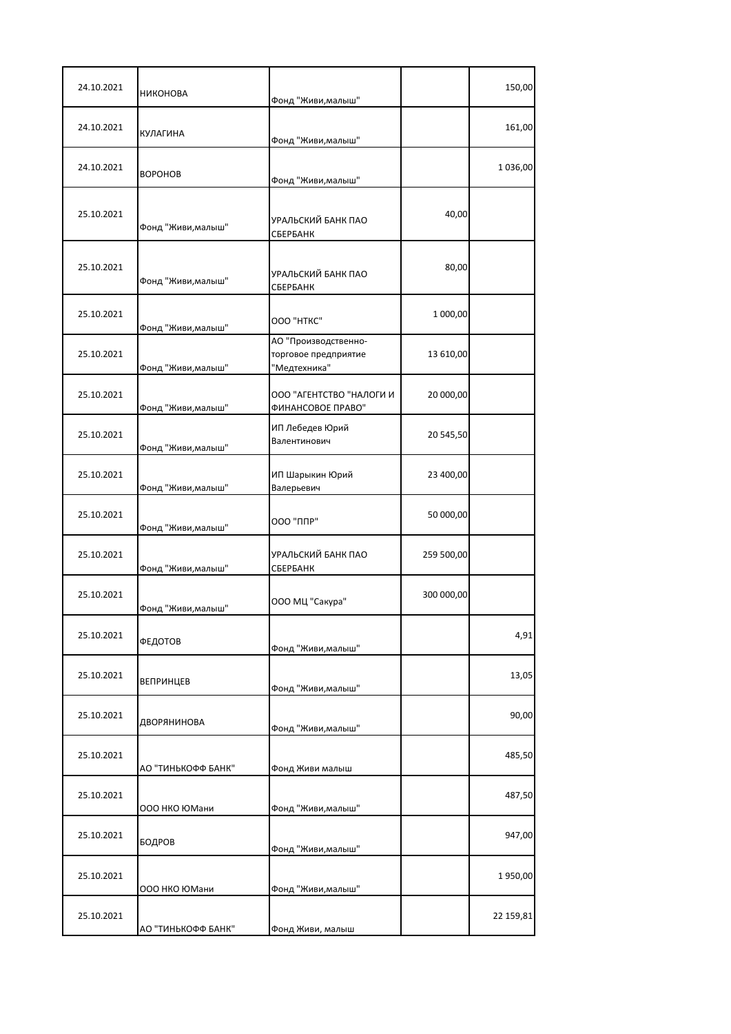| | | | | |
|---|---|---|---|---|
| 24.10.2021 | НИКОНОВА | Фонд "Живи,малыш" | | 150,00 |
| 24.10.2021 | КУЛАГИНА | Фонд "Живи,малыш" | | 161,00 |
| 24.10.2021 | ВОРОНОВ | Фонд "Живи,малыш" | | 1 036,00 |
| 25.10.2021 | Фонд "Живи,малыш" | УРАЛЬСКИЙ БАНК ПАО СБЕРБАНК | 40,00 | |
| 25.10.2021 | Фонд "Живи,малыш" | УРАЛЬСКИЙ БАНК ПАО СБЕРБАНК | 80,00 | |
| 25.10.2021 | Фонд "Живи,малыш" | ООО "НТКС" | 1 000,00 | |
| 25.10.2021 | Фонд "Живи,малыш" | АО "Производственно-торговое предприятие "Медтехника" | 13 610,00 | |
| 25.10.2021 | Фонд "Живи,малыш" | ООО "АГЕНТСТВО "НАЛОГИ И ФИНАНСОВОЕ ПРАВО" | 20 000,00 | |
| 25.10.2021 | Фонд "Живи,малыш" | ИП Лебедев Юрий Валентинович | 20 545,50 | |
| 25.10.2021 | Фонд "Живи,малыш" | ИП Шарыкин Юрий Валерьевич | 23 400,00 | |
| 25.10.2021 | Фонд "Живи,малыш" | ООО "ППР" | 50 000,00 | |
| 25.10.2021 | Фонд "Живи,малыш" | УРАЛЬСКИЙ БАНК ПАО СБЕРБАНК | 259 500,00 | |
| 25.10.2021 | Фонд "Живи,малыш" | ООО МЦ "Сакура" | 300 000,00 | |
| 25.10.2021 | ФЕДОТОВ | Фонд "Живи,малыш" | | 4,91 |
| 25.10.2021 | ВЕПРИНЦЕВ | Фонд "Живи,малыш" | | 13,05 |
| 25.10.2021 | ДВОРЯНИНОВА | Фонд "Живи,малыш" | | 90,00 |
| 25.10.2021 | АО "ТИНЬКОФФ БАНК" | Фонд Живи малыш | | 485,50 |
| 25.10.2021 | ООО НКО ЮМани | Фонд "Живи,малыш" | | 487,50 |
| 25.10.2021 | БОДРОВ | Фонд "Живи,малыш" | | 947,00 |
| 25.10.2021 | ООО НКО ЮМани | Фонд "Живи,малыш" | | 1 950,00 |
| 25.10.2021 | АО "ТИНЬКОФФ БАНК" | Фонд Живи, малыш | | 22 159,81 |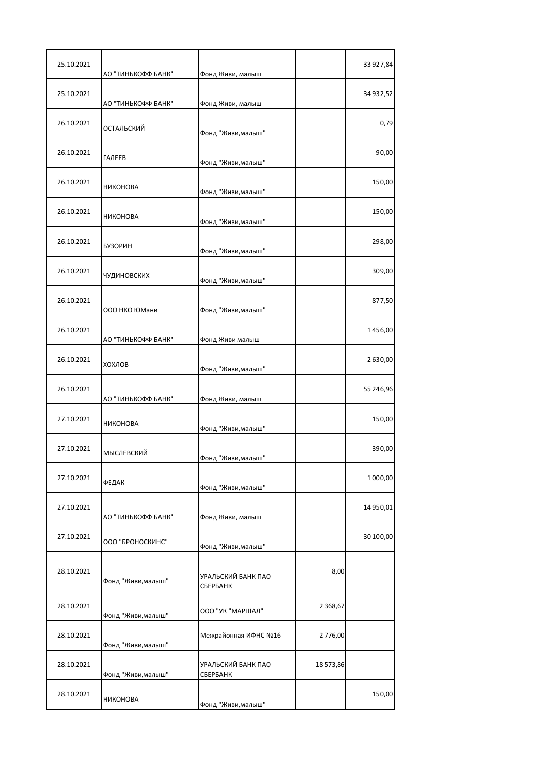|  |  |  |  |  |
|---|---|---|---|---|
| 25.10.2021 | АО "ТИНЬКОФФ БАНК" | Фонд Живи, малыш |  | 33 927,84 |
| 25.10.2021 | АО "ТИНЬКОФФ БАНК" | Фонд Живи, малыш |  | 34 932,52 |
| 26.10.2021 | ОСТАЛЬСКИЙ | Фонд "Живи,малыш" |  | 0,79 |
| 26.10.2021 | ГАЛЕЕВ | Фонд "Живи,малыш" |  | 90,00 |
| 26.10.2021 | НИКОНОВА | Фонд "Живи,малыш" |  | 150,00 |
| 26.10.2021 | НИКОНОВА | Фонд "Живи,малыш" |  | 150,00 |
| 26.10.2021 | БУЗОРИН | Фонд "Живи,малыш" |  | 298,00 |
| 26.10.2021 | ЧУДИНОВСКИХ | Фонд "Живи,малыш" |  | 309,00 |
| 26.10.2021 | ООО НКО ЮМани | Фонд "Живи,малыш" |  | 877,50 |
| 26.10.2021 | АО "ТИНЬКОФФ БАНК" | Фонд Живи малыш |  | 1 456,00 |
| 26.10.2021 | ХОХЛОВ | Фонд "Живи,малыш" |  | 2 630,00 |
| 26.10.2021 | АО "ТИНЬКОФФ БАНК" | Фонд Живи, малыш |  | 55 246,96 |
| 27.10.2021 | НИКОНОВА | Фонд "Живи,малыш" |  | 150,00 |
| 27.10.2021 | МЫСЛЕВСКИЙ | Фонд "Живи,малыш" |  | 390,00 |
| 27.10.2021 | ФЕДАК | Фонд "Живи,малыш" |  | 1 000,00 |
| 27.10.2021 | АО "ТИНЬКОФФ БАНК" | Фонд Живи, малыш |  | 14 950,01 |
| 27.10.2021 | ООО "БРОНОСКИНС" | Фонд "Живи,малыш" |  | 30 100,00 |
| 28.10.2021 | Фонд "Живи,малыш" | УРАЛЬСКИЙ БАНК ПАО СБЕРБАНК | 8,00 |  |
| 28.10.2021 | Фонд "Живи,малыш" | ООО "УК "МАРШАЛ" | 2 368,67 |  |
| 28.10.2021 | Фонд "Живи,малыш" | Межрайонная ИФНС №16 | 2 776,00 |  |
| 28.10.2021 | Фонд "Живи,малыш" | УРАЛЬСКИЙ БАНК ПАО СБЕРБАНК | 18 573,86 |  |
| 28.10.2021 | НИКОНОВА | Фонд "Живи,малыш" |  | 150,00 |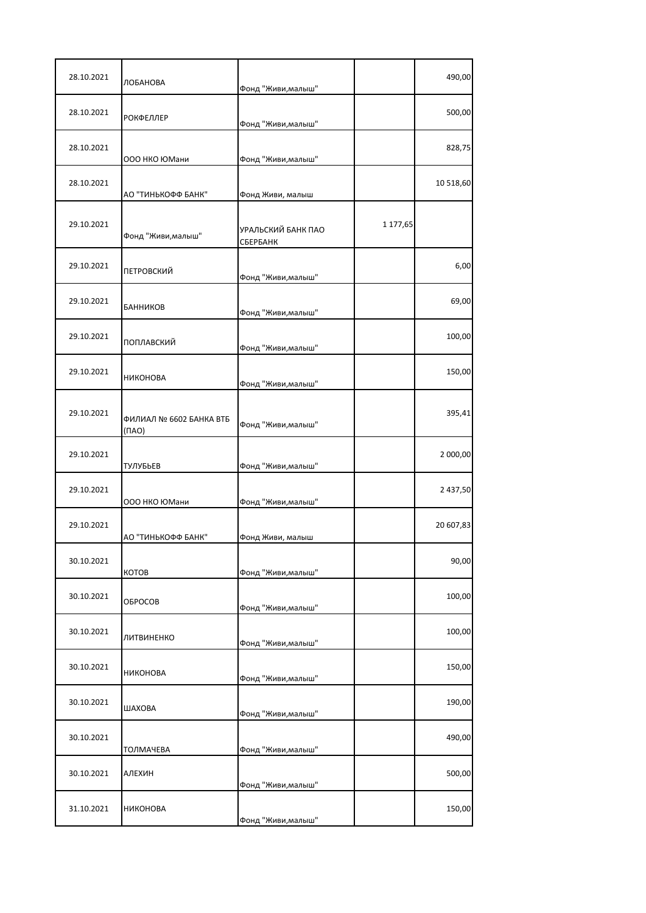| | | | | |
|---|---|---|---|---|
| 28.10.2021 | ЛОБАНОВА | Фонд "Живи,малыш" | | 490,00 |
| 28.10.2021 | РОКФЕЛЛЕР | Фонд "Живи,малыш" | | 500,00 |
| 28.10.2021 | ООО НКО ЮМани | Фонд "Живи,малыш" | | 828,75 |
| 28.10.2021 | АО "ТИНЬКОФФ БАНК" | Фонд Живи, малыш | | 10 518,60 |
| 29.10.2021 | Фонд "Живи,малыш" | УРАЛЬСКИЙ БАНК ПАО СБЕРБАНК | 1 177,65 | |
| 29.10.2021 | ПЕТРОВСКИЙ | Фонд "Живи,малыш" | | 6,00 |
| 29.10.2021 | БАННИКОВ | Фонд "Живи,малыш" | | 69,00 |
| 29.10.2021 | ПОПЛАВСКИЙ | Фонд "Живи,малыш" | | 100,00 |
| 29.10.2021 | НИКОНОВА | Фонд "Живи,малыш" | | 150,00 |
| 29.10.2021 | ФИЛИАЛ № 6602 БАНКА ВТБ (ПАО) | Фонд "Живи,малыш" | | 395,41 |
| 29.10.2021 | ТУЛУБЬЕВ | Фонд "Живи,малыш" | | 2 000,00 |
| 29.10.2021 | ООО НКО ЮМани | Фонд "Живи,малыш" | | 2 437,50 |
| 29.10.2021 | АО "ТИНЬКОФФ БАНК" | Фонд Живи, малыш | | 20 607,83 |
| 30.10.2021 | КОТОВ | Фонд "Живи,малыш" | | 90,00 |
| 30.10.2021 | ОБРОСОВ | Фонд "Живи,малыш" | | 100,00 |
| 30.10.2021 | ЛИТВИНЕНКО | Фонд "Живи,малыш" | | 100,00 |
| 30.10.2021 | НИКОНОВА | Фонд "Живи,малыш" | | 150,00 |
| 30.10.2021 | ШАХОВА | Фонд "Живи,малыш" | | 190,00 |
| 30.10.2021 | ТОЛМАЧЕВА | Фонд "Живи,малыш" | | 490,00 |
| 30.10.2021 | АЛЕХИН | Фонд "Живи,малыш" | | 500,00 |
| 31.10.2021 | НИКОНОВА | Фонд "Живи,малыш" | | 150,00 |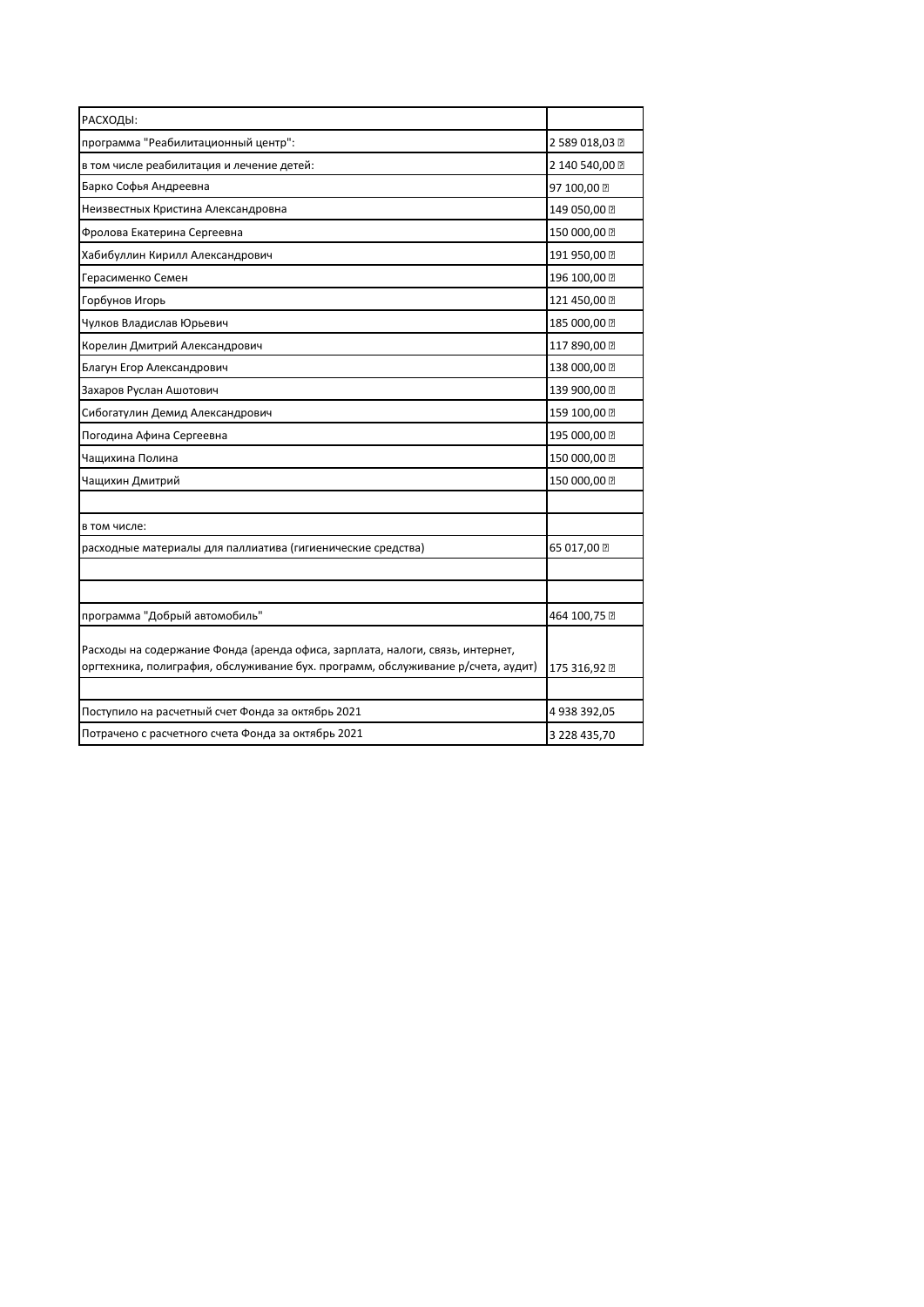| | |
|---|---|
| РАСХОДЫ: | |
| программа "Реабилитационный центр": | 2 589 018,03 ? |
| в том числе реабилитация и лечение детей: | 2 140 540,00 ? |
| Барко Софья Андреевна | 97 100,00 ? |
| Неизвестных Кристина Александровна | 149 050,00 ? |
| Фролова Екатерина Сергеевна | 150 000,00 ? |
| Хабибуллин Кирилл Александрович | 191 950,00 ? |
| Герасименко Семен | 196 100,00 ? |
| Горбунов Игорь | 121 450,00 ? |
| Чулков Владислав Юрьевич | 185 000,00 ? |
| Корелин Дмитрий Александрович | 117 890,00 ? |
| Благун Егор Александрович | 138 000,00 ? |
| Захаров Руслан Ашотович | 139 900,00 ? |
| Сибогатулин Демид Александрович | 159 100,00 ? |
| Погодина Афина Сергеевна | 195 000,00 ? |
| Чащихина Полина | 150 000,00 ? |
| Чащихин Дмитрий | 150 000,00 ? |
| | |
| в том числе: | |
| расходные материалы для паллиатива (гигиенические средства) | 65 017,00 ? |
| | |
| | |
| программа "Добрый автомобиль" | 464 100,75 ? |
| Расходы на содержание Фонда (аренда офиса, зарплата, налоги, связь, интернет, оргтехника, полиграфия, обслуживание бух. программ, обслуживание р/счета, аудит) | 175 316,92 ? |
| | |
| Поступило на расчетный счет Фонда за октябрь 2021 | 4 938 392,05 |
| Потрачено с расчетного счета Фонда за октябрь 2021 | 3 228 435,70 |